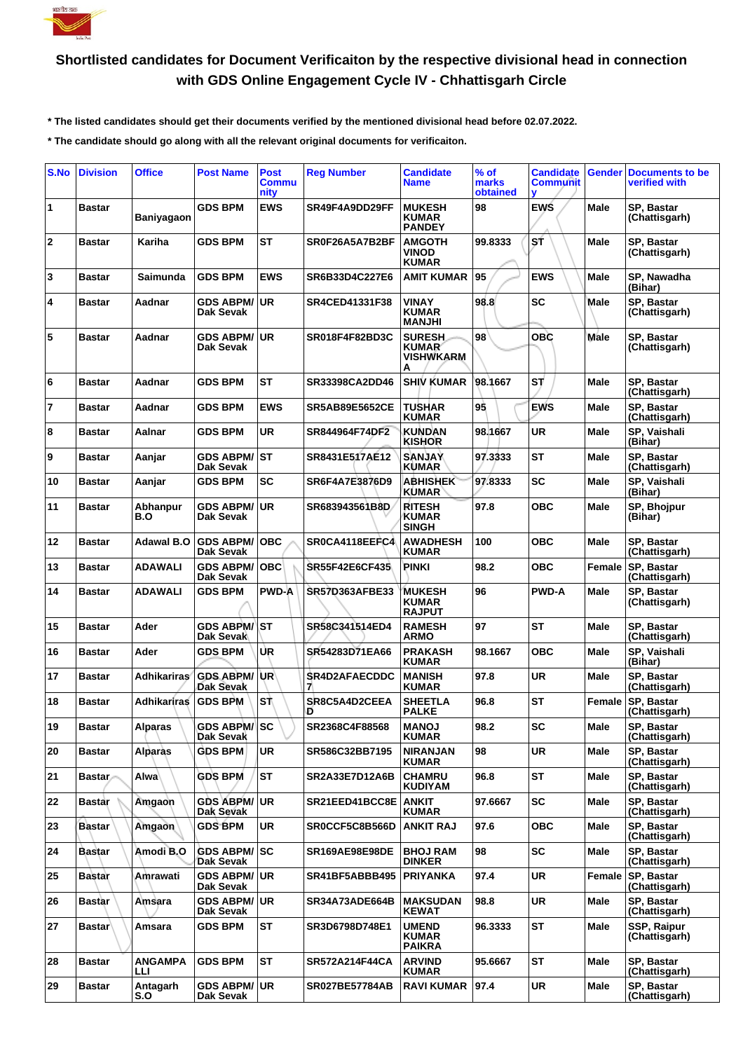# Shortlisted candidates for Document Verificaiton by the respective divisional head in connection with GDS Online Engagement Cycle IV - Chhattisgarh Circle

**\* The listed candidates should get their documents verified by the mentioned divisional head before 02.07.2022.**

**\* The candidate should go along with all the relevant original documents for verificaiton.**

| S.No | Division | Office | Post Name | Post Community | Reg Number | Candidate Name | % of marks obtained | Candidate Community | Gender | Documents to be verified with |
|---|---|---|---|---|---|---|---|---|---|---|
| 1 | Bastar | Baniyagaon | GDS BPM | EWS | SR49F4A9DD29FF | MUKESH KUMAR PANDEY | 98 | EWS | Male | SP, Bastar (Chattisgarh) |
| 2 | Bastar | Kariha | GDS BPM | ST | SR0F26A5A7B2BF | AMGOTH VINOD KUMAR | 99.8333 | ST | Male | SP, Bastar (Chattisgarh) |
| 3 | Bastar | Saimunda | GDS BPM | EWS | SR6B33D4C227E6 | AMIT KUMAR | 95 | EWS | Male | SP, Nawadha (Bihar) |
| 4 | Bastar | Aadnar | GDS ABPM/ Dak Sevak | UR | SR4CED41331F38 | VINAY KUMAR MANJHI | 98.8 | SC | Male | SP, Bastar (Chattisgarh) |
| 5 | Bastar | Aadnar | GDS ABPM/ Dak Sevak | UR | SR018F4F82BD3C | SURESH KUMAR VISHWKARMA | 98 | OBC | Male | SP, Bastar (Chattisgarh) |
| 6 | Bastar | Aadnar | GDS BPM | ST | SR33398CA2DD46 | SHIV KUMAR | 98.1667 | ST | Male | SP, Bastar (Chattisgarh) |
| 7 | Bastar | Aadnar | GDS BPM | EWS | SR5AB89E5652CE | TUSHAR KUMAR | 95 | EWS | Male | SP, Bastar (Chattisgarh) |
| 8 | Bastar | Aalnar | GDS BPM | UR | SR844964F74DF2 | KUNDAN KISHOR | 98.1667 | UR | Male | SP, Vaishali (Bihar) |
| 9 | Bastar | Aanjar | GDS ABPM/ Dak Sevak | ST | SR8431E517AE12 | SANJAY KUMAR | 97.3333 | ST | Male | SP, Bastar (Chattisgarh) |
| 10 | Bastar | Aanjar | GDS BPM | SC | SR6F4A7E3876D9 | ABHISHEK KUMAR | 97.8333 | SC | Male | SP, Vaishali (Bihar) |
| 11 | Bastar | Abhanpur B.O | GDS ABPM/ Dak Sevak | UR | SR683943561B8D | RITESH KUMAR SINGH | 97.8 | OBC | Male | SP, Bhojpur (Bihar) |
| 12 | Bastar | Adawal B.O | GDS ABPM/ Dak Sevak | OBC | SR0CA4118EEFC4 | AWADHESH KUMAR | 100 | OBC | Male | SP, Bastar (Chattisgarh) |
| 13 | Bastar | ADAWALI | GDS ABPM/ Dak Sevak | OBC | SR55F42E6CF435 | PINKI | 98.2 | OBC | Female | SP, Bastar (Chattisgarh) |
| 14 | Bastar | ADAWALI | GDS BPM | PWD-A | SR57D363AFBE33 | MUKESH KUMAR RAJPUT | 96 | PWD-A | Male | SP, Bastar (Chattisgarh) |
| 15 | Bastar | Ader | GDS ABPM/ Dak Sevak | ST | SR58C341514ED4 | RAMESH ARMO | 97 | ST | Male | SP, Bastar (Chattisgarh) |
| 16 | Bastar | Ader | GDS BPM | UR | SR54283D71EA66 | PRAKASH KUMAR | 98.1667 | OBC | Male | SP, Vaishali (Bihar) |
| 17 | Bastar | Adhikariras | GDS ABPM/ Dak Sevak | UR | SR4D2AFAECDDC7 | MANISH KUMAR | 97.8 | UR | Male | SP, Bastar (Chattisgarh) |
| 18 | Bastar | Adhikariras | GDS BPM | ST | SR8C5A4D2CEEAD | SHEETLA PALKE | 96.8 | ST | Female | SP, Bastar (Chattisgarh) |
| 19 | Bastar | Alparas | GDS ABPM/ Dak Sevak | SC | SR2368C4F88568 | MANOJ KUMAR | 98.2 | SC | Male | SP, Bastar (Chattisgarh) |
| 20 | Bastar | Alparas | GDS BPM | UR | SR586C32BB7195 | NIRANJAN KUMAR | 98 | UR | Male | SP, Bastar (Chattisgarh) |
| 21 | Bastar | Alwa | GDS BPM | ST | SR2A33E7D12A6B | CHAMRU KUDIYAM | 96.8 | ST | Male | SP, Bastar (Chattisgarh) |
| 22 | Bastar | Amgaon | GDS ABPM/ Dak Sevak | UR | SR21EED41BCC8E | ANKIT KUMAR | 97.6667 | SC | Male | SP, Bastar (Chattisgarh) |
| 23 | Bastar | Amgaon | GDS BPM | UR | SR0CCF5C8B566D | ANKIT RAJ | 97.6 | OBC | Male | SP, Bastar (Chattisgarh) |
| 24 | Bastar | Amodi B.O | GDS ABPM/ Dak Sevak | SC | SR169AE98E98DE | BHOJ RAM DINKER | 98 | SC | Male | SP, Bastar (Chattisgarh) |
| 25 | Bastar | Amrawati | GDS ABPM/ Dak Sevak | UR | SR41BF5ABBB495 | PRIYANKA | 97.4 | UR | Female | SP, Bastar (Chattisgarh) |
| 26 | Bastar | Amsara | GDS ABPM/ Dak Sevak | UR | SR34A73ADE664B | MAKSUDAN KEWAT | 98.8 | UR | Male | SP, Bastar (Chattisgarh) |
| 27 | Bastar | Amsara | GDS BPM | ST | SR3D6798D748E1 | UMEND KUMAR PAIKRA | 96.3333 | ST | Male | SSP, Raipur (Chattisgarh) |
| 28 | Bastar | ANGAMPALLI | GDS BPM | ST | SR572A214F44CA | ARVIND KUMAR | 95.6667 | ST | Male | SP, Bastar (Chattisgarh) |
| 29 | Bastar | Antagarh S.O | GDS ABPM/ Dak Sevak | UR | SR027BE57784AB | RAVI KUMAR | 97.4 | UR | Male | SP, Bastar (Chattisgarh) |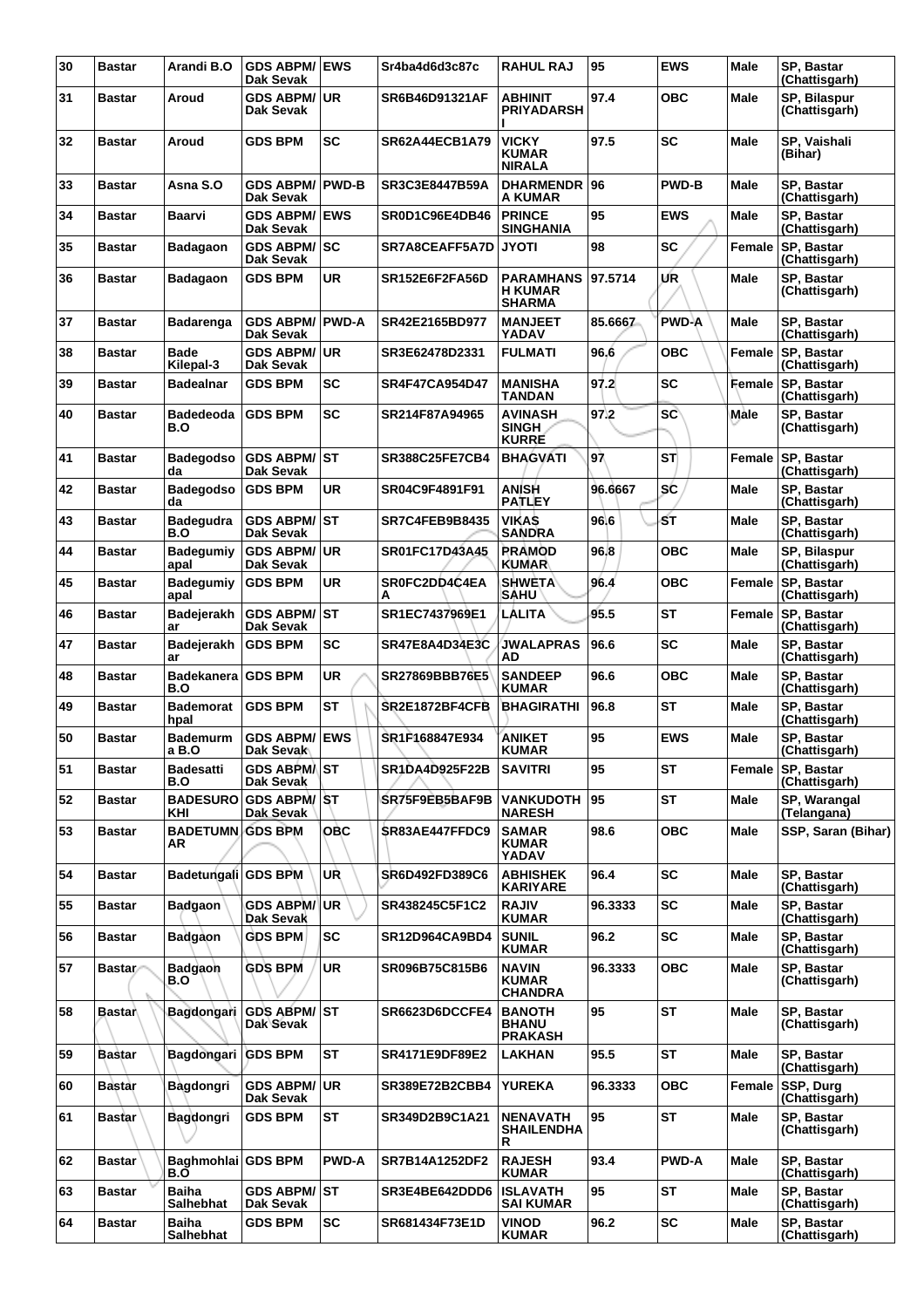| 30 | Bastar | Arandi B.O | GDS ABPM/ Dak Sevak | EWS | Sr4ba4d6d3c87c | RAHUL RAJ | 95 | EWS | Male | SP, Bastar (Chattisgarh) |
|---|---|---|---|---|---|---|---|---|---|---|
| 31 | Bastar | Aroud | GDS ABPM/ Dak Sevak | UR | SR6B46D91321AF | ABHINIT PRIYADARSH I | 97.4 | OBC | Male | SP, Bilaspur (Chattisgarh) |
| 32 | Bastar | Aroud | GDS BPM | SC | SR62A44ECB1A79 | VICKY KUMAR NIRALA | 97.5 | SC | Male | SP, Vaishali (Bihar) |
| 33 | Bastar | Asna S.O | GDS ABPM/ Dak Sevak | PWD-B | SR3C3E8447B59A | DHARMENDR A KUMAR | 96 | PWD-B | Male | SP, Bastar (Chattisgarh) |
| 34 | Bastar | Baarvi | GDS ABPM/ Dak Sevak | EWS | SR0D1C96E4DB46 | PRINCE SINGHANIA | 95 | EWS | Male | SP, Bastar (Chattisgarh) |
| 35 | Bastar | Badagaon | GDS ABPM/ Dak Sevak | SC | SR7A8CEAFF5A7D | JYOTI | 98 | SC | Female | SP, Bastar (Chattisgarh) |
| 36 | Bastar | Badagaon | GDS BPM | UR | SR152E6F2FA56D | PARAMHANS H KUMAR SHARMA | 97.5714 | UR | Male | SP, Bastar (Chattisgarh) |
| 37 | Bastar | Badarenga | GDS ABPM/ Dak Sevak | PWD-A | SR42E2165BD977 | MANJEET YADAV | 85.6667 | PWD-A | Male | SP, Bastar (Chattisgarh) |
| 38 | Bastar | Bade Kilepal-3 | GDS ABPM/ Dak Sevak | UR | SR3E62478D2331 | FULMATI | 96.6 | OBC | Female | SP, Bastar (Chattisgarh) |
| 39 | Bastar | Badealnar | GDS BPM | SC | SR4F47CA954D47 | MANISHA TANDAN | 97.2 | SC | Female | SP, Bastar (Chattisgarh) |
| 40 | Bastar | Badedeoda B.O | GDS BPM | SC | SR214F87A94965 | AVINASH SINGH KURRE | 97.2 | SC | Male | SP, Bastar (Chattisgarh) |
| 41 | Bastar | Badegodso da | GDS ABPM/ Dak Sevak | ST | SR388C25FE7CB4 | BHAGVATI | 97 | ST | Female | SP, Bastar (Chattisgarh) |
| 42 | Bastar | Badegodso da | GDS BPM | UR | SR04C9F4891F91 | ANISH PATLEY | 96.6667 | SC | Male | SP, Bastar (Chattisgarh) |
| 43 | Bastar | Badegudra B.O | GDS ABPM/ Dak Sevak | ST | SR7C4FEB9B8435 | VIKAS SANDRA | 96.6 | ST | Male | SP, Bastar (Chattisgarh) |
| 44 | Bastar | Badegumiy apal | GDS ABPM/ Dak Sevak | UR | SR01FC17D43A45 | PRAMOD KUMAR | 96.8 | OBC | Male | SP, Bilaspur (Chattisgarh) |
| 45 | Bastar | Badegumiy apal | GDS BPM | UR | SR0FC2DD4C4EA A | SHWETA SAHU | 96.4 | OBC | Female | SP, Bastar (Chattisgarh) |
| 46 | Bastar | Badejerakh ar | GDS ABPM/ Dak Sevak | ST | SR1EC7437969E1 | LALITA | 95.5 | ST | Female | SP, Bastar (Chattisgarh) |
| 47 | Bastar | Badejerakh ar | GDS BPM | SC | SR47E8A4D34E3C | JWALAPRAS AD | 96.6 | SC | Male | SP, Bastar (Chattisgarh) |
| 48 | Bastar | Badekanera B.O | GDS BPM | UR | SR27869BBB76E5 | SANDEEP KUMAR | 96.6 | OBC | Male | SP, Bastar (Chattisgarh) |
| 49 | Bastar | Bademorat hpal | GDS BPM | ST | SR2E1872BF4CFB | BHAGIRATHI | 96.8 | ST | Male | SP, Bastar (Chattisgarh) |
| 50 | Bastar | Bademurm a B.O | GDS ABPM/ Dak Sevak | EWS | SR1F168847E934 | ANIKET KUMAR | 95 | EWS | Male | SP, Bastar (Chattisgarh) |
| 51 | Bastar | Badesatti B.O | GDS ABPM/ Dak Sevak | ST | SR1DA4D925F22B | SAVITRI | 95 | ST | Female | SP, Bastar (Chattisgarh) |
| 52 | Bastar | BADESURO KHI | GDS ABPM/ Dak Sevak | ST | SR75F9EB5BAF9B | VANKUDOTH NARESH | 95 | ST | Male | SP, Warangal (Telangana) |
| 53 | Bastar | BADETUMN AR | GDS BPM | OBC | SR83AE447FFDC9 | SAMAR KUMAR YADAV | 98.6 | OBC | Male | SSP, Saran (Bihar) |
| 54 | Bastar | Badetungali | GDS BPM | UR | SR6D492FD389C6 | ABHISHEK KARIYARE | 96.4 | SC | Male | SP, Bastar (Chattisgarh) |
| 55 | Bastar | Badgaon | GDS ABPM/ Dak Sevak | UR | SR438245C5F1C2 | RAJIV KUMAR | 96.3333 | SC | Male | SP, Bastar (Chattisgarh) |
| 56 | Bastar | Badgaon | GDS BPM | SC | SR12D964CA9BD4 | SUNIL KUMAR | 96.2 | SC | Male | SP, Bastar (Chattisgarh) |
| 57 | Bastar | Badgaon B.O | GDS BPM | UR | SR096B75C815B6 | NAVIN KUMAR CHANDRA | 96.3333 | OBC | Male | SP, Bastar (Chattisgarh) |
| 58 | Bastar | Bagdongari | GDS ABPM/ Dak Sevak | ST | SR6623D6DCCFE4 | BANOTH BHANU PRAKASH | 95 | ST | Male | SP, Bastar (Chattisgarh) |
| 59 | Bastar | Bagdongari | GDS BPM | ST | SR4171E9DF89E2 | LAKHAN | 95.5 | ST | Male | SP, Bastar (Chattisgarh) |
| 60 | Bastar | Bagdongri | GDS ABPM/ Dak Sevak | UR | SR389E72B2CBB4 | YUREKA | 96.3333 | OBC | Female | SSP, Durg (Chattisgarh) |
| 61 | Bastar | Bagdongri | GDS BPM | ST | SR349D2B9C1A21 | NENAVATH SHAILENDHA R | 95 | ST | Male | SP, Bastar (Chattisgarh) |
| 62 | Bastar | Baghmohlai B.O | GDS BPM | PWD-A | SR7B14A1252DF2 | RAJESH KUMAR | 93.4 | PWD-A | Male | SP, Bastar (Chattisgarh) |
| 63 | Bastar | Baiha Salhebhat | GDS ABPM/ Dak Sevak | ST | SR3E4BE642DDD6 | ISLAVATH SAI KUMAR | 95 | ST | Male | SP, Bastar (Chattisgarh) |
| 64 | Bastar | Baiha Salhebhat | GDS BPM | SC | SR681434F73E1D | VINOD KUMAR | 96.2 | SC | Male | SP, Bastar (Chattisgarh) |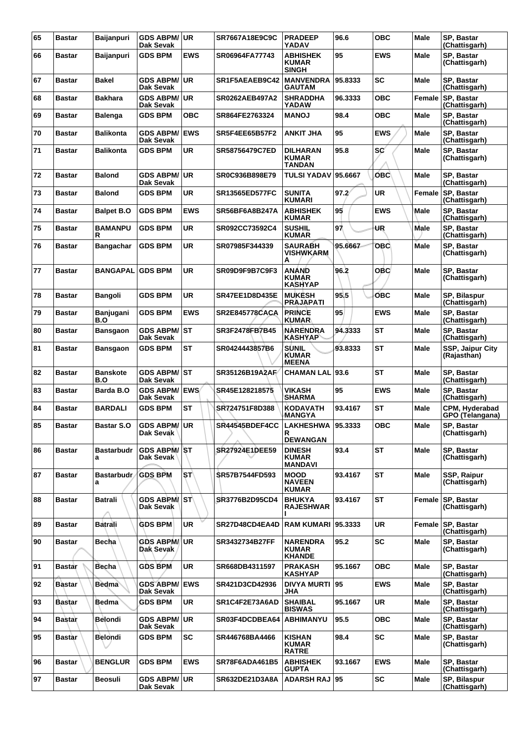| 65 | Bastar | Baijanpuri | GDS ABPM/ Dak Sevak | UR | SR7667A18E9C9C | PRADEEP YADAV | 96.6 | OBC | Male | SP, Bastar (Chattisgarh) |
|---|---|---|---|---|---|---|---|---|---|---|
| 66 | Bastar | Baijanpuri | GDS BPM | EWS | SR06964FA77743 | ABHISHEK KUMAR SINGH | 95 | EWS | Male | SP, Bastar (Chattisgarh) |
| 67 | Bastar | Bakel | GDS ABPM/ Dak Sevak | UR | SR1F5AEAEB9C42 | MANVENDRA GAUTAM | 95.8333 | SC | Male | SP, Bastar (Chattisgarh) |
| 68 | Bastar | Bakhara | GDS ABPM/ Dak Sevak | UR | SR0262AEB497A2 | SHRADDHA YADAW | 96.3333 | OBC | Female | SP, Bastar (Chattisgarh) |
| 69 | Bastar | Balenga | GDS BPM | OBC | SR864FE2763324 | MANOJ | 98.4 | OBC | Male | SP, Bastar (Chattisgarh) |
| 70 | Bastar | Balikonta | GDS ABPM/ Dak Sevak | EWS | SR5F4EE65B57F2 | ANKIT JHA | 95 | EWS | Male | SP, Bastar (Chattisgarh) |
| 71 | Bastar | Balikonta | GDS BPM | UR | SR58756479C7ED | DILHARAN KUMAR TANDAN | 95.8 | SC | Male | SP, Bastar (Chattisgarh) |
| 72 | Bastar | Balond | GDS ABPM/ Dak Sevak | UR | SR0C936B898E79 | TULSI YADAV | 95.6667 | OBC | Male | SP, Bastar (Chattisgarh) |
| 73 | Bastar | Balond | GDS BPM | UR | SR13565ED577FC | SUNITA KUMARI | 97.2 | UR | Female | SP, Bastar (Chattisgarh) |
| 74 | Bastar | Balpet B.O | GDS BPM | EWS | SR56BF6A8B247A | ABHISHEK KUMAR | 95 | EWS | Male | SP, Bastar (Chattisgarh) |
| 75 | Bastar | BAMANPUR | GDS BPM | UR | SR092CC73592C4 | SUSHIL KUMAR | 97 | UR | Male | SP, Bastar (Chattisgarh) |
| 76 | Bastar | Bangachar | GDS BPM | UR | SR07985F344339 | SAURABH VISHWKARMA | 95.6667 | OBC | Male | SP, Bastar (Chattisgarh) |
| 77 | Bastar | BANGAPAL | GDS BPM | UR | SR09D9F9B7C9F3 | ANAND KUMAR KASHYAP | 96.2 | OBC | Male | SP, Bastar (Chattisgarh) |
| 78 | Bastar | Bangoli | GDS BPM | UR | SR47EE1D8D435E | MUKESH PRAJAPATI | 95.5 | OBC | Male | SP, Bilaspur (Chattisgarh) |
| 79 | Bastar | Banjugani B.O | GDS BPM | EWS | SR2E845778CACA | PRINCE KUMAR | 95 | EWS | Male | SP, Bastar (Chattisgarh) |
| 80 | Bastar | Bansgaon | GDS ABPM/ Dak Sevak | ST | SR3F2478FB7B45 | NARENDRA KASHYAP | 94.3333 | ST | Male | SP, Bastar (Chattisgarh) |
| 81 | Bastar | Bansgaon | GDS BPM | ST | SR0424443857B6 | SUNIL KUMAR MEENA | 93.8333 | ST | Male | SSP, Jaipur City (Rajasthan) |
| 82 | Bastar | Banskote B.O | GDS ABPM/ Dak Sevak | ST | SR35126B19A2AF | CHAMAN LAL | 93.6 | ST | Male | SP, Bastar (Chattisgarh) |
| 83 | Bastar | Barda B.O | GDS ABPM/ Dak Sevak | EWS | SR45E128218575 | VIKASH SHARMA | 95 | EWS | Male | SP, Bastar (Chattisgarh) |
| 84 | Bastar | BARDALI | GDS BPM | ST | SR724751F8D388 | KODAVATH MANGYA | 93.4167 | ST | Male | CPM, Hyderabad GPO (Telangana) |
| 85 | Bastar | Bastar S.O | GDS ABPM/ Dak Sevak | UR | SR44545BDEF4CC | LAKHESHWAR DEWANGAN | 95.3333 | OBC | Male | SP, Bastar (Chattisgarh) |
| 86 | Bastar | Bastarbudra | GDS ABPM/ Dak Sevak | ST | SR27924E1DEE59 | DINESH KUMAR MANDAVI | 93.4 | ST | Male | SP, Bastar (Chattisgarh) |
| 87 | Bastar | Bastarbudra | GDS BPM | ST | SR57B7544FD593 | MOOD NAVEEN KUMAR | 93.4167 | ST | Male | SSP, Raipur (Chattisgarh) |
| 88 | Bastar | Batrali | GDS ABPM/ Dak Sevak | ST | SR3776B2D95CD4 | BHUKYA RAJESHWARI | 93.4167 | ST | Female | SP, Bastar (Chattisgarh) |
| 89 | Bastar | Batrali | GDS BPM | UR | SR27D48CD4EA4D | RAM KUMARI | 95.3333 | UR | Female | SP, Bastar (Chattisgarh) |
| 90 | Bastar | Becha | GDS ABPM/ Dak Sevak | UR | SR3432734B27FF | NARENDRA KUMAR KHANDE | 95.2 | SC | Male | SP, Bastar (Chattisgarh) |
| 91 | Bastar | Becha | GDS BPM | UR | SR668DB4311597 | PRAKASH KASHYAP | 95.1667 | OBC | Male | SP, Bastar (Chattisgarh) |
| 92 | Bastar | Bedma | GDS ABPM/ Dak Sevak | EWS | SR421D3CD42936 | DIVYA MURTI JHA | 95 | EWS | Male | SP, Bastar (Chattisgarh) |
| 93 | Bastar | Bedma | GDS BPM | UR | SR1C4F2E73A6AD | SHAIBAL BISWAS | 95.1667 | UR | Male | SP, Bastar (Chattisgarh) |
| 94 | Bastar | Belondi | GDS ABPM/ Dak Sevak | UR | SR03F4DCDBEA64 | ABHIMANYU | 95.5 | OBC | Male | SP, Bastar (Chattisgarh) |
| 95 | Bastar | Belondi | GDS BPM | SC | SR446768BA4466 | KISHAN KUMAR RATRE | 98.4 | SC | Male | SP, Bastar (Chattisgarh) |
| 96 | Bastar | BENGLUR | GDS BPM | EWS | SR78F6ADA461B5 | ABHISHEK GUPTA | 93.1667 | EWS | Male | SP, Bastar (Chattisgarh) |
| 97 | Bastar | Beosuli | GDS ABPM/ Dak Sevak | UR | SR632DE21D3A8A | ADARSH RAJ | 95 | SC | Male | SP, Bilaspur (Chattisgarh) |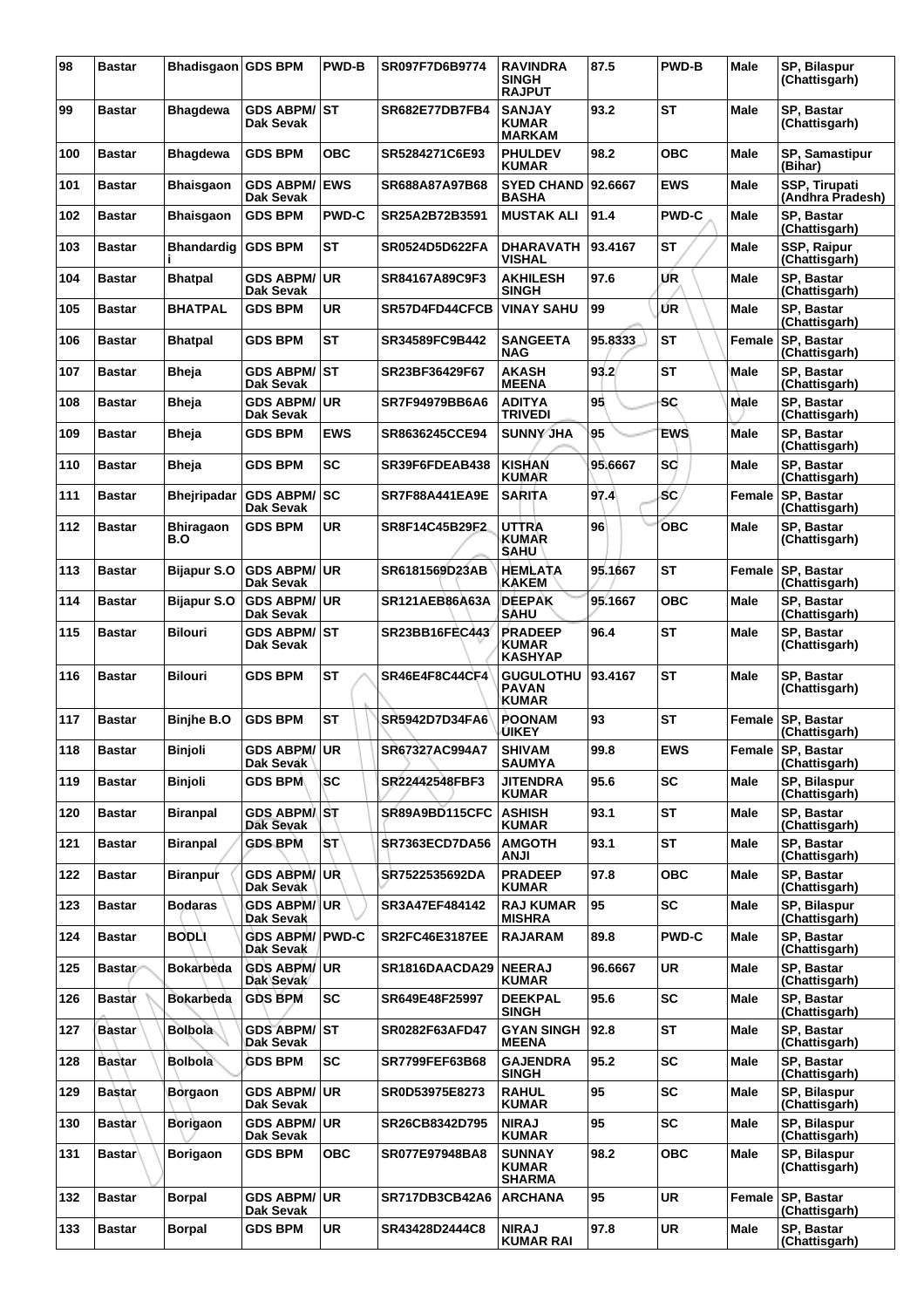| 98 | Bastar | Bhadisgaon | GDS BPM | PWD-B | SR097F7D6B9774 | RAVINDRA SINGH RAJPUT | 87.5 | PWD-B | Male | SP, Bilaspur (Chattisgarh) |
|---|---|---|---|---|---|---|---|---|---|---|
| 99 | Bastar | Bhagdewa | GDS ABPM/ Dak Sevak | ST | SR682E77DB7FB4 | SANJAY KUMAR MARKAM | 93.2 | ST | Male | SP, Bastar (Chattisgarh) |
| 100 | Bastar | Bhagdewa | GDS BPM | OBC | SR5284271C6E93 | PHULDEV KUMAR | 98.2 | OBC | Male | SP, Samastipur (Bihar) |
| 101 | Bastar | Bhaisgaon | GDS ABPM/ Dak Sevak | EWS | SR688A87A97B68 | SYED CHAND BASHA | 92.6667 | EWS | Male | SSP, Tirupati (Andhra Pradesh) |
| 102 | Bastar | Bhaisgaon | GDS BPM | PWD-C | SR25A2B72B3591 | MUSTAK ALI | 91.4 | PWD-C | Male | SP, Bastar (Chattisgarh) |
| 103 | Bastar | Bhandardigi | GDS BPM | ST | SR0524D5D622FA | DHARAVATH VISHAL | 93.4167 | ST | Male | SSP, Raipur (Chattisgarh) |
| 104 | Bastar | Bhatpal | GDS ABPM/ Dak Sevak | UR | SR84167A89C9F3 | AKHILESH SINGH | 97.6 | UR | Male | SP, Bastar (Chattisgarh) |
| 105 | Bastar | BHATPAL | GDS BPM | UR | SR57D4FD44CFCB | VINAY SAHU | 99 | UR | Male | SP, Bastar (Chattisgarh) |
| 106 | Bastar | Bhatpal | GDS BPM | ST | SR34589FC9B442 | SANGEETA NAG | 95.8333 | ST | Female | SP, Bastar (Chattisgarh) |
| 107 | Bastar | Bheja | GDS ABPM/ Dak Sevak | ST | SR23BF36429F67 | AKASH MEENA | 93.2 | ST | Male | SP, Bastar (Chattisgarh) |
| 108 | Bastar | Bheja | GDS ABPM/ Dak Sevak | UR | SR7F94979BB6A6 | ADITYA TRIVEDI | 95 | SC | Male | SP, Bastar (Chattisgarh) |
| 109 | Bastar | Bheja | GDS BPM | EWS | SR8636245CCE94 | SUNNY JHA | 95 | EWS | Male | SP, Bastar (Chattisgarh) |
| 110 | Bastar | Bheja | GDS BPM | SC | SR39F6FDEAB438 | KISHAN KUMAR | 95.6667 | SC | Male | SP, Bastar (Chattisgarh) |
| 111 | Bastar | Bhejripadar | GDS ABPM/ Dak Sevak | SC | SR7F88A441EA9E | SARITA | 97.4 | SC | Female | SP, Bastar (Chattisgarh) |
| 112 | Bastar | Bhiragaon B.O | GDS BPM | UR | SR8F14C45B29F2 | UTTRA KUMAR SAHU | 96 | OBC | Male | SP, Bastar (Chattisgarh) |
| 113 | Bastar | Bijapur S.O | GDS ABPM/ Dak Sevak | UR | SR6181569D23AB | HEMLATA KAKEM | 95.1667 | ST | Female | SP, Bastar (Chattisgarh) |
| 114 | Bastar | Bijapur S.O | GDS ABPM/ Dak Sevak | UR | SR121AEB86A63A | DEEPAK SAHU | 95.1667 | OBC | Male | SP, Bastar (Chattisgarh) |
| 115 | Bastar | Bilouri | GDS ABPM/ Dak Sevak | ST | SR23BB16FEC443 | PRADEEP KUMAR KASHYAP | 96.4 | ST | Male | SP, Bastar (Chattisgarh) |
| 116 | Bastar | Bilouri | GDS BPM | ST | SR46E4F8C44CF4 | GUGULOTHU PAVAN KUMAR | 93.4167 | ST | Male | SP, Bastar (Chattisgarh) |
| 117 | Bastar | Binjhe B.O | GDS BPM | ST | SR5942D7D34FA6 | POONAM UIKEY | 93 | ST | Female | SP, Bastar (Chattisgarh) |
| 118 | Bastar | Binjoli | GDS ABPM/ Dak Sevak | UR | SR67327AC994A7 | SHIVAM SAUMYA | 99.8 | EWS | Female | SP, Bastar (Chattisgarh) |
| 119 | Bastar | Binjoli | GDS BPM | SC | SR22442548FBF3 | JITENDRA KUMAR | 95.6 | SC | Male | SP, Bilaspur (Chattisgarh) |
| 120 | Bastar | Biranpal | GDS ABPM/ Dak Sevak | ST | SR89A9BD115CFC | ASHISH KUMAR | 93.1 | ST | Male | SP, Bastar (Chattisgarh) |
| 121 | Bastar | Biranpal | GDS BPM | ST | SR7363ECD7DA56 | AMGOTH ANJI | 93.1 | ST | Male | SP, Bastar (Chattisgarh) |
| 122 | Bastar | Biranpur | GDS ABPM/ Dak Sevak | UR | SR7522535692DA | PRADEEP KUMAR | 97.8 | OBC | Male | SP, Bastar (Chattisgarh) |
| 123 | Bastar | Bodaras | GDS ABPM/ Dak Sevak | UR | SR3A47EF484142 | RAJ KUMAR MISHRA | 95 | SC | Male | SP, Bilaspur (Chattisgarh) |
| 124 | Bastar | BODLI | GDS ABPM/ Dak Sevak | PWD-C | SR2FC46E3187EE | RAJARAM | 89.8 | PWD-C | Male | SP, Bastar (Chattisgarh) |
| 125 | Bastar | Bokarbeda | GDS ABPM/ Dak Sevak | UR | SR1816DAACDA29 | NEERAJ KUMAR | 96.6667 | UR | Male | SP, Bastar (Chattisgarh) |
| 126 | Bastar | Bokarbeda | GDS BPM | SC | SR649E48F25997 | DEEKPAL SINGH | 95.6 | SC | Male | SP, Bastar (Chattisgarh) |
| 127 | Bastar | Bolbola | GDS ABPM/ Dak Sevak | ST | SR0282F63AFD47 | GYAN SINGH MEENA | 92.8 | ST | Male | SP, Bastar (Chattisgarh) |
| 128 | Bastar | Bolbola | GDS BPM | SC | SR7799FEF63B68 | GAJENDRA SINGH | 95.2 | SC | Male | SP, Bastar (Chattisgarh) |
| 129 | Bastar | Borgaon | GDS ABPM/ Dak Sevak | UR | SR0D53975E8273 | RAHUL KUMAR | 95 | SC | Male | SP, Bilaspur (Chattisgarh) |
| 130 | Bastar | Borigaon | GDS ABPM/ Dak Sevak | UR | SR26CB8342D795 | NIRAJ KUMAR | 95 | SC | Male | SP, Bilaspur (Chattisgarh) |
| 131 | Bastar | Borigaon | GDS BPM | OBC | SR077E97948BA8 | SUNNAY KUMAR SHARMA | 98.2 | OBC | Male | SP, Bilaspur (Chattisgarh) |
| 132 | Bastar | Borpal | GDS ABPM/ Dak Sevak | UR | SR717DB3CB42A6 | ARCHANA | 95 | UR | Female | SP, Bastar (Chattisgarh) |
| 133 | Bastar | Borpal | GDS BPM | UR | SR43428D2444C8 | NIRAJ KUMAR RAI | 97.8 | UR | Male | SP, Bastar (Chattisgarh) |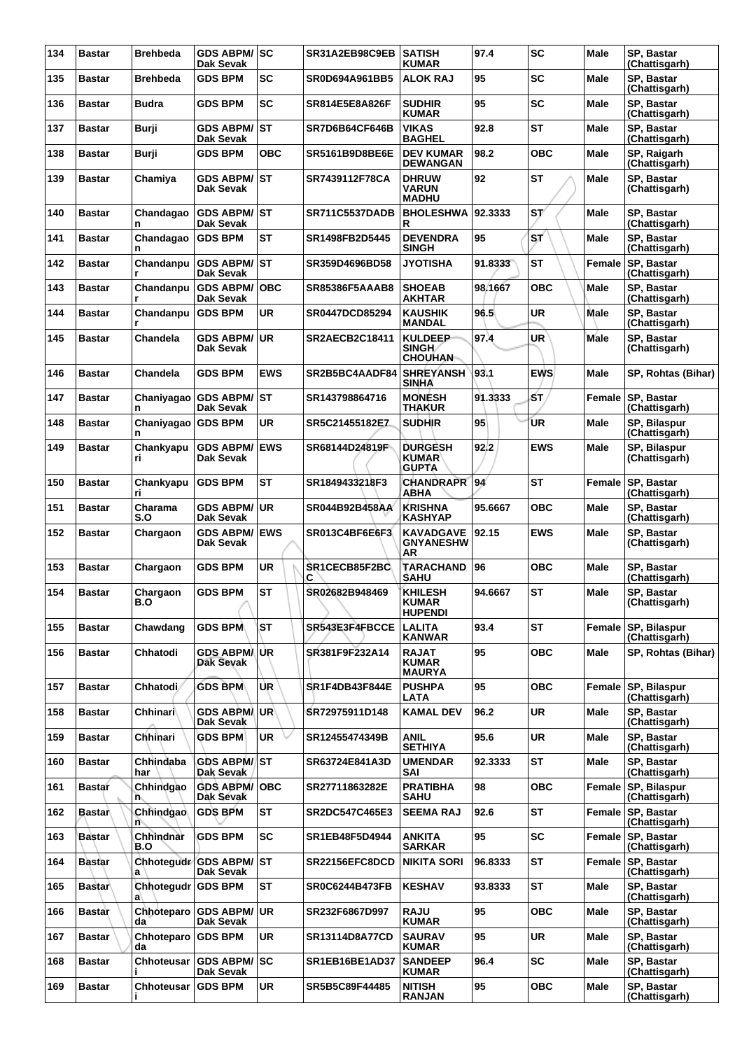| 134 | Bastar | Brehbeda | GDS ABPM/ Dak Sevak | SC | SR31A2EB98C9EB | SATISH KUMAR | 97.4 | SC | Male | SP, Bastar (Chattisgarh) |
|---|---|---|---|---|---|---|---|---|---|---|
| 135 | Bastar | Brehbeda | GDS BPM | SC | SR0D694A961BB5 | ALOK RAJ | 95 | SC | Male | SP, Bastar (Chattisgarh) |
| 136 | Bastar | Budra | GDS BPM | SC | SR814E5E8A826F | SUDHIR KUMAR | 95 | SC | Male | SP, Bastar (Chattisgarh) |
| 137 | Bastar | Burji | GDS ABPM/ Dak Sevak | ST | SR7D6B64CF646B | VIKAS BAGHEL | 92.8 | ST | Male | SP, Bastar (Chattisgarh) |
| 138 | Bastar | Burji | GDS BPM | OBC | SR5161B9D8BE6E | DEV KUMAR DEWANGAN | 98.2 | OBC | Male | SP, Raigarh (Chattisgarh) |
| 139 | Bastar | Chamiya | GDS ABPM/ Dak Sevak | ST | SR7439112F78CA | DHRUW VARUN MADHU | 92 | ST | Male | SP, Bastar (Chattisgarh) |
| 140 | Bastar | Chandagao n | GDS ABPM/ Dak Sevak | ST | SR711C5537DADB | BHOLESHWA R | 92.3333 | ST | Male | SP, Bastar (Chattisgarh) |
| 141 | Bastar | Chandagao n | GDS BPM | ST | SR1498FB2D5445 | DEVENDRA SINGH | 95 | ST | Male | SP, Bastar (Chattisgarh) |
| 142 | Bastar | Chandanpu r | GDS ABPM/ Dak Sevak | ST | SR359D4696BD58 | JYOTISHA | 91.8333 | ST | Female | SP, Bastar (Chattisgarh) |
| 143 | Bastar | Chandanpu r | GDS ABPM/ Dak Sevak | OBC | SR85386F5AAAB8 | SHOEAB AKHTAR | 98.1667 | OBC | Male | SP, Bastar (Chattisgarh) |
| 144 | Bastar | Chandanpu r | GDS BPM | UR | SR0447DCD85294 | KAUSHIK MANDAL | 96.5 | UR | Male | SP, Bastar (Chattisgarh) |
| 145 | Bastar | Chandela | GDS ABPM/ Dak Sevak | UR | SR2AECB2C18411 | KULDEEP SINGH CHOUHAN | 97.4 | UR | Male | SP, Bastar (Chattisgarh) |
| 146 | Bastar | Chandela | GDS BPM | EWS | SR2B5BC4AADF84 | SHREYANSH SINHA | 93.1 | EWS | Male | SP, Rohtas (Bihar) |
| 147 | Bastar | Chaniyagao n | GDS ABPM/ Dak Sevak | ST | SR143798864716 | MONESH THAKUR | 91.3333 | ST | Female | SP, Bastar (Chattisgarh) |
| 148 | Bastar | Chaniyagao n | GDS BPM | UR | SR5C21455182E7 | SUDHIR | 95 | UR | Male | SP, Bilaspur (Chattisgarh) |
| 149 | Bastar | Chankyapu ri | GDS ABPM/ Dak Sevak | EWS | SR68144D24819F | DURGESH KUMAR GUPTA | 92.2 | EWS | Male | SP, Bilaspur (Chattisgarh) |
| 150 | Bastar | Chankyapu ri | GDS BPM | ST | SR1849433218F3 | CHANDRAPR ABHA | 94 | ST | Female | SP, Bastar (Chattisgarh) |
| 151 | Bastar | Charama S.O | GDS ABPM/ Dak Sevak | UR | SR044B92B458AA | KRISHNA KASHYAP | 95.6667 | OBC | Male | SP, Bastar (Chattisgarh) |
| 152 | Bastar | Chargaon | GDS ABPM/ Dak Sevak | EWS | SR013C4BF6E6F3 | KAVADGAVE GNYANESHW AR | 92.15 | EWS | Male | SP, Bastar (Chattisgarh) |
| 153 | Bastar | Chargaon | GDS BPM | UR | SR1CECB85F2BC C | TARACHAND SAHU | 96 | OBC | Male | SP, Bastar (Chattisgarh) |
| 154 | Bastar | Chargaon B.O | GDS BPM | ST | SR02682B948469 | KHILESH KUMAR HUPENDI | 94.6667 | ST | Male | SP, Bastar (Chattisgarh) |
| 155 | Bastar | Chawdang | GDS BPM | ST | SR543E3F4FBCCE | LALITA KANWAR | 93.4 | ST | Female | SP, Bilaspur (Chattisgarh) |
| 156 | Bastar | Chhatodi | GDS ABPM/ Dak Sevak | UR | SR381F9F232A14 | RAJAT KUMAR MAURYA | 95 | OBC | Male | SP, Rohtas (Bihar) |
| 157 | Bastar | Chhatodi | GDS BPM | UR | SR1F4DB43F844E | PUSHPA LATA | 95 | OBC | Female | SP, Bilaspur (Chattisgarh) |
| 158 | Bastar | Chhinari | GDS ABPM/ Dak Sevak | UR | SR72975911D148 | KAMAL DEV | 96.2 | UR | Male | SP, Bastar (Chattisgarh) |
| 159 | Bastar | Chhinari | GDS BPM | UR | SR12455474349B | ANIL SETHIYA | 95.6 | UR | Male | SP, Bastar (Chattisgarh) |
| 160 | Bastar | Chhindaba har | GDS ABPM/ Dak Sevak | ST | SR63724E841A3D | UMENDAR SAI | 92.3333 | ST | Male | SP, Bastar (Chattisgarh) |
| 161 | Bastar | Chhindgao n | GDS ABPM/ Dak Sevak | OBC | SR27711863282E | PRATIBHA SAHU | 98 | OBC | Female | SP, Bilaspur (Chattisgarh) |
| 162 | Bastar | Chhindgao n | GDS BPM | ST | SR2DC547C465E3 | SEEMA RAJ | 92.6 | ST | Female | SP, Bastar (Chattisgarh) |
| 163 | Bastar | Chhindnar B.O | GDS BPM | SC | SR1EB48F5D4944 | ANKITA SARKAR | 95 | SC | Female | SP, Bastar (Chattisgarh) |
| 164 | Bastar | Chhotegudr a | GDS ABPM/ Dak Sevak | ST | SR22156EFC8DCD | NIKITA SORI | 96.8333 | ST | Female | SP, Bastar (Chattisgarh) |
| 165 | Bastar | Chhotegudr a | GDS BPM | ST | SR0C6244B473FB | KESHAV | 93.8333 | ST | Male | SP, Bastar (Chattisgarh) |
| 166 | Bastar | Chhoteparo da | GDS ABPM/ Dak Sevak | UR | SR232F6867D997 | RAJU KUMAR | 95 | OBC | Male | SP, Bastar (Chattisgarh) |
| 167 | Bastar | Chhoteparo da | GDS BPM | UR | SR13114D8A77CD | SAURAV KUMAR | 95 | UR | Male | SP, Bastar (Chattisgarh) |
| 168 | Bastar | Chhoteusar i | GDS ABPM/ Dak Sevak | SC | SR1EB16BE1AD37 | SANDEEP KUMAR | 96.4 | SC | Male | SP, Bastar (Chattisgarh) |
| 169 | Bastar | Chhoteusar i | GDS BPM | UR | SR5B5C89F44485 | NITISH RANJAN | 95 | OBC | Male | SP, Bastar (Chattisgarh) |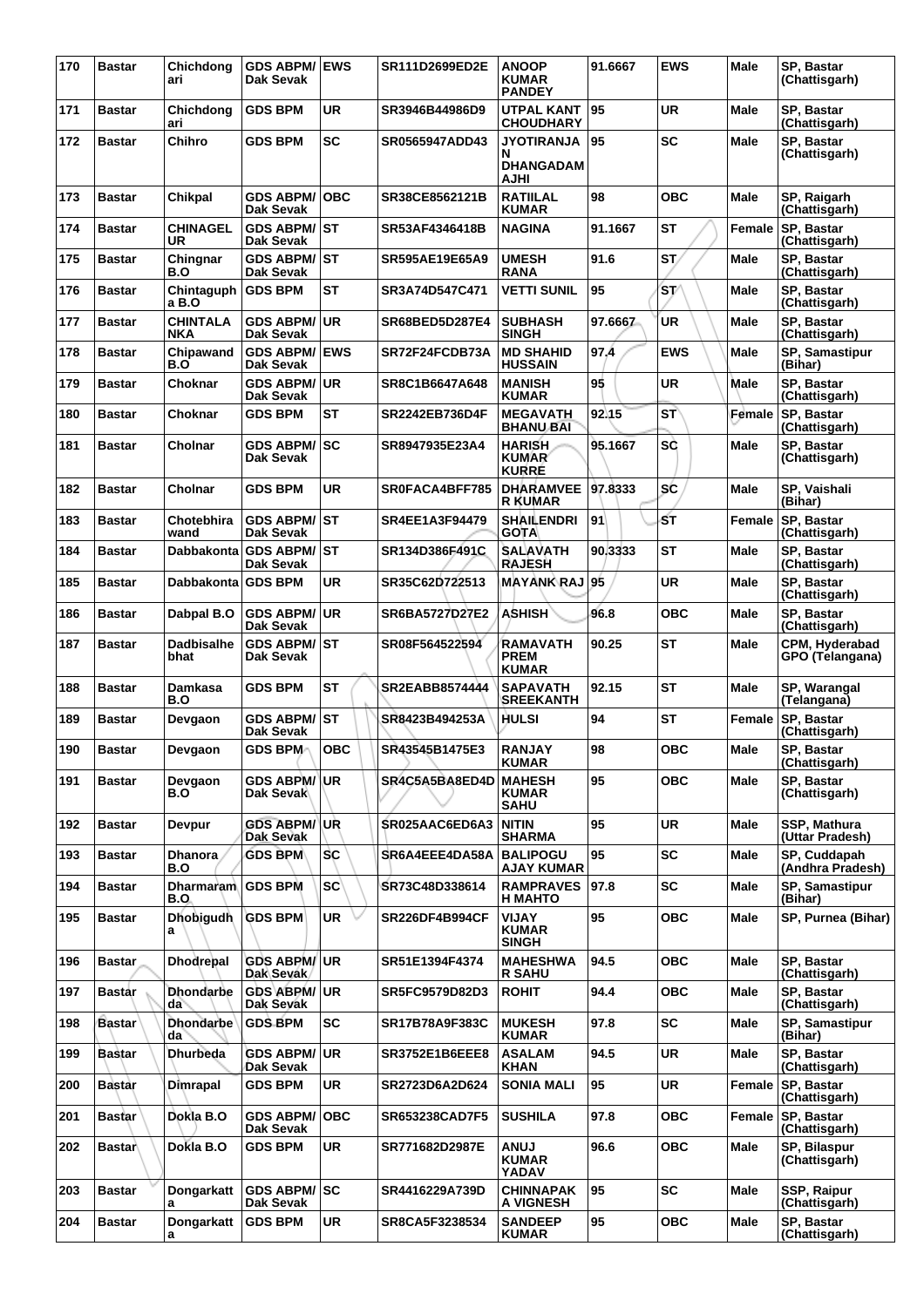| 170 | Bastar | Chichdongari | GDS ABPM/ Dak Sevak | EWS | SR111D2699ED2E | ANOOP KUMAR PANDEY | 91.6667 | EWS | Male | SP, Bastar (Chattisgarh) |
|---|---|---|---|---|---|---|---|---|---|---|
| 171 | Bastar | Chichdongari | GDS BPM | UR | SR3946B44986D9 | UTPAL KANT CHOUDHARY | 95 | UR | Male | SP, Bastar (Chattisgarh) |
| 172 | Bastar | Chihro | GDS BPM | SC | SR0565947ADD43 | JYOTIRANJAN DHANGADAMAJHI | 95 | SC | Male | SP, Bastar (Chattisgarh) |
| 173 | Bastar | Chikpal | GDS ABPM/ Dak Sevak | OBC | SR38CE8562121B | RATIILAL KUMAR | 98 | OBC | Male | SP, Raigarh (Chattisgarh) |
| 174 | Bastar | CHINAGELUR | GDS ABPM/ Dak Sevak | ST | SR53AF4346418B | NAGINA | 91.1667 | ST | Female | SP, Bastar (Chattisgarh) |
| 175 | Bastar | Chingnar B.O | GDS ABPM/ Dak Sevak | ST | SR595AE19E65A9 | UMESH RANA | 91.6 | ST | Male | SP, Bastar (Chattisgarh) |
| 176 | Bastar | Chintaguph a B.O | GDS BPM | ST | SR3A74D547C471 | VETTI SUNIL | 95 | ST | Male | SP, Bastar (Chattisgarh) |
| 177 | Bastar | CHINTALANKA | GDS ABPM/ Dak Sevak | UR | SR68BED5D287E4 | SUBHASH SINGH | 97.6667 | UR | Male | SP, Bastar (Chattisgarh) |
| 178 | Bastar | Chipawand B.O | GDS ABPM/ Dak Sevak | EWS | SR72F24FCDB73A | MD SHAHID HUSSAIN | 97.4 | EWS | Male | SP, Samastipur (Bihar) |
| 179 | Bastar | Choknar | GDS ABPM/ Dak Sevak | UR | SR8C1B6647A648 | MANISH KUMAR | 95 | UR | Male | SP, Bastar (Chattisgarh) |
| 180 | Bastar | Choknar | GDS BPM | ST | SR2242EB736D4F | MEGAVATH BHANU BAI | 92.15 | ST | Female | SP, Bastar (Chattisgarh) |
| 181 | Bastar | Cholnar | GDS ABPM/ Dak Sevak | SC | SR8947935E23A4 | HARISH KUMAR KURRE | 95.1667 | SC | Male | SP, Bastar (Chattisgarh) |
| 182 | Bastar | Cholnar | GDS BPM | UR | SR0FACA4BFF785 | DHARAMVEER KUMAR | 97.8333 | SC | Male | SP, Vaishali (Bihar) |
| 183 | Bastar | Chotebhirawand | GDS ABPM/ Dak Sevak | ST | SR4EE1A3F94479 | SHAILENDRI GOTA | 91 | ST | Female | SP, Bastar (Chattisgarh) |
| 184 | Bastar | Dabbakonta | GDS ABPM/ Dak Sevak | ST | SR134D386F491C | SALAVATH RAJESH | 90.3333 | ST | Male | SP, Bastar (Chattisgarh) |
| 185 | Bastar | Dabbakonta | GDS BPM | UR | SR35C62D722513 | MAYANK RAJ | 95 | UR | Male | SP, Bastar (Chattisgarh) |
| 186 | Bastar | Dabpal B.O | GDS ABPM/ Dak Sevak | UR | SR6BA5727D27E2 | ASHISH | 96.8 | OBC | Male | SP, Bastar (Chattisgarh) |
| 187 | Bastar | Dadbisalhebhat | GDS ABPM/ Dak Sevak | ST | SR08F564522594 | RAMAVATH PREM KUMAR | 90.25 | ST | Male | CPM, Hyderabad GPO (Telangana) |
| 188 | Bastar | Damkasa B.O | GDS BPM | ST | SR2EABB8574444 | SAPAVATH SREEKANTH | 92.15 | ST | Male | SP, Warangal (Telangana) |
| 189 | Bastar | Devgaon | GDS ABPM/ Dak Sevak | ST | SR8423B494253A | HULSI | 94 | ST | Female | SP, Bastar (Chattisgarh) |
| 190 | Bastar | Devgaon | GDS BPM | OBC | SR43545B1475E3 | RANJAY KUMAR | 98 | OBC | Male | SP, Bastar (Chattisgarh) |
| 191 | Bastar | Devgaon B.O | GDS ABPM/ Dak Sevak | UR | SR4C5A5BA8ED4D | MAHESH KUMAR SAHU | 95 | OBC | Male | SP, Bastar (Chattisgarh) |
| 192 | Bastar | Devpur | GDS ABPM/ Dak Sevak | UR | SR025AAC6ED6A3 | NITIN SHARMA | 95 | UR | Male | SSP, Mathura (Uttar Pradesh) |
| 193 | Bastar | Dhanora B.O | GDS BPM | SC | SR6A4EEE4DA58A | BALIPOGU AJAY KUMAR | 95 | SC | Male | SP, Cuddapah (Andhra Pradesh) |
| 194 | Bastar | Dharmaram B.O | GDS BPM | SC | SR73C48D338614 | RAMPRAVESH MAHTO | 97.8 | SC | Male | SP, Samastipur (Bihar) |
| 195 | Bastar | Dhobigudha | GDS BPM | UR | SR226DF4B994CF | VIJAY KUMAR SINGH | 95 | OBC | Male | SP, Purnea (Bihar) |
| 196 | Bastar | Dhodrepal | GDS ABPM/ Dak Sevak | UR | SR51E1394F4374 | MAHESHWAR SAHU | 94.5 | OBC | Male | SP, Bastar (Chattisgarh) |
| 197 | Bastar | Dhondarbeda | GDS ABPM/ Dak Sevak | UR | SR5FC9579D82D3 | ROHIT | 94.4 | OBC | Male | SP, Bastar (Chattisgarh) |
| 198 | Bastar | Dhondarbeda | GDS BPM | SC | SR17B78A9F383C | MUKESH KUMAR | 97.8 | SC | Male | SP, Samastipur (Bihar) |
| 199 | Bastar | Dhurbeda | GDS ABPM/ Dak Sevak | UR | SR3752E1B6EEE8 | ASALAM KHAN | 94.5 | UR | Male | SP, Bastar (Chattisgarh) |
| 200 | Bastar | Dimrapal | GDS BPM | UR | SR2723D6A2D624 | SONIA MALI | 95 | UR | Female | SP, Bastar (Chattisgarh) |
| 201 | Bastar | Dokla B.O | GDS ABPM/ Dak Sevak | OBC | SR653238CAD7F5 | SUSHILA | 97.8 | OBC | Female | SP, Bastar (Chattisgarh) |
| 202 | Bastar | Dokla B.O | GDS BPM | UR | SR771682D2987E | ANUJ KUMAR YADAV | 96.6 | OBC | Male | SP, Bilaspur (Chattisgarh) |
| 203 | Bastar | Dongarkatta | GDS ABPM/ Dak Sevak | SC | SR4416229A739D | CHINNAPAKA VIGNESH | 95 | SC | Male | SSP, Raipur (Chattisgarh) |
| 204 | Bastar | Dongarkatta | GDS BPM | UR | SR8CA5F3238534 | SANDEEP KUMAR | 95 | OBC | Male | SP, Bastar (Chattisgarh) |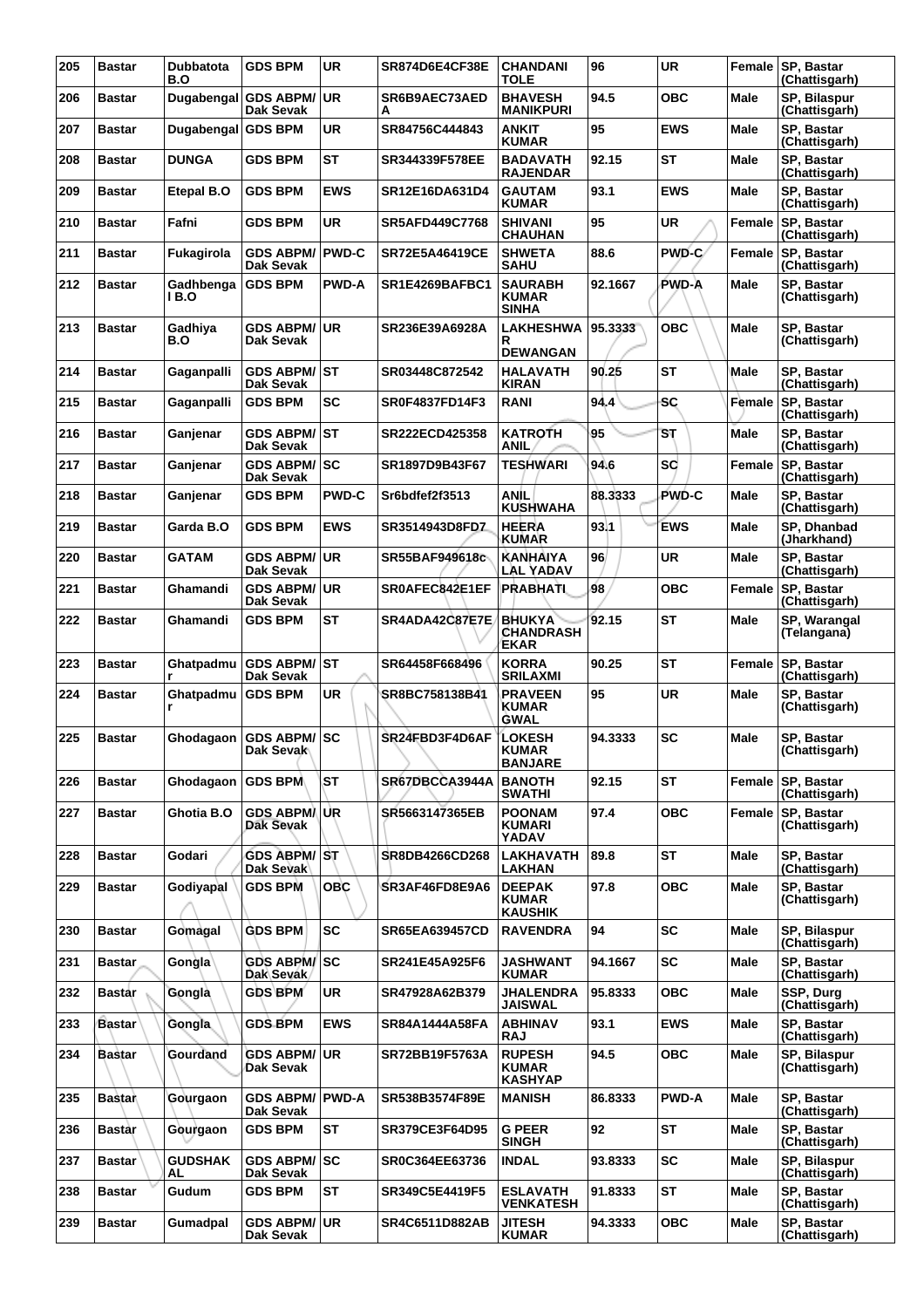| 205 | Bastar | Dubbatota B.O | GDS BPM | UR | SR874D6E4CF38E | CHANDANI TOLE | 96 | UR | Female | SP, Bastar (Chattisgarh) |
|---|---|---|---|---|---|---|---|---|---|---|
| 206 | Bastar | Dugabengal | GDS ABPM/ Dak Sevak | UR | SR6B9AEC73AED A | BHAVESH MANIKPURI | 94.5 | OBC | Male | SP, Bilaspur (Chattisgarh) |
| 207 | Bastar | Dugabengal | GDS BPM | UR | SR84756C444843 | ANKIT KUMAR | 95 | EWS | Male | SP, Bastar (Chattisgarh) |
| 208 | Bastar | DUNGA | GDS BPM | ST | SR344339F578EE | BADAVATH RAJENDAR | 92.15 | ST | Male | SP, Bastar (Chattisgarh) |
| 209 | Bastar | Etepal B.O | GDS BPM | EWS | SR12E16DA631D4 | GAUTAM KUMAR | 93.1 | EWS | Male | SP, Bastar (Chattisgarh) |
| 210 | Bastar | Fafni | GDS BPM | UR | SR5AFD449C7768 | SHIVANI CHAUHAN | 95 | UR | Female | SP, Bastar (Chattisgarh) |
| 211 | Bastar | Fukagirola | GDS ABPM/ Dak Sevak | PWD-C | SR72E5A46419CE | SHWETA SAHU | 88.6 | PWD-C | Female | SP, Bastar (Chattisgarh) |
| 212 | Bastar | Gadhbenga l B.O | GDS BPM | PWD-A | SR1E4269BAFBC1 | SAURABH KUMAR SINHA | 92.1667 | PWD-A | Male | SP, Bastar (Chattisgarh) |
| 213 | Bastar | Gadhiya B.O | GDS ABPM/ Dak Sevak | UR | SR236E39A6928A | LAKHESHWA R DEWANGAN | 95.3333 | OBC | Male | SP, Bastar (Chattisgarh) |
| 214 | Bastar | Gaganpalli | GDS ABPM/ Dak Sevak | ST | SR03448C872542 | HALAVATH KIRAN | 90.25 | ST | Male | SP, Bastar (Chattisgarh) |
| 215 | Bastar | Gaganpalli | GDS BPM | SC | SR0F4837FD14F3 | RANI | 94.4 | SC | Female | SP, Bastar (Chattisgarh) |
| 216 | Bastar | Ganjenar | GDS ABPM/ Dak Sevak | ST | SR222ECD425358 | KATROTH ANIL | 95 | ST | Male | SP, Bastar (Chattisgarh) |
| 217 | Bastar | Ganjenar | GDS ABPM/ Dak Sevak | SC | SR1897D9B43F67 | TESHWARI | 94.6 | SC | Female | SP, Bastar (Chattisgarh) |
| 218 | Bastar | Ganjenar | GDS BPM | PWD-C | Sr6bdfef2f3513 | ANIL KUSHWAHA | 88.3333 | PWD-C | Male | SP, Bastar (Chattisgarh) |
| 219 | Bastar | Garda B.O | GDS BPM | EWS | SR3514943D8FD7 | HEERA KUMAR | 93.1 | EWS | Male | SP, Dhanbad (Jharkhand) |
| 220 | Bastar | GATAM | GDS ABPM/ Dak Sevak | UR | SR55BAF949618c | KANHAIYA LAL YADAV | 96 | UR | Male | SP, Bastar (Chattisgarh) |
| 221 | Bastar | Ghamandi | GDS ABPM/ Dak Sevak | UR | SR0AFEC842E1EF | PRABHATI | 98 | OBC | Female | SP, Bastar (Chattisgarh) |
| 222 | Bastar | Ghamandi | GDS BPM | ST | SR4ADA42C87E7E | BHUKYA CHANDRASH EKAR | 92.15 | ST | Male | SP, Warangal (Telangana) |
| 223 | Bastar | Ghatpadmu r | GDS ABPM/ Dak Sevak | ST | SR64458F668496 | KORRA SRILAXMI | 90.25 | ST | Female | SP, Bastar (Chattisgarh) |
| 224 | Bastar | Ghatpadmu r | GDS BPM | UR | SR8BC758138B41 | PRAVEEN KUMAR GWAL | 95 | UR | Male | SP, Bastar (Chattisgarh) |
| 225 | Bastar | Ghodagaon | GDS ABPM/ Dak Sevak | SC | SR24FBD3F4D6AF | LOKESH KUMAR BANJARE | 94.3333 | SC | Male | SP, Bastar (Chattisgarh) |
| 226 | Bastar | Ghodagaon | GDS BPM | ST | SR67DBCCA3944A | BANOTH SWATHI | 92.15 | ST | Female | SP, Bastar (Chattisgarh) |
| 227 | Bastar | Ghotia B.O | GDS ABPM/ Dak Sevak | UR | SR5663147365EB | POONAM KUMARI YADAV | 97.4 | OBC | Female | SP, Bastar (Chattisgarh) |
| 228 | Bastar | Godari | GDS ABPM/ Dak Sevak | ST | SR8DB4266CD268 | LAKHAVATH LAKHAN | 89.8 | ST | Male | SP, Bastar (Chattisgarh) |
| 229 | Bastar | Godiyapal | GDS BPM | OBC | SR3AF46FD8E9A6 | DEEPAK KUMAR KAUSHIK | 97.8 | OBC | Male | SP, Bastar (Chattisgarh) |
| 230 | Bastar | Gomagal | GDS BPM | SC | SR65EA639457CD | RAVENDRA | 94 | SC | Male | SP, Bilaspur (Chattisgarh) |
| 231 | Bastar | Gongla | GDS ABPM/ Dak Sevak | SC | SR241E45A925F6 | JASHWANT KUMAR | 94.1667 | SC | Male | SP, Bastar (Chattisgarh) |
| 232 | Bastar | Gongla | GDS BPM | UR | SR47928A62B379 | JHALENDRA JAISWAL | 95.8333 | OBC | Male | SSP, Durg (Chattisgarh) |
| 233 | Bastar | Gongla | GDS BPM | EWS | SR84A1444A58FA | ABHINAV RAJ | 93.1 | EWS | Male | SP, Bastar (Chattisgarh) |
| 234 | Bastar | Gourdand | GDS ABPM/ Dak Sevak | UR | SR72BB19F5763A | RUPESH KUMAR KASHYAP | 94.5 | OBC | Male | SP, Bilaspur (Chattisgarh) |
| 235 | Bastar | Gourgaon | GDS ABPM/ Dak Sevak | PWD-A | SR538B3574F89E | MANISH | 86.8333 | PWD-A | Male | SP, Bastar (Chattisgarh) |
| 236 | Bastar | Gourgaon | GDS BPM | ST | SR379CE3F64D95 | G PEER SINGH | 92 | ST | Male | SP, Bastar (Chattisgarh) |
| 237 | Bastar | GUDSHAK AL | GDS ABPM/ Dak Sevak | SC | SR0C364EE63736 | INDAL | 93.8333 | SC | Male | SP, Bilaspur (Chattisgarh) |
| 238 | Bastar | Gudum | GDS BPM | ST | SR349C5E4419F5 | ESLAVATH VENKATESH | 91.8333 | ST | Male | SP, Bastar (Chattisgarh) |
| 239 | Bastar | Gumadpal | GDS ABPM/ Dak Sevak | UR | SR4C6511D882AB | JITESH KUMAR | 94.3333 | OBC | Male | SP, Bastar (Chattisgarh) |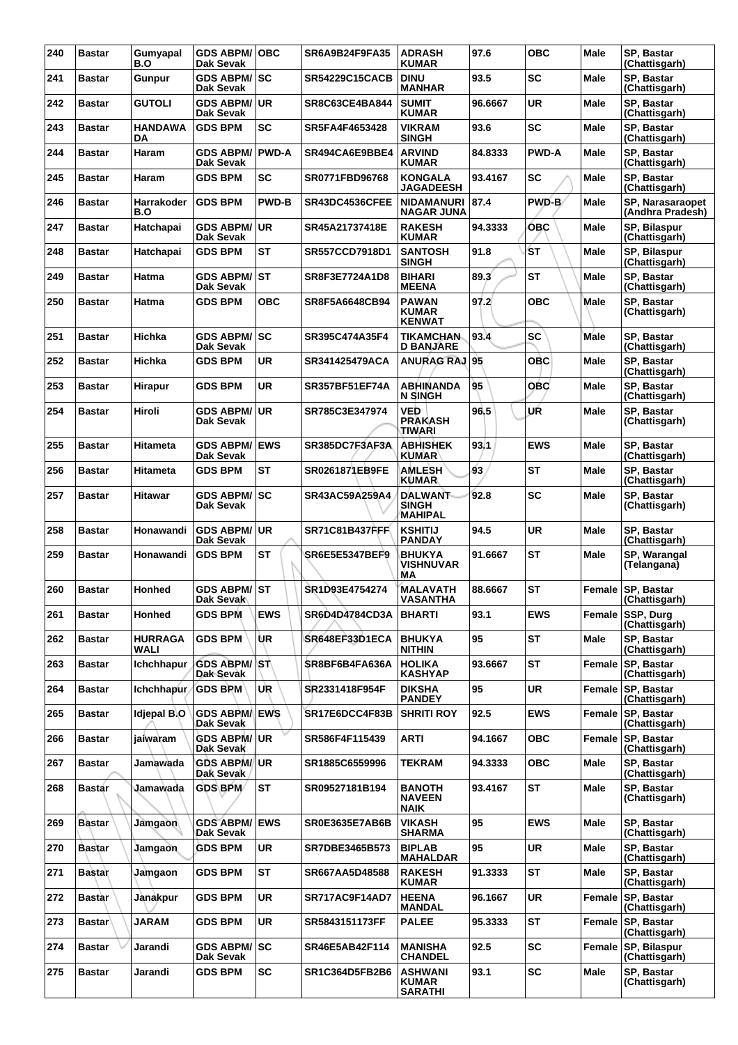| 240 | Bastar | Gumyapal B.O | GDS ABPM/ Dak Sevak | OBC | SR6A9B24F9FA35 | ADRASH KUMAR | 97.6 | OBC | Male | SP, Bastar (Chattisgarh) |
|---|---|---|---|---|---|---|---|---|---|---|
| 241 | Bastar | Gunpur | GDS ABPM/ Dak Sevak | SC | SR54229C15CACB | DINU MANHAR | 93.5 | SC | Male | SP, Bastar (Chattisgarh) |
| 242 | Bastar | GUTOLI | GDS ABPM/ Dak Sevak | UR | SR8C63CE4BA844 | SUMIT KUMAR | 96.6667 | UR | Male | SP, Bastar (Chattisgarh) |
| 243 | Bastar | HANDAWA DA | GDS BPM | SC | SR5FA4F4653428 | VIKRAM SINGH | 93.6 | SC | Male | SP, Bastar (Chattisgarh) |
| 244 | Bastar | Haram | GDS ABPM/ Dak Sevak | PWD-A | SR494CA6E9BBE4 | ARVIND KUMAR | 84.8333 | PWD-A | Male | SP, Bastar (Chattisgarh) |
| 245 | Bastar | Haram | GDS BPM | SC | SR0771FBD96768 | KONGALA JAGADEESH | 93.4167 | SC | Male | SP, Bastar (Chattisgarh) |
| 246 | Bastar | Harrakoder B.O | GDS BPM | PWD-B | SR43DC4536CFEE | NIDAMANURI NAGAR JUNA | 87.4 | PWD-B | Male | SP, Narasaraopet (Andhra Pradesh) |
| 247 | Bastar | Hatchapai | GDS ABPM/ Dak Sevak | UR | SR45A21737418E | RAKESH KUMAR | 94.3333 | OBC | Male | SP, Bilaspur (Chattisgarh) |
| 248 | Bastar | Hatchapai | GDS BPM | ST | SR557CCD7918D1 | SANTOSH SINGH | 91.8 | ST | Male | SP, Bilaspur (Chattisgarh) |
| 249 | Bastar | Hatma | GDS ABPM/ Dak Sevak | ST | SR8F3E7724A1D8 | BIHARI MEENA | 89.3 | ST | Male | SP, Bastar (Chattisgarh) |
| 250 | Bastar | Hatma | GDS BPM | OBC | SR8F5A6648CB94 | PAWAN KUMAR KENWAT | 97.2 | OBC | Male | SP, Bastar (Chattisgarh) |
| 251 | Bastar | Hichka | GDS ABPM/ Dak Sevak | SC | SR395C474A35F4 | TIKAMCHAN D BANJARE | 93.4 | SC | Male | SP, Bastar (Chattisgarh) |
| 252 | Bastar | Hichka | GDS BPM | UR | SR341425479ACA | ANURAG RAJ | 95 | OBC | Male | SP, Bastar (Chattisgarh) |
| 253 | Bastar | Hirapur | GDS BPM | UR | SR357BF51EF74A | ABHINANDA N SINGH | 95 | OBC | Male | SP, Bastar (Chattisgarh) |
| 254 | Bastar | Hiroli | GDS ABPM/ Dak Sevak | UR | SR785C3E347974 | VED PRAKASH TIWARI | 96.5 | UR | Male | SP, Bastar (Chattisgarh) |
| 255 | Bastar | Hitameta | GDS ABPM/ Dak Sevak | EWS | SR385DC7F3AF3A | ABHISHEK KUMAR | 93.1 | EWS | Male | SP, Bastar (Chattisgarh) |
| 256 | Bastar | Hitameta | GDS BPM | ST | SR0261871EB9FE | AMLESH KUMAR | 93 | ST | Male | SP, Bastar (Chattisgarh) |
| 257 | Bastar | Hitawar | GDS ABPM/ Dak Sevak | SC | SR43AC59A259A4 | DALWANT SINGH MAHIPAL | 92.8 | SC | Male | SP, Bastar (Chattisgarh) |
| 258 | Bastar | Honawandi | GDS ABPM/ Dak Sevak | UR | SR71C81B437FFF | KSHITIJ PANDAY | 94.5 | UR | Male | SP, Bastar (Chattisgarh) |
| 259 | Bastar | Honawandi | GDS BPM | ST | SR6E5E5347BEF9 | BHUKYA VISHNUVAR MA | 91.6667 | ST | Male | SP, Warangal (Telangana) |
| 260 | Bastar | Honhed | GDS ABPM/ Dak Sevak | ST | SR1D93E4754274 | MALAVATH VASANTHA | 88.6667 | ST | Female | SP, Bastar (Chattisgarh) |
| 261 | Bastar | Honhed | GDS BPM | EWS | SR6D4D4784CD3A | BHARTI | 93.1 | EWS | Female | SSP, Durg (Chattisgarh) |
| 262 | Bastar | HURRAGA WALI | GDS BPM | UR | SR648EF33D1ECA | BHUKYA NITHIN | 95 | ST | Male | SP, Bastar (Chattisgarh) |
| 263 | Bastar | Ichchhapur | GDS ABPM/ Dak Sevak | ST | SR8BF6B4FA636A | HOLIKA KASHYAP | 93.6667 | ST | Female | SP, Bastar (Chattisgarh) |
| 264 | Bastar | Ichchhapur | GDS BPM | UR | SR2331418F954F | DIKSHA PANDEY | 95 | UR | Female | SP, Bastar (Chattisgarh) |
| 265 | Bastar | Idjepal B.O | GDS ABPM/ Dak Sevak | EWS | SR17E6DCC4F83B | SHRITI ROY | 92.5 | EWS | Female | SP, Bastar (Chattisgarh) |
| 266 | Bastar | jaiwaram | GDS ABPM/ Dak Sevak | UR | SR586F4F115439 | ARTI | 94.1667 | OBC | Female | SP, Bastar (Chattisgarh) |
| 267 | Bastar | Jamawada | GDS ABPM/ Dak Sevak | UR | SR1885C6559996 | TEKRAM | 94.3333 | OBC | Male | SP, Bastar (Chattisgarh) |
| 268 | Bastar | Jamawada | GDS BPM | ST | SR09527181B194 | BANOTH NAVEEN NAIK | 93.4167 | ST | Male | SP, Bastar (Chattisgarh) |
| 269 | Bastar | Jamgaon | GDS ABPM/ Dak Sevak | EWS | SR0E3635E7AB6B | VIKASH SHARMA | 95 | EWS | Male | SP, Bastar (Chattisgarh) |
| 270 | Bastar | Jamgaon | GDS BPM | UR | SR7DBE3465B573 | BIPLAB MAHALDAR | 95 | UR | Male | SP, Bastar (Chattisgarh) |
| 271 | Bastar | Jamgaon | GDS BPM | ST | SR667AA5D48588 | RAKESH KUMAR | 91.3333 | ST | Male | SP, Bastar (Chattisgarh) |
| 272 | Bastar | Janakpur | GDS BPM | UR | SR717AC9F14AD7 | HEENA MANDAL | 96.1667 | UR | Female | SP, Bastar (Chattisgarh) |
| 273 | Bastar | JARAM | GDS BPM | UR | SR5843151173FF | PALEE | 95.3333 | ST | Female | SP, Bastar (Chattisgarh) |
| 274 | Bastar | Jarandi | GDS ABPM/ Dak Sevak | SC | SR46E5AB42F114 | MANISHA CHANDEL | 92.5 | SC | Female | SP, Bilaspur (Chattisgarh) |
| 275 | Bastar | Jarandi | GDS BPM | SC | SR1C364D5FB2B6 | ASHWANI KUMAR SARATHI | 93.1 | SC | Male | SP, Bastar (Chattisgarh) |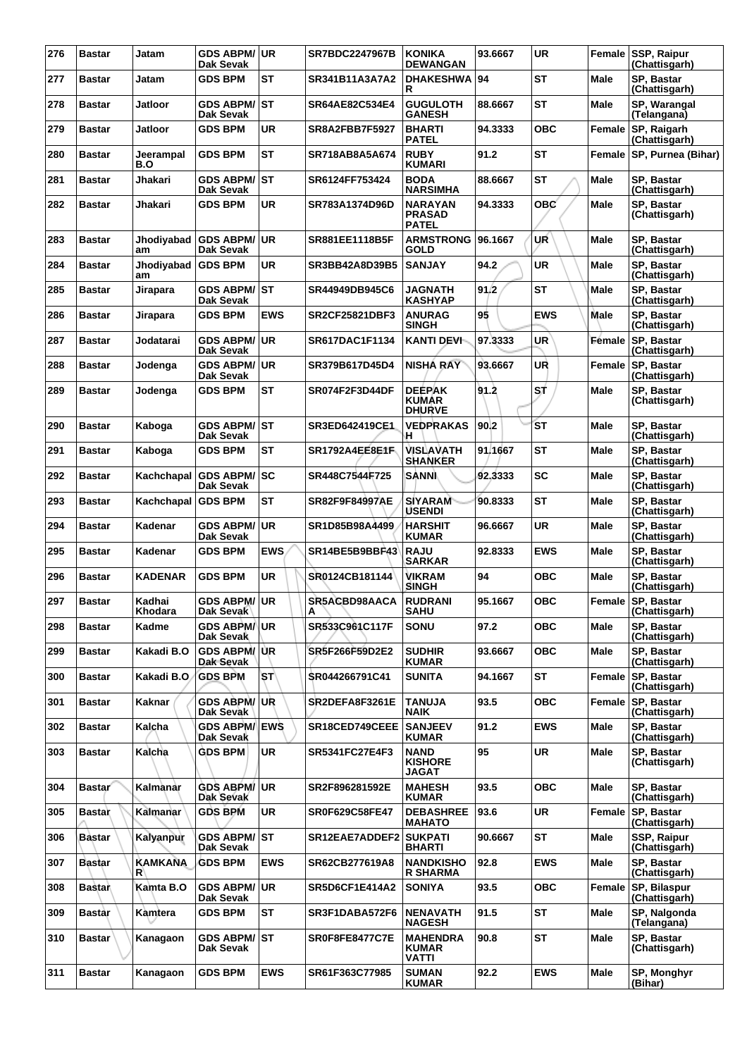| 276 | Bastar | Jatam | GDS ABPM/ Dak Sevak | UR | SR7BDC2247967B | KONIKA DEWANGAN | 93.6667 | UR | Female | SSP, Raipur (Chattisgarh) |
|---|---|---|---|---|---|---|---|---|---|---|
| 277 | Bastar | Jatam | GDS BPM | ST | SR341B11A3A7A2 | DHAKESHWA R | 94 | ST | Male | SP, Bastar (Chattisgarh) |
| 278 | Bastar | Jatloor | GDS ABPM/ Dak Sevak | ST | SR64AE82C534E4 | GUGULOTH GANESH | 88.6667 | ST | Male | SP, Warangal (Telangana) |
| 279 | Bastar | Jatloor | GDS BPM | UR | SR8A2FBB7F5927 | BHARTI PATEL | 94.3333 | OBC | Female | SP, Raigarh (Chattisgarh) |
| 280 | Bastar | Jeerampal B.O | GDS BPM | ST | SR718AB8A5A674 | RUBY KUMARI | 91.2 | ST | Female | SP, Purnea (Bihar) |
| 281 | Bastar | Jhakari | GDS ABPM/ Dak Sevak | ST | SR6124FF753424 | BODA NARSIMHA | 88.6667 | ST | Male | SP, Bastar (Chattisgarh) |
| 282 | Bastar | Jhakari | GDS BPM | UR | SR783A1374D96D | NARAYAN PRASAD PATEL | 94.3333 | OBC | Male | SP, Bastar (Chattisgarh) |
| 283 | Bastar | Jhodiyabad am | GDS ABPM/ Dak Sevak | UR | SR881EE1118B5F | ARMSTRONG GOLD | 96.1667 | UR | Male | SP, Bastar (Chattisgarh) |
| 284 | Bastar | Jhodiyabad am | GDS BPM | UR | SR3BB42A8D39B5 | SANJAY | 94.2 | UR | Male | SP, Bastar (Chattisgarh) |
| 285 | Bastar | Jirapara | GDS ABPM/ Dak Sevak | ST | SR44949DB945C6 | JAGNATH KASHYAP | 91.2 | ST | Male | SP, Bastar (Chattisgarh) |
| 286 | Bastar | Jirapara | GDS BPM | EWS | SR2CF25821DBF3 | ANURAG SINGH | 95 | EWS | Male | SP, Bastar (Chattisgarh) |
| 287 | Bastar | Jodatarai | GDS ABPM/ Dak Sevak | UR | SR617DAC1F1134 | KANTI DEVI | 97.3333 | UR | Female | SP, Bastar (Chattisgarh) |
| 288 | Bastar | Jodenga | GDS ABPM/ Dak Sevak | UR | SR379B617D45D4 | NISHA RAY | 93.6667 | UR | Female | SP, Bastar (Chattisgarh) |
| 289 | Bastar | Jodenga | GDS BPM | ST | SR074F2F3D44DF | DEEPAK KUMAR DHURVE | 91.2 | ST | Male | SP, Bastar (Chattisgarh) |
| 290 | Bastar | Kaboga | GDS ABPM/ Dak Sevak | ST | SR3ED642419CE1 | VEDPRAKAS H | 90.2 | ST | Male | SP, Bastar (Chattisgarh) |
| 291 | Bastar | Kaboga | GDS BPM | ST | SR1792A4EE8E1F | VISLAVATH SHANKER | 91.1667 | ST | Male | SP, Bastar (Chattisgarh) |
| 292 | Bastar | Kachchapal | GDS ABPM/ Dak Sevak | SC | SR448C7544F725 | SANNI | 92.3333 | SC | Male | SP, Bastar (Chattisgarh) |
| 293 | Bastar | Kachchapal | GDS BPM | ST | SR82F9F84997AE | SIYARAM USENDI | 90.8333 | ST | Male | SP, Bastar (Chattisgarh) |
| 294 | Bastar | Kadenar | GDS ABPM/ Dak Sevak | UR | SR1D85B98A4499 | HARSHIT KUMAR | 96.6667 | UR | Male | SP, Bastar (Chattisgarh) |
| 295 | Bastar | Kadenar | GDS BPM | EWS | SR14BE5B9BBF43 | RAJU SARKAR | 92.8333 | EWS | Male | SP, Bastar (Chattisgarh) |
| 296 | Bastar | KADENAR | GDS BPM | UR | SR0124CB181144 | VIKRAM SINGH | 94 | OBC | Male | SP, Bastar (Chattisgarh) |
| 297 | Bastar | Kadhai Khodara | GDS ABPM/ Dak Sevak | UR | SR5ACBD98AACA A | RUDRANI SAHU | 95.1667 | OBC | Female | SP, Bastar (Chattisgarh) |
| 298 | Bastar | Kadme | GDS ABPM/ Dak Sevak | UR | SR533C961C117F | SONU | 97.2 | OBC | Male | SP, Bastar (Chattisgarh) |
| 299 | Bastar | Kakadi B.O | GDS ABPM/ Dak Sevak | UR | SR5F266F59D2E2 | SUDHIR KUMAR | 93.6667 | OBC | Male | SP, Bastar (Chattisgarh) |
| 300 | Bastar | Kakadi B.O | GDS BPM | ST | SR044266791C41 | SUNITA | 94.1667 | ST | Female | SP, Bastar (Chattisgarh) |
| 301 | Bastar | Kaknar | GDS ABPM/ Dak Sevak | UR | SR2DEFA8F3261E | TANUJA NAIK | 93.5 | OBC | Female | SP, Bastar (Chattisgarh) |
| 302 | Bastar | Kalcha | GDS ABPM/ Dak Sevak | EWS | SR18CED749CEEE | SANJEEV KUMAR | 91.2 | EWS | Male | SP, Bastar (Chattisgarh) |
| 303 | Bastar | Kalcha | GDS BPM | UR | SR5341FC27E4F3 | NAND KISHORE JAGAT | 95 | UR | Male | SP, Bastar (Chattisgarh) |
| 304 | Bastar | Kalmanar | GDS ABPM/ Dak Sevak | UR | SR2F896281592E | MAHESH KUMAR | 93.5 | OBC | Male | SP, Bastar (Chattisgarh) |
| 305 | Bastar | Kalmanar | GDS BPM | UR | SR0F629C58FE47 | DEBASHREE MAHATO | 93.6 | UR | Female | SP, Bastar (Chattisgarh) |
| 306 | Bastar | Kalyanpur | GDS ABPM/ Dak Sevak | ST | SR12EAE7ADDEF2 | SUKPATI BHARTI | 90.6667 | ST | Male | SSP, Raipur (Chattisgarh) |
| 307 | Bastar | KAMKANA R | GDS BPM | EWS | SR62CB277619A8 | NANDKISHO R SHARMA | 92.8 | EWS | Male | SP, Bastar (Chattisgarh) |
| 308 | Bastar | Kamta B.O | GDS ABPM/ Dak Sevak | UR | SR5D6CF1E414A2 | SONIYA | 93.5 | OBC | Female | SP, Bilaspur (Chattisgarh) |
| 309 | Bastar | Kamtera | GDS BPM | ST | SR3F1DABA572F6 | NENAVATH NAGESH | 91.5 | ST | Male | SP, Nalgonda (Telangana) |
| 310 | Bastar | Kanagaon | GDS ABPM/ Dak Sevak | ST | SR0F8FE8477C7E | MAHENDRA KUMAR VATTI | 90.8 | ST | Male | SP, Bastar (Chattisgarh) |
| 311 | Bastar | Kanagaon | GDS BPM | EWS | SR61F363C77985 | SUMAN KUMAR | 92.2 | EWS | Male | SP, Monghyr (Bihar) |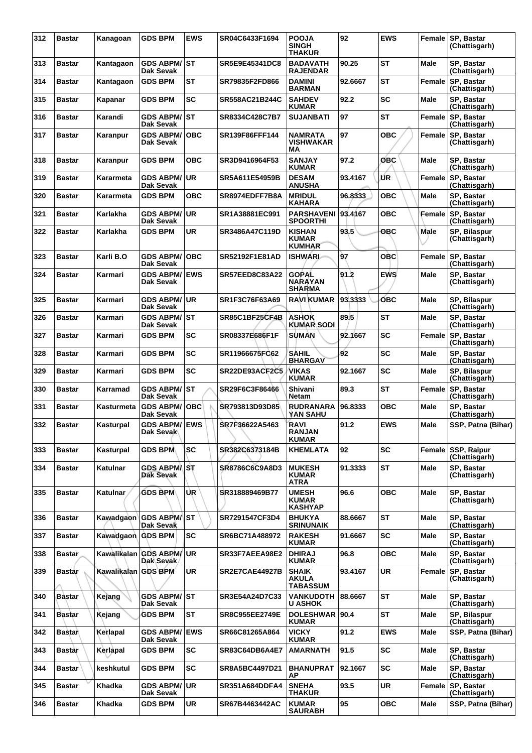| 312 | Bastar | Kanagoan | GDS BPM | EWS | SR04C6433F1694 | POOJA SINGH THAKUR | 92 | EWS | Female | SP, Bastar (Chattisgarh) |
|---|---|---|---|---|---|---|---|---|---|---|
| 313 | Bastar | Kantagaon | GDS ABPM/ Dak Sevak | ST | SR5E9E45341DC8 | BADAVATH RAJENDAR | 90.25 | ST | Male | SP, Bastar (Chattisgarh) |
| 314 | Bastar | Kantagaon | GDS BPM | ST | SR79835F2FD866 | DAMINI BARMAN | 92.6667 | ST | Female | SP, Bastar (Chattisgarh) |
| 315 | Bastar | Kapanar | GDS BPM | SC | SR558AC21B244C | SAHDEV KUMAR | 92.2 | SC | Male | SP, Bastar (Chattisgarh) |
| 316 | Bastar | Karandi | GDS ABPM/ Dak Sevak | ST | SR8334C428C7B7 | SUJANBATI | 97 | ST | Female | SP, Bastar (Chattisgarh) |
| 317 | Bastar | Karanpur | GDS ABPM/ Dak Sevak | OBC | SR139F86FFF144 | NAMRATA VISHWAKAR MA | 97 | OBC | Female | SP, Bastar (Chattisgarh) |
| 318 | Bastar | Karanpur | GDS BPM | OBC | SR3D9416964F53 | SANJAY KUMAR | 97.2 | OBC | Male | SP, Bastar (Chattisgarh) |
| 319 | Bastar | Kararmeta | GDS ABPM/ Dak Sevak | UR | SR5A611E54959B | DESAM ANUSHA | 93.4167 | UR | Female | SP, Bastar (Chattisgarh) |
| 320 | Bastar | Kararmeta | GDS BPM | OBC | SR8974EDFF7B8A | MRIDUL KAHARA | 96.8333 | OBC | Male | SP, Bastar (Chattisgarh) |
| 321 | Bastar | Karlakha | GDS ABPM/ Dak Sevak | UR | SR1A38881EC991 | PARSHAVENI SPOORTHI | 93.4167 | OBC | Female | SP, Bastar (Chattisgarh) |
| 322 | Bastar | Karlakha | GDS BPM | UR | SR3486A47C119D | KISHAN KUMAR KUMHAR | 93.5 | OBC | Male | SP, Bilaspur (Chattisgarh) |
| 323 | Bastar | Karli B.O | GDS ABPM/ Dak Sevak | OBC | SR52192F1E81AD | ISHWARI | 97 | OBC | Female | SP, Bastar (Chattisgarh) |
| 324 | Bastar | Karmari | GDS ABPM/ Dak Sevak | EWS | SR57EED8C83A22 | GOPAL NARAYAN SHARMA | 91.2 | EWS | Male | SP, Bastar (Chattisgarh) |
| 325 | Bastar | Karmari | GDS ABPM/ Dak Sevak | UR | SR1F3C76F63A69 | RAVI KUMAR | 93.3333 | OBC | Male | SP, Bilaspur (Chattisgarh) |
| 326 | Bastar | Karmari | GDS ABPM/ Dak Sevak | ST | SR85C1BF25CF4B | ASHOK KUMAR SODI | 89.5 | ST | Male | SP, Bastar (Chattisgarh) |
| 327 | Bastar | Karmari | GDS BPM | SC | SR08337E686F1F | SUMAN | 92.1667 | SC | Female | SP, Bastar (Chattisgarh) |
| 328 | Bastar | Karmari | GDS BPM | SC | SR11966675FC62 | SAHIL BHARGAV | 92 | SC | Male | SP, Bastar (Chattisgarh) |
| 329 | Bastar | Karmari | GDS BPM | SC | SR22DE93ACF2C5 | VIKAS KUMAR | 92.1667 | SC | Male | SP, Bilaspur (Chattisgarh) |
| 330 | Bastar | Karramad | GDS ABPM/ Dak Sevak | ST | SR29F6C3F86466 | Shivani Netam | 89.3 | ST | Female | SP, Bastar (Chattisgarh) |
| 331 | Bastar | Kasturmeta | GDS ABPM/ Dak Sevak | OBC | SR793813D93D85 | RUDRANARA YAN SAHU | 96.8333 | OBC | Male | SP, Bastar (Chattisgarh) |
| 332 | Bastar | Kasturpal | GDS ABPM/ Dak Sevak | EWS | SR7F36622A5463 | RAVI RANJAN KUMAR | 91.2 | EWS | Male | SSP, Patna (Bihar) |
| 333 | Bastar | Kasturpal | GDS BPM | SC | SR382C6373184B | KHEMLATA | 92 | SC | Female | SSP, Raipur (Chattisgarh) |
| 334 | Bastar | Katulnar | GDS ABPM/ Dak Sevak | ST | SR8786C6C9A8D3 | MUKESH KUMAR ATRA | 91.3333 | ST | Male | SP, Bastar (Chattisgarh) |
| 335 | Bastar | Katulnar | GDS BPM | UR | SR318889469B77 | UMESH KUMAR KASHYAP | 96.6 | OBC | Male | SP, Bastar (Chattisgarh) |
| 336 | Bastar | Kawadgaon | GDS ABPM/ Dak Sevak | ST | SR7291547CF3D4 | BHUKYA SRINUNAIK | 88.6667 | ST | Male | SP, Bastar (Chattisgarh) |
| 337 | Bastar | Kawadgaon | GDS BPM | SC | SR6BC71A488972 | RAKESH KUMAR | 91.6667 | SC | Male | SP, Bastar (Chattisgarh) |
| 338 | Bastar | Kawalikalan | GDS ABPM/ Dak Sevak | UR | SR33F7AEEA98E2 | DHIRAJ KUMAR | 96.8 | OBC | Male | SP, Bastar (Chattisgarh) |
| 339 | Bastar | Kawalikalan | GDS BPM | UR | SR2E7CAE44927B | SHAIK AKULA TABASSUM | 93.4167 | UR | Female | SP, Bastar (Chattisgarh) |
| 340 | Bastar | Kejang | GDS ABPM/ Dak Sevak | ST | SR3E54A24D7C33 | VANKUDOTH U ASHOK | 88.6667 | ST | Male | SP, Bastar (Chattisgarh) |
| 341 | Bastar | Kejang | GDS BPM | ST | SR8C955EE2749E | DOLESHWAR KUMAR | 90.4 | ST | Male | SP, Bilaspur (Chattisgarh) |
| 342 | Bastar | Kerlapal | GDS ABPM/ Dak Sevak | EWS | SR66C81265A864 | VICKY KUMAR | 91.2 | EWS | Male | SSP, Patna (Bihar) |
| 343 | Bastar | Kerlapal | GDS BPM | SC | SR83C64DB6A4E7 | AMARNATH | 91.5 | SC | Male | SP, Bastar (Chattisgarh) |
| 344 | Bastar | keshkutul | GDS BPM | SC | SR8A5BC4497D21 | BHANUPRAT AP | 92.1667 | SC | Male | SP, Bastar (Chattisgarh) |
| 345 | Bastar | Khadka | GDS ABPM/ Dak Sevak | UR | SR351A684DDFA4 | SNEHA THAKUR | 93.5 | UR | Female | SP, Bastar (Chattisgarh) |
| 346 | Bastar | Khadka | GDS BPM | UR | SR67B4463442AC | KUMAR SAURABH | 95 | OBC | Male | SSP, Patna (Bihar) |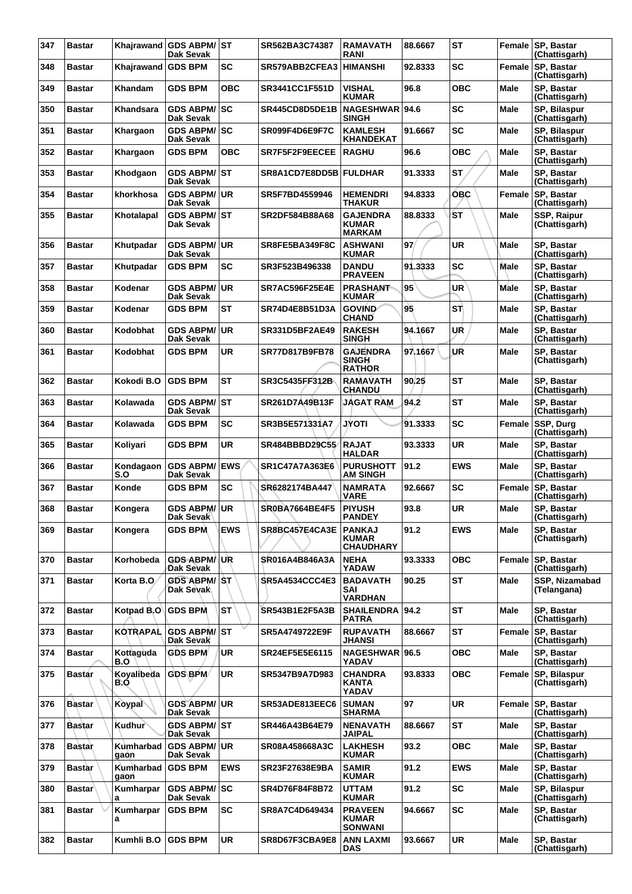| 347 | Bastar | Khajrawand | GDS ABPM/ Dak Sevak | ST | SR562BA3C74387 | RAMAVATH RANI | 88.6667 | ST | Female | SP, Bastar (Chattisgarh) |
|---|---|---|---|---|---|---|---|---|---|---|
| 348 | Bastar | Khajrawand | GDS BPM | SC | SR579ABB2CFEA3 | HIMANSHI | 92.8333 | SC | Female | SP, Bastar (Chattisgarh) |
| 349 | Bastar | Khandam | GDS BPM | OBC | SR3441CC1F551D | VISHAL KUMAR | 96.8 | OBC | Male | SP, Bastar (Chattisgarh) |
| 350 | Bastar | Khandsara | GDS ABPM/ Dak Sevak | SC | SR445CD8D5DE1B | NAGESHWAR SINGH | 94.6 | SC | Male | SP, Bilaspur (Chattisgarh) |
| 351 | Bastar | Khargaon | GDS ABPM/ Dak Sevak | SC | SR099F4D6E9F7C | KAMLESH KHANDEKAT | 91.6667 | SC | Male | SP, Bilaspur (Chattisgarh) |
| 352 | Bastar | Khargaon | GDS BPM | OBC | SR7F5F2F9EECEE | RAGHU | 96.6 | OBC | Male | SP, Bastar (Chattisgarh) |
| 353 | Bastar | Khodgaon | GDS ABPM/ Dak Sevak | ST | SR8A1CD7E8DD5B | FULDHAR | 91.3333 | ST | Male | SP, Bastar (Chattisgarh) |
| 354 | Bastar | khorkhosa | GDS ABPM/ Dak Sevak | UR | SR5F7BD4559946 | HEMENDRI THAKUR | 94.8333 | OBC | Female | SP, Bastar (Chattisgarh) |
| 355 | Bastar | Khotalapal | GDS ABPM/ Dak Sevak | ST | SR2DF584B88A68 | GAJENDRA KUMAR MARKAM | 88.8333 | ST | Male | SSP, Raipur (Chattisgarh) |
| 356 | Bastar | Khutpadar | GDS ABPM/ Dak Sevak | UR | SR8FE5BA349F8C | ASHWANI KUMAR | 97 | UR | Male | SP, Bastar (Chattisgarh) |
| 357 | Bastar | Khutpadar | GDS BPM | SC | SR3F523B496338 | DANDU PRAVEEN | 91.3333 | SC | Male | SP, Bastar (Chattisgarh) |
| 358 | Bastar | Kodenar | GDS ABPM/ Dak Sevak | UR | SR7AC596F25E4E | PRASHANT KUMAR | 95 | UR | Male | SP, Bastar (Chattisgarh) |
| 359 | Bastar | Kodenar | GDS BPM | ST | SR74D4E8B51D3A | GOVIND CHAND | 95 | ST | Male | SP, Bastar (Chattisgarh) |
| 360 | Bastar | Kodobhat | GDS ABPM/ Dak Sevak | UR | SR331D5BF2AE49 | RAKESH SINGH | 94.1667 | UR | Male | SP, Bastar (Chattisgarh) |
| 361 | Bastar | Kodobhat | GDS BPM | UR | SR77D817B9FB78 | GAJENDRA SINGH RATHOR | 97.1667 | UR | Male | SP, Bastar (Chattisgarh) |
| 362 | Bastar | Kokodi B.O | GDS BPM | ST | SR3C5435FF312B | RAMAVATH CHANDU | 90.25 | ST | Male | SP, Bastar (Chattisgarh) |
| 363 | Bastar | Kolawada | GDS ABPM/ Dak Sevak | ST | SR261D7A49B13F | JAGAT RAM | 94.2 | ST | Male | SP, Bastar (Chattisgarh) |
| 364 | Bastar | Kolawada | GDS BPM | SC | SR3B5E571331A7 | JYOTI | 91.3333 | SC | Female | SSP, Durg (Chattisgarh) |
| 365 | Bastar | Koliyari | GDS BPM | UR | SR484BBBD29C55 | RAJAT HALDAR | 93.3333 | UR | Male | SP, Bastar (Chattisgarh) |
| 366 | Bastar | Kondagaon S.O | GDS ABPM/ Dak Sevak | EWS | SR1C47A7A363E6 | PURUSHOTT AM SINGH | 91.2 | EWS | Male | SP, Bastar (Chattisgarh) |
| 367 | Bastar | Konde | GDS BPM | SC | SR6282174BA447 | NAMRATA VARE | 92.6667 | SC | Female | SP, Bastar (Chattisgarh) |
| 368 | Bastar | Kongera | GDS ABPM/ Dak Sevak | UR | SR0BA7664BE4F5 | PIYUSH PANDEY | 93.8 | UR | Male | SP, Bastar (Chattisgarh) |
| 369 | Bastar | Kongera | GDS BPM | EWS | SR8BC457E4CA3E | PANKAJ KUMAR CHAUDHARY | 91.2 | EWS | Male | SP, Bastar (Chattisgarh) |
| 370 | Bastar | Korhobeda | GDS ABPM/ Dak Sevak | UR | SR016A4B846A3A | NEHA YADAW | 93.3333 | OBC | Female | SP, Bastar (Chattisgarh) |
| 371 | Bastar | Korta B.O | GDS ABPM/ Dak Sevak | ST | SR5A4534CCC4E3 | BADAVATH SAI VARDHAN | 90.25 | ST | Male | SSP, Nizamabad (Telangana) |
| 372 | Bastar | Kotpad B.O | GDS BPM | ST | SR543B1E2F5A3B | SHAILENDRA PATRA | 94.2 | ST | Male | SP, Bastar (Chattisgarh) |
| 373 | Bastar | KOTRAPAL | GDS ABPM/ Dak Sevak | ST | SR5A4749722E9F | RUPAVATH JHANSI | 88.6667 | ST | Female | SP, Bastar (Chattisgarh) |
| 374 | Bastar | Kottaguda B.O | GDS BPM | UR | SR24EF5E5E6115 | NAGESHWAR YADAV | 96.5 | OBC | Male | SP, Bastar (Chattisgarh) |
| 375 | Bastar | Koyalibeda B.O | GDS BPM | UR | SR5347B9A7D983 | CHANDRA KANTA YADAV | 93.8333 | OBC | Female | SP, Bilaspur (Chattisgarh) |
| 376 | Bastar | Koypal | GDS ABPM/ Dak Sevak | UR | SR53ADE813EEC6 | SUMAN SHARMA | 97 | UR | Female | SP, Bastar (Chattisgarh) |
| 377 | Bastar | Kudhur | GDS ABPM/ Dak Sevak | ST | SR446A43B64E79 | NENAVATH JAIPAL | 88.6667 | ST | Male | SP, Bastar (Chattisgarh) |
| 378 | Bastar | Kumharbad gaon | GDS ABPM/ Dak Sevak | UR | SR08A458668A3C | LAKHESH KUMAR | 93.2 | OBC | Male | SP, Bastar (Chattisgarh) |
| 379 | Bastar | Kumharbad gaon | GDS BPM | EWS | SR23F27638E9BA | SAMIR KUMAR | 91.2 | EWS | Male | SP, Bastar (Chattisgarh) |
| 380 | Bastar | Kumharpar a | GDS ABPM/ Dak Sevak | SC | SR4D76F84F8B72 | UTTAM KUMAR | 91.2 | SC | Male | SP, Bilaspur (Chattisgarh) |
| 381 | Bastar | Kumharpar a | GDS BPM | SC | SR8A7C4D649434 | PRAVEEN KUMAR SONWANI | 94.6667 | SC | Male | SP, Bastar (Chattisgarh) |
| 382 | Bastar | Kumhli B.O | GDS BPM | UR | SR8D67F3CBA9E8 | ANN LAXMI DAS | 93.6667 | UR | Male | SP, Bastar (Chattisgarh) |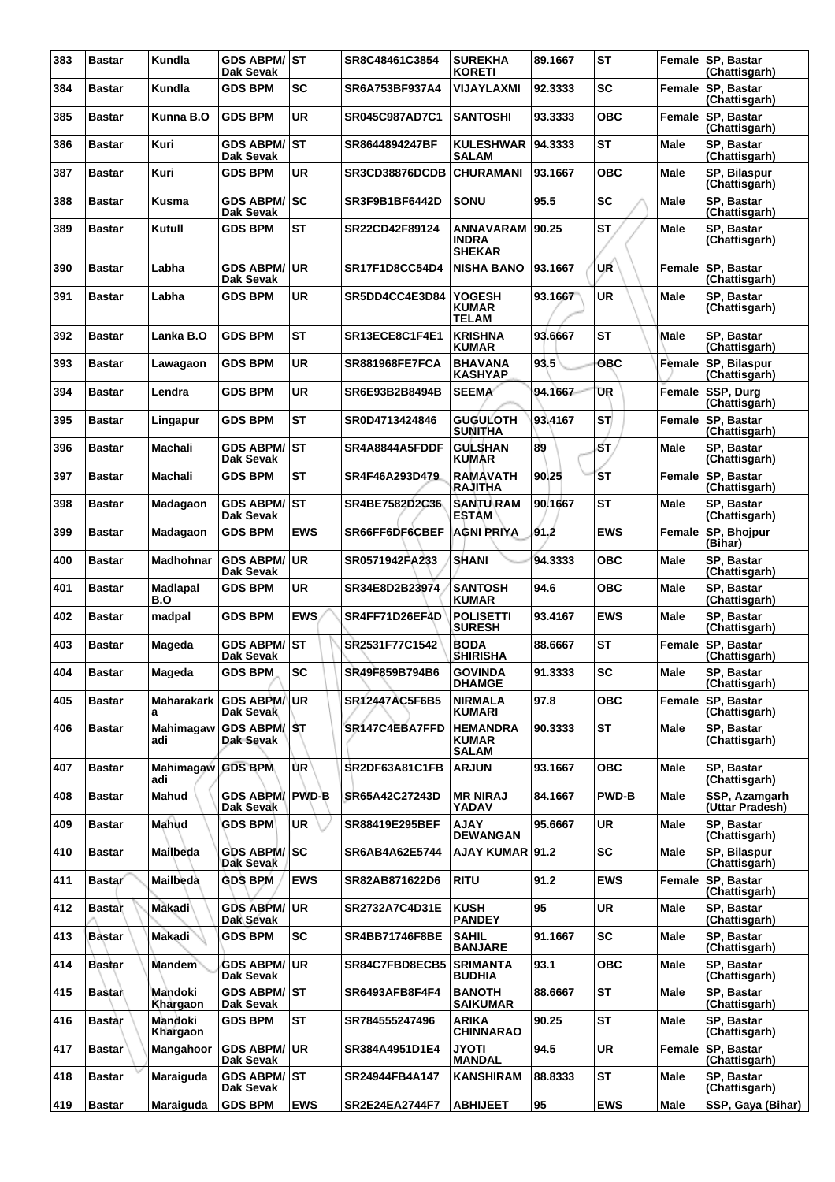| 383 | Bastar | Kundla | GDS ABPM/ Dak Sevak | ST | SR8C48461C3854 | SUREKHA KORETI | 89.1667 | ST | Female | SP, Bastar (Chattisgarh) |
|---|---|---|---|---|---|---|---|---|---|---|
| 384 | Bastar | Kundla | GDS BPM | SC | SR6A753BF937A4 | VIJAYLAXMI | 92.3333 | SC | Female | SP, Bastar (Chattisgarh) |
| 385 | Bastar | Kunna B.O | GDS BPM | UR | SR045C987AD7C1 | SANTOSHI | 93.3333 | OBC | Female | SP, Bastar (Chattisgarh) |
| 386 | Bastar | Kuri | GDS ABPM/ Dak Sevak | ST | SR8644894247BF | KULESHWAR SALAM | 94.3333 | ST | Male | SP, Bastar (Chattisgarh) |
| 387 | Bastar | Kuri | GDS BPM | UR | SR3CD38876DCDB | CHURAMANI | 93.1667 | OBC | Male | SP, Bilaspur (Chattisgarh) |
| 388 | Bastar | Kusma | GDS ABPM/ Dak Sevak | SC | SR3F9B1BF6442D | SONU | 95.5 | SC | Male | SP, Bastar (Chattisgarh) |
| 389 | Bastar | Kutull | GDS BPM | ST | SR22CD42F89124 | ANNAVARAM INDRA SHEKAR | 90.25 | ST | Male | SP, Bastar (Chattisgarh) |
| 390 | Bastar | Labha | GDS ABPM/ Dak Sevak | UR | SR17F1D8CC54D4 | NISHA BANO | 93.1667 | UR | Female | SP, Bastar (Chattisgarh) |
| 391 | Bastar | Labha | GDS BPM | UR | SR5DD4CC4E3D84 | YOGESH KUMAR TELAM | 93.1667 | UR | Male | SP, Bastar (Chattisgarh) |
| 392 | Bastar | Lanka B.O | GDS BPM | ST | SR13ECE8C1F4E1 | KRISHNA KUMAR | 93.6667 | ST | Male | SP, Bastar (Chattisgarh) |
| 393 | Bastar | Lawagaon | GDS BPM | UR | SR881968FE7FCA | BHAVANA KASHYAP | 93.5 | OBC | Female | SP, Bilaspur (Chattisgarh) |
| 394 | Bastar | Lendra | GDS BPM | UR | SR6E93B2B8494B | SEEMA | 94.1667 | UR | Female | SSP, Durg (Chattisgarh) |
| 395 | Bastar | Lingapur | GDS BPM | ST | SR0D4713424846 | GUGULOTH SUNITHA | 93.4167 | ST | Female | SP, Bastar (Chattisgarh) |
| 396 | Bastar | Machali | GDS ABPM/ Dak Sevak | ST | SR4A8844A5FDDF | GULSHAN KUMAR | 89 | ST | Male | SP, Bastar (Chattisgarh) |
| 397 | Bastar | Machali | GDS BPM | ST | SR4F46A293D479 | RAMAVATH RAJITHA | 90.25 | ST | Female | SP, Bastar (Chattisgarh) |
| 398 | Bastar | Madagaon | GDS ABPM/ Dak Sevak | ST | SR4BE7582D2C36 | SANTU RAM ESTAM | 90.1667 | ST | Male | SP, Bastar (Chattisgarh) |
| 399 | Bastar | Madagaon | GDS BPM | EWS | SR66FF6DF6CBEF | AGNI PRIYA | 91.2 | EWS | Female | SP, Bhojpur (Bihar) |
| 400 | Bastar | Madhohnar | GDS ABPM/ Dak Sevak | UR | SR0571942FA233 | SHANI | 94.3333 | OBC | Male | SP, Bastar (Chattisgarh) |
| 401 | Bastar | Madlapal B.O | GDS BPM | UR | SR34E8D2B23974 | SANTOSH KUMAR | 94.6 | OBC | Male | SP, Bastar (Chattisgarh) |
| 402 | Bastar | madpal | GDS BPM | EWS | SR4FF71D26EF4D | POLISETTI SURESH | 93.4167 | EWS | Male | SP, Bastar (Chattisgarh) |
| 403 | Bastar | Mageda | GDS ABPM/ Dak Sevak | ST | SR2531F77C1542 | BODA SHIRISHA | 88.6667 | ST | Female | SP, Bastar (Chattisgarh) |
| 404 | Bastar | Mageda | GDS BPM | SC | SR49F859B794B6 | GOVINDA DHAMGE | 91.3333 | SC | Male | SP, Bastar (Chattisgarh) |
| 405 | Bastar | Maharakarka | GDS ABPM/ Dak Sevak | UR | SR12447AC5F6B5 | NIRMALA KUMARI | 97.8 | OBC | Female | SP, Bastar (Chattisgarh) |
| 406 | Bastar | Mahimagawadi | GDS ABPM/ Dak Sevak | ST | SR147C4EBA7FFD | HEMANDRA KUMAR SALAM | 90.3333 | ST | Male | SP, Bastar (Chattisgarh) |
| 407 | Bastar | Mahimagawadi | GDS BPM | UR | SR2DF63A81C1FB | ARJUN | 93.1667 | OBC | Male | SP, Bastar (Chattisgarh) |
| 408 | Bastar | Mahud | GDS ABPM/ Dak Sevak | PWD-B | SR65A42C27243D | MR NIRAJ YADAV | 84.1667 | PWD-B | Male | SSP, Azamgarh (Uttar Pradesh) |
| 409 | Bastar | Mahud | GDS BPM | UR | SR88419E295BEF | AJAY DEWANGAN | 95.6667 | UR | Male | SP, Bastar (Chattisgarh) |
| 410 | Bastar | Mailbeda | GDS ABPM/ Dak Sevak | SC | SR6AB4A62E5744 | AJAY KUMAR | 91.2 | SC | Male | SP, Bilaspur (Chattisgarh) |
| 411 | Bastar | Mailbeda | GDS BPM | EWS | SR82AB871622D6 | RITU | 91.2 | EWS | Female | SP, Bastar (Chattisgarh) |
| 412 | Bastar | Makadi | GDS ABPM/ Dak Sevak | UR | SR2732A7C4D31E | KUSH PANDEY | 95 | UR | Male | SP, Bastar (Chattisgarh) |
| 413 | Bastar | Makadi | GDS BPM | SC | SR4BB71746F8BE | SAHIL BANJARE | 91.1667 | SC | Male | SP, Bastar (Chattisgarh) |
| 414 | Bastar | Mandem | GDS ABPM/ Dak Sevak | UR | SR84C7FBD8ECB5 | SRIMANTA BUDHIA | 93.1 | OBC | Male | SP, Bastar (Chattisgarh) |
| 415 | Bastar | Mandoki Khargaon | GDS ABPM/ Dak Sevak | ST | SR6493AFB8F4F4 | BANOTH SAIKUMAR | 88.6667 | ST | Male | SP, Bastar (Chattisgarh) |
| 416 | Bastar | Mandoki Khargaon | GDS BPM | ST | SR784555247496 | ARIKA CHINNARAO | 90.25 | ST | Male | SP, Bastar (Chattisgarh) |
| 417 | Bastar | Mangahoor | GDS ABPM/ Dak Sevak | UR | SR384A4951D1E4 | JYOTI MANDAL | 94.5 | UR | Female | SP, Bastar (Chattisgarh) |
| 418 | Bastar | Maraiguda | GDS ABPM/ Dak Sevak | ST | SR24944FB4A147 | KANSHIRAM | 88.8333 | ST | Male | SP, Bastar (Chattisgarh) |
| 419 | Bastar | Maraiguda | GDS BPM | EWS | SR2E24EA2744F7 | ABHIJEET | 95 | EWS | Male | SSP, Gaya (Bihar) |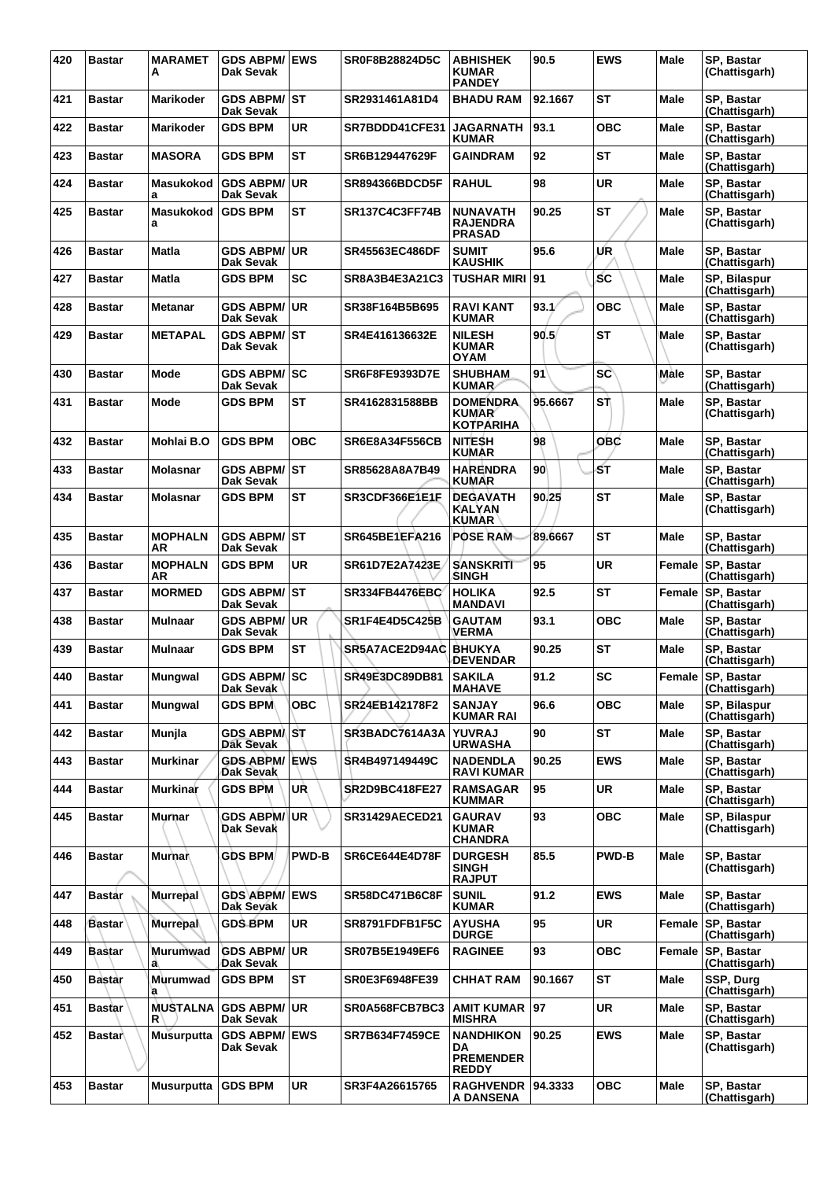| 420 | Bastar | MARAMETA | GDS ABPM/ Dak Sevak | EWS | SR0F8B28824D5C | ABHISHEK KUMAR PANDEY | 90.5 | EWS | Male | SP, Bastar (Chattisgarh) |
|---|---|---|---|---|---|---|---|---|---|---|
| 421 | Bastar | Marikoder | GDS ABPM/ Dak Sevak | ST | SR2931461A81D4 | BHADU RAM | 92.1667 | ST | Male | SP, Bastar (Chattisgarh) |
| 422 | Bastar | Marikoder | GDS BPM | UR | SR7BDDD41CFE31 | JAGARNATH KUMAR | 93.1 | OBC | Male | SP, Bastar (Chattisgarh) |
| 423 | Bastar | MASORA | GDS BPM | ST | SR6B129447629F | GAINDRAM | 92 | ST | Male | SP, Bastar (Chattisgarh) |
| 424 | Bastar | Masukokoda | GDS ABPM/ Dak Sevak | UR | SR894366BDCD5F | RAHUL | 98 | UR | Male | SP, Bastar (Chattisgarh) |
| 425 | Bastar | Masukokoda | GDS BPM | ST | SR137C4C3FF74B | NUNAVATH RAJENDRA PRASAD | 90.25 | ST | Male | SP, Bastar (Chattisgarh) |
| 426 | Bastar | Matla | GDS ABPM/ Dak Sevak | UR | SR45563EC486DF | SUMIT KAUSHIK | 95.6 | UR | Male | SP, Bastar (Chattisgarh) |
| 427 | Bastar | Matla | GDS BPM | SC | SR8A3B4E3A21C3 | TUSHAR MIRI | 91 | SC | Male | SP, Bilaspur (Chattisgarh) |
| 428 | Bastar | Metanar | GDS ABPM/ Dak Sevak | UR | SR38F164B5B695 | RAVI KANT KUMAR | 93.1 | OBC | Male | SP, Bastar (Chattisgarh) |
| 429 | Bastar | METAPAL | GDS ABPM/ Dak Sevak | ST | SR4E416136632E | NILESH KUMAR OYAM | 90.5 | ST | Male | SP, Bastar (Chattisgarh) |
| 430 | Bastar | Mode | GDS ABPM/ Dak Sevak | SC | SR6F8FE9393D7E | SHUBHAM KUMAR | 91 | SC | Male | SP, Bastar (Chattisgarh) |
| 431 | Bastar | Mode | GDS BPM | ST | SR4162831588BB | DOMENDRA KUMAR KOTPARIHA | 95.6667 | ST | Male | SP, Bastar (Chattisgarh) |
| 432 | Bastar | Mohlai B.O | GDS BPM | OBC | SR6E8A34F556CB | NITESH KUMAR | 98 | OBC | Male | SP, Bastar (Chattisgarh) |
| 433 | Bastar | Molasnar | GDS ABPM/ Dak Sevak | ST | SR85628A8A7B49 | HARENDRA KUMAR | 90 | ST | Male | SP, Bastar (Chattisgarh) |
| 434 | Bastar | Molasnar | GDS BPM | ST | SR3CDF366E1E1F | DEGAVATH KALYAN KUMAR | 90.25 | ST | Male | SP, Bastar (Chattisgarh) |
| 435 | Bastar | MOPHALNAR | GDS ABPM/ Dak Sevak | ST | SR645BE1EFA216 | POSE RAM | 89.6667 | ST | Male | SP, Bastar (Chattisgarh) |
| 436 | Bastar | MOPHALNAR | GDS BPM | UR | SR61D7E2A7423E | SANSKRITI SINGH | 95 | UR | Female | SP, Bastar (Chattisgarh) |
| 437 | Bastar | MORMED | GDS ABPM/ Dak Sevak | ST | SR334FB4476EBC | HOLIKA MANDAVI | 92.5 | ST | Female | SP, Bastar (Chattisgarh) |
| 438 | Bastar | Mulnaar | GDS ABPM/ Dak Sevak | UR | SR1F4E4D5C425B | GAUTAM VERMA | 93.1 | OBC | Male | SP, Bastar (Chattisgarh) |
| 439 | Bastar | Mulnaar | GDS BPM | ST | SR5A7ACE2D94AC | BHUKYA DEVENDAR | 90.25 | ST | Male | SP, Bastar (Chattisgarh) |
| 440 | Bastar | Mungwal | GDS ABPM/ Dak Sevak | SC | SR49E3DC89DB81 | SAKILA MAHAVE | 91.2 | SC | Female | SP, Bastar (Chattisgarh) |
| 441 | Bastar | Mungwal | GDS BPM | OBC | SR24EB142178F2 | SANJAY KUMAR RAI | 96.6 | OBC | Male | SP, Bilaspur (Chattisgarh) |
| 442 | Bastar | Munjla | GDS ABPM/ Dak Sevak | ST | SR3BADC7614A3A | YUVRAJ URWASHA | 90 | ST | Male | SP, Bastar (Chattisgarh) |
| 443 | Bastar | Murkinar | GDS ABPM/ Dak Sevak | EWS | SR4B497149449C | NADENDLA RAVI KUMAR | 90.25 | EWS | Male | SP, Bastar (Chattisgarh) |
| 444 | Bastar | Murkinar | GDS BPM | UR | SR2D9BC418FE27 | RAMSAGAR KUMMAR | 95 | UR | Male | SP, Bastar (Chattisgarh) |
| 445 | Bastar | Murnar | GDS ABPM/ Dak Sevak | UR | SR31429AECED21 | GAURAV KUMAR CHANDRA | 93 | OBC | Male | SP, Bilaspur (Chattisgarh) |
| 446 | Bastar | Murnar | GDS BPM | PWD-B | SR6CE644E4D78F | DURGESH SINGH RAJPUT | 85.5 | PWD-B | Male | SP, Bastar (Chattisgarh) |
| 447 | Bastar | Murrepal | GDS ABPM/ Dak Sevak | EWS | SR58DC471B6C8F | SUNIL KUMAR | 91.2 | EWS | Male | SP, Bastar (Chattisgarh) |
| 448 | Bastar | Murrepal | GDS BPM | UR | SR8791FDFB1F5C | AYUSHA DURGE | 95 | UR | Female | SP, Bastar (Chattisgarh) |
| 449 | Bastar | Murumwada | GDS ABPM/ Dak Sevak | UR | SR07B5E1949EF6 | RAGINEE | 93 | OBC | Female | SP, Bastar (Chattisgarh) |
| 450 | Bastar | Murumwada | GDS BPM | ST | SR0E3F6948FE39 | CHHAT RAM | 90.1667 | ST | Male | SSP, Durg (Chattisgarh) |
| 451 | Bastar | MUSTALNAR | GDS ABPM/ Dak Sevak | UR | SR0A568FCB7BC3 | AMIT KUMAR MISHRA | 97 | UR | Male | SP, Bastar (Chattisgarh) |
| 452 | Bastar | Musurputta | GDS ABPM/ Dak Sevak | EWS | SR7B634F7459CE | NANDHIKONDA PREMENDER REDDY | 90.25 | EWS | Male | SP, Bastar (Chattisgarh) |
| 453 | Bastar | Musurputta | GDS BPM | UR | SR3F4A26615765 | RAGHVENDRA DANSENA | 94.3333 | OBC | Male | SP, Bastar (Chattisgarh) |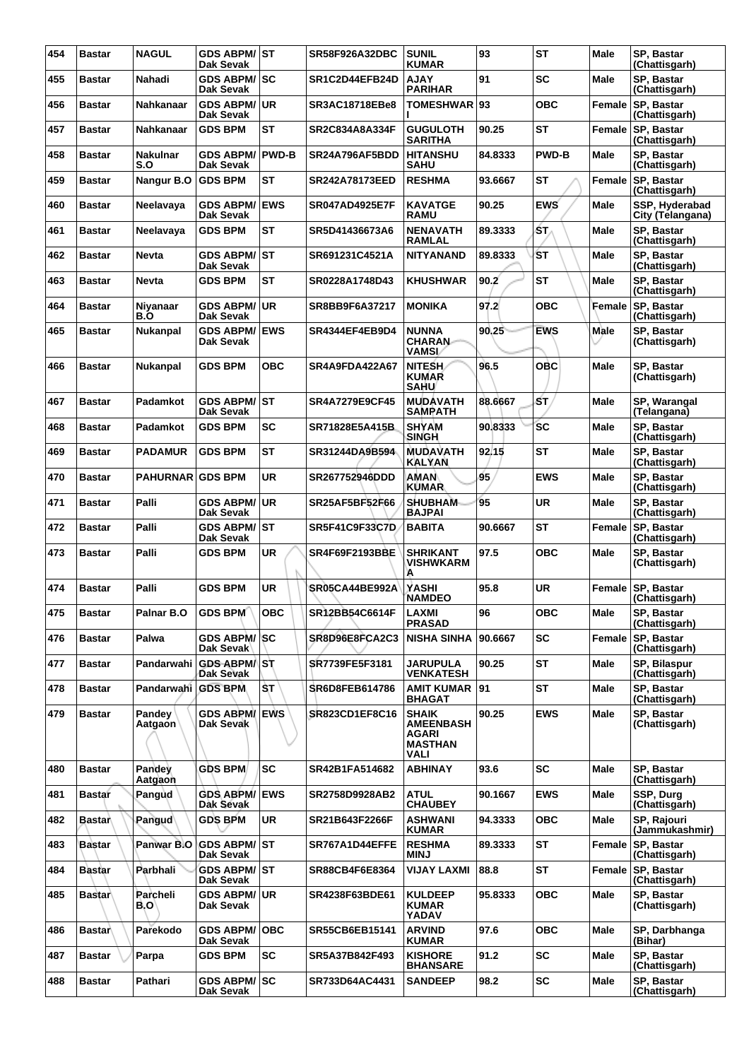| 454 | Bastar | NAGUL | GDS ABPM/ Dak Sevak | ST | SR58F926A32DBC | SUNIL KUMAR | 93 | ST | Male | SP, Bastar (Chattisgarh) |
|---|---|---|---|---|---|---|---|---|---|---|
| 455 | Bastar | Nahadi | GDS ABPM/ Dak Sevak | SC | SR1C2D44EFB24D | AJAY PARIHAR | 91 | SC | Male | SP, Bastar (Chattisgarh) |
| 456 | Bastar | Nahkanaar | GDS ABPM/ Dak Sevak | UR | SR3AC18718EBe8 | TOMESHWAR I | 93 | OBC | Female | SP, Bastar (Chattisgarh) |
| 457 | Bastar | Nahkanaar | GDS BPM | ST | SR2C834A8A334F | GUGULOTH SARITHA | 90.25 | ST | Female | SP, Bastar (Chattisgarh) |
| 458 | Bastar | Nakulnar S.O | GDS ABPM/ Dak Sevak | PWD-B | SR24A796AF5BDD | HITANSHU SAHU | 84.8333 | PWD-B | Male | SP, Bastar (Chattisgarh) |
| 459 | Bastar | Nangur B.O | GDS BPM | ST | SR242A78173EED | RESHMA | 93.6667 | ST | Female | SP, Bastar (Chattisgarh) |
| 460 | Bastar | Neelavaya | GDS ABPM/ Dak Sevak | EWS | SR047AD4925E7F | KAVATGE RAMU | 90.25 | EWS | Male | SSP, Hyderabad City (Telangana) |
| 461 | Bastar | Neelavaya | GDS BPM | ST | SR5D41436673A6 | NENAVATH RAMLAL | 89.3333 | ST | Male | SP, Bastar (Chattisgarh) |
| 462 | Bastar | Nevta | GDS ABPM/ Dak Sevak | ST | SR691231C4521A | NITYANAND | 89.8333 | ST | Male | SP, Bastar (Chattisgarh) |
| 463 | Bastar | Nevta | GDS BPM | ST | SR0228A1748D43 | KHUSHWAR | 90.2 | ST | Male | SP, Bastar (Chattisgarh) |
| 464 | Bastar | Niyanaar B.O | GDS ABPM/ Dak Sevak | UR | SR8BB9F6A37217 | MONIKA | 97.2 | OBC | Female | SP, Bastar (Chattisgarh) |
| 465 | Bastar | Nukanpal | GDS ABPM/ Dak Sevak | EWS | SR4344EF4EB9D4 | NUNNA CHARAN VAMSI | 90.25 | EWS | Male | SP, Bastar (Chattisgarh) |
| 466 | Bastar | Nukanpal | GDS BPM | OBC | SR4A9FDA422A67 | NITESH KUMAR SAHU | 96.5 | OBC | Male | SP, Bastar (Chattisgarh) |
| 467 | Bastar | Padamkot | GDS ABPM/ Dak Sevak | ST | SR4A7279E9CF45 | MUDAVATH SAMPATH | 88.6667 | ST | Male | SP, Warangal (Telangana) |
| 468 | Bastar | Padamkot | GDS BPM | SC | SR71828E5A415B | SHYAM SINGH | 90.8333 | SC | Male | SP, Bastar (Chattisgarh) |
| 469 | Bastar | PADAMUR | GDS BPM | ST | SR31244DA9B594 | MUDAVATH KALYAN | 92.15 | ST | Male | SP, Bastar (Chattisgarh) |
| 470 | Bastar | PAHURNAR | GDS BPM | UR | SR267752946DDD | AMAN KUMAR | 95 | EWS | Male | SP, Bastar (Chattisgarh) |
| 471 | Bastar | Palli | GDS ABPM/ Dak Sevak | UR | SR25AF5BF52F66 | SHUBHAM BAJPAI | 95 | UR | Male | SP, Bastar (Chattisgarh) |
| 472 | Bastar | Palli | GDS ABPM/ Dak Sevak | ST | SR5F41C9F33C7D | BABITA | 90.6667 | ST | Female | SP, Bastar (Chattisgarh) |
| 473 | Bastar | Palli | GDS BPM | UR | SR4F69F2193BBE | SHRIKANT VISHWKARM A | 97.5 | OBC | Male | SP, Bastar (Chattisgarh) |
| 474 | Bastar | Palli | GDS BPM | UR | SR05CA44BE992A | YASHI NAMDEO | 95.8 | UR | Female | SP, Bastar (Chattisgarh) |
| 475 | Bastar | Palnar B.O | GDS BPM | OBC | SR12BB54C6614F | LAXMI PRASAD | 96 | OBC | Male | SP, Bastar (Chattisgarh) |
| 476 | Bastar | Palwa | GDS ABPM/ Dak Sevak | SC | SR8D96E8FCA2C3 | NISHA SINHA | 90.6667 | SC | Female | SP, Bastar (Chattisgarh) |
| 477 | Bastar | Pandarwahi | GDS ABPM/ Dak Sevak | ST | SR7739FE5F3181 | JARUPULA VENKATESH | 90.25 | ST | Male | SP, Bilaspur (Chattisgarh) |
| 478 | Bastar | Pandarwahi | GDS BPM | ST | SR6D8FEB614786 | AMIT KUMAR BHAGAT | 91 | ST | Male | SP, Bastar (Chattisgarh) |
| 479 | Bastar | Pandey Aatgaon | GDS ABPM/ Dak Sevak | EWS | SR823CD1EF8C16 | SHAIK AMEENBASH AGARI MASTHAN VALI | 90.25 | EWS | Male | SP, Bastar (Chattisgarh) |
| 480 | Bastar | Pandey Aatgaon | GDS BPM | SC | SR42B1FA514682 | ABHINAY | 93.6 | SC | Male | SP, Bastar (Chattisgarh) |
| 481 | Bastar | Pangud | GDS ABPM/ Dak Sevak | EWS | SR2758D9928AB2 | ATUL CHAUBEY | 90.1667 | EWS | Male | SSP, Durg (Chattisgarh) |
| 482 | Bastar | Pangud | GDS BPM | UR | SR21B643F2266F | ASHWANI KUMAR | 94.3333 | OBC | Male | SP, Rajouri (Jammukashmir) |
| 483 | Bastar | Panwar B.O | GDS ABPM/ Dak Sevak | ST | SR767A1D44EFFE | RESHMA MINJ | 89.3333 | ST | Female | SP, Bastar (Chattisgarh) |
| 484 | Bastar | Parbhali | GDS ABPM/ Dak Sevak | ST | SR88CB4F6E8364 | VIJAY LAXMI | 88.8 | ST | Female | SP, Bastar (Chattisgarh) |
| 485 | Bastar | Parcheli B.O | GDS ABPM/ Dak Sevak | UR | SR4238F63BDE61 | KULDEEP KUMAR YADAV | 95.8333 | OBC | Male | SP, Bastar (Chattisgarh) |
| 486 | Bastar | Parekodo | GDS ABPM/ Dak Sevak | OBC | SR55CB6EB15141 | ARVIND KUMAR | 97.6 | OBC | Male | SP, Darbhanga (Bihar) |
| 487 | Bastar | Parpa | GDS BPM | SC | SR5A37B842F493 | KISHORE BHANSARE | 91.2 | SC | Male | SP, Bastar (Chattisgarh) |
| 488 | Bastar | Pathari | GDS ABPM/ Dak Sevak | SC | SR733D64AC4431 | SANDEEP | 98.2 | SC | Male | SP, Bastar (Chattisgarh) |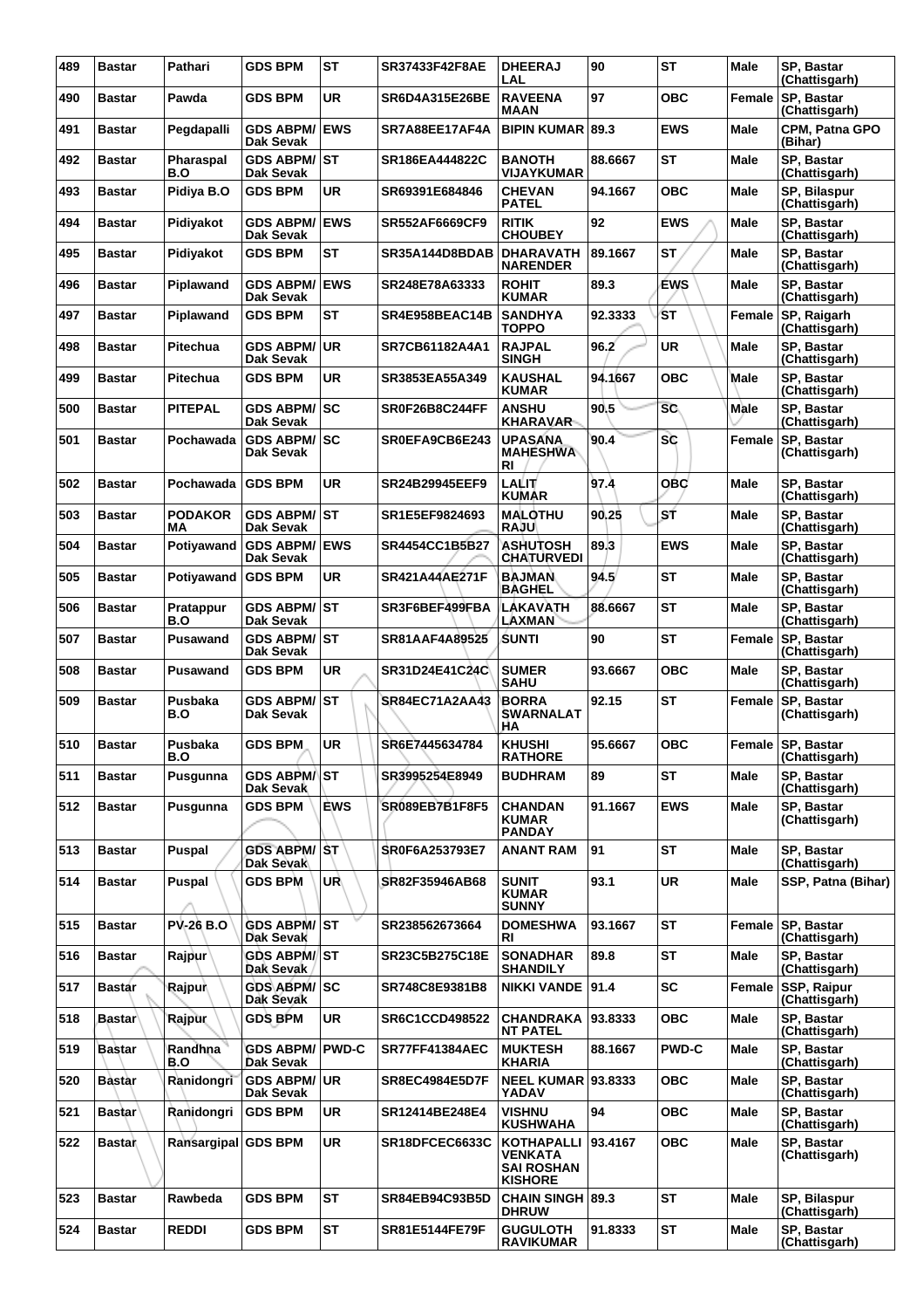| 489 | Bastar | Pathari | GDS BPM | ST | SR37433F42F8AE | DHEERAJ LAL | 90 | ST | Male | SP, Bastar (Chattisgarh) |
|---|---|---|---|---|---|---|---|---|---|---|
| 490 | Bastar | Pawda | GDS BPM | UR | SR6D4A315E26BE | RAVEENA MAAN | 97 | OBC | Female | SP, Bastar (Chattisgarh) |
| 491 | Bastar | Pegdapalli | GDS ABPM/ Dak Sevak | EWS | SR7A88EE17AF4A | BIPIN KUMAR | 89.3 | EWS | Male | CPM, Patna GPO (Bihar) |
| 492 | Bastar | Pharaspal B.O | GDS ABPM/ Dak Sevak | ST | SR186EA444822C | BANOTH VIJAYKUMAR | 88.6667 | ST | Male | SP, Bastar (Chattisgarh) |
| 493 | Bastar | Pidiya B.O | GDS BPM | UR | SR69391E684846 | CHEVAN PATEL | 94.1667 | OBC | Male | SP, Bilaspur (Chattisgarh) |
| 494 | Bastar | Pidiyakot | GDS ABPM/ Dak Sevak | EWS | SR552AF6669CF9 | RITIK CHOUBEY | 92 | EWS | Male | SP, Bastar (Chattisgarh) |
| 495 | Bastar | Pidiyakot | GDS BPM | ST | SR35A144D8BDAB | DHARAVATH NARENDER | 89.1667 | ST | Male | SP, Bastar (Chattisgarh) |
| 496 | Bastar | Piplawand | GDS ABPM/ Dak Sevak | EWS | SR248E78A63333 | ROHIT KUMAR | 89.3 | EWS | Male | SP, Bastar (Chattisgarh) |
| 497 | Bastar | Piplawand | GDS BPM | ST | SR4E958BEAC14B | SANDHYA TOPPO | 92.3333 | ST | Female | SP, Raigarh (Chattisgarh) |
| 498 | Bastar | Pitechua | GDS ABPM/ Dak Sevak | UR | SR7CB61182A4A1 | RAJPAL SINGH | 96.2 | UR | Male | SP, Bastar (Chattisgarh) |
| 499 | Bastar | Pitechua | GDS BPM | UR | SR3853EA55A349 | KAUSHAL KUMAR | 94.1667 | OBC | Male | SP, Bastar (Chattisgarh) |
| 500 | Bastar | PITEPAL | GDS ABPM/ Dak Sevak | SC | SR0F26B8C244FF | ANSHU KHARAVAR | 90.5 | SC | Male | SP, Bastar (Chattisgarh) |
| 501 | Bastar | Pochawada | GDS ABPM/ Dak Sevak | SC | SR0EFA9CB6E243 | UPASANA MAHESHWARI | 90.4 | SC | Female | SP, Bastar (Chattisgarh) |
| 502 | Bastar | Pochawada | GDS BPM | UR | SR24B29945EEF9 | LALIT KUMAR | 97.4 | OBC | Male | SP, Bastar (Chattisgarh) |
| 503 | Bastar | PODAKORMA | GDS ABPM/ Dak Sevak | ST | SR1E5EF9824693 | MALOTHU RAJU | 90.25 | ST | Male | SP, Bastar (Chattisgarh) |
| 504 | Bastar | Potiyawand | GDS ABPM/ Dak Sevak | EWS | SR4454CC1B5B27 | ASHUTOSH CHATURVEDI | 89.3 | EWS | Male | SP, Bastar (Chattisgarh) |
| 505 | Bastar | Potiyawand | GDS BPM | UR | SR421A44AE271F | BAJMAN BAGHEL | 94.5 | ST | Male | SP, Bastar (Chattisgarh) |
| 506 | Bastar | Pratappur B.O | GDS ABPM/ Dak Sevak | ST | SR3F6BEF499FBA | LAKAVATH LAXMAN | 88.6667 | ST | Male | SP, Bastar (Chattisgarh) |
| 507 | Bastar | Pusawand | GDS ABPM/ Dak Sevak | ST | SR81AAF4A89525 | SUNTI | 90 | ST | Female | SP, Bastar (Chattisgarh) |
| 508 | Bastar | Pusawand | GDS BPM | UR | SR31D24E41C24C | SUMER SAHU | 93.6667 | OBC | Male | SP, Bastar (Chattisgarh) |
| 509 | Bastar | Pusbaka B.O | GDS ABPM/ Dak Sevak | ST | SR84EC71A2AA43 | BORRA SWARNALATHA | 92.15 | ST | Female | SP, Bastar (Chattisgarh) |
| 510 | Bastar | Pusbaka B.O | GDS BPM | UR | SR6E7445634784 | KHUSHI RATHORE | 95.6667 | OBC | Female | SP, Bastar (Chattisgarh) |
| 511 | Bastar | Pusgunna | GDS ABPM/ Dak Sevak | ST | SR3995254E8949 | BUDHRAM | 89 | ST | Male | SP, Bastar (Chattisgarh) |
| 512 | Bastar | Pusgunna | GDS BPM | EWS | SR089EB7B1F8F5 | CHANDAN KUMAR PANDAY | 91.1667 | EWS | Male | SP, Bastar (Chattisgarh) |
| 513 | Bastar | Puspal | GDS ABPM/ Dak Sevak | ST | SR0F6A253793E7 | ANANT RAM | 91 | ST | Male | SP, Bastar (Chattisgarh) |
| 514 | Bastar | Puspal | GDS BPM | UR | SR82F35946AB68 | SUNIT KUMAR SUNNY | 93.1 | UR | Male | SSP, Patna (Bihar) |
| 515 | Bastar | PV-26 B.O | GDS ABPM/ Dak Sevak | ST | SR238562673664 | DOMESHWARI | 93.1667 | ST | Female | SP, Bastar (Chattisgarh) |
| 516 | Bastar | Rajpur | GDS ABPM/ Dak Sevak | ST | SR23C5B275C18E | SONADHAR SHANDILY | 89.8 | ST | Male | SP, Bastar (Chattisgarh) |
| 517 | Bastar | Rajpur | GDS ABPM/ Dak Sevak | SC | SR748C8E9381B8 | NIKKI VANDE | 91.4 | SC | Female | SSP, Raipur (Chattisgarh) |
| 518 | Bastar | Rajpur | GDS BPM | UR | SR6C1CCD498522 | CHANDRAKANT PATEL | 93.8333 | OBC | Male | SP, Bastar (Chattisgarh) |
| 519 | Bastar | Randhna B.O | GDS ABPM/ Dak Sevak | PWD-C | SR77FF41384AEC | MUKTESH KHARIA | 88.1667 | PWD-C | Male | SP, Bastar (Chattisgarh) |
| 520 | Bastar | Ranidongri | GDS ABPM/ Dak Sevak | UR | SR8EC4984E5D7F | NEEL KUMAR YADAV | 93.8333 | OBC | Male | SP, Bastar (Chattisgarh) |
| 521 | Bastar | Ranidongri | GDS BPM | UR | SR12414BE248E4 | VISHNU KUSHWAHA | 94 | OBC | Male | SP, Bastar (Chattisgarh) |
| 522 | Bastar | Ransargipal | GDS BPM | UR | SR18DFCEC6633C | KOTHAPALLI VENKATA SAI ROSHAN KISHORE | 93.4167 | OBC | Male | SP, Bastar (Chattisgarh) |
| 523 | Bastar | Rawbeda | GDS BPM | ST | SR84EB94C93B5D | CHAIN SINGH DHRUW | 89.3 | ST | Male | SP, Bilaspur (Chattisgarh) |
| 524 | Bastar | REDDI | GDS BPM | ST | SR81E5144FE79F | GUGULOTH RAVIKUMAR | 91.8333 | ST | Male | SP, Bastar (Chattisgarh) |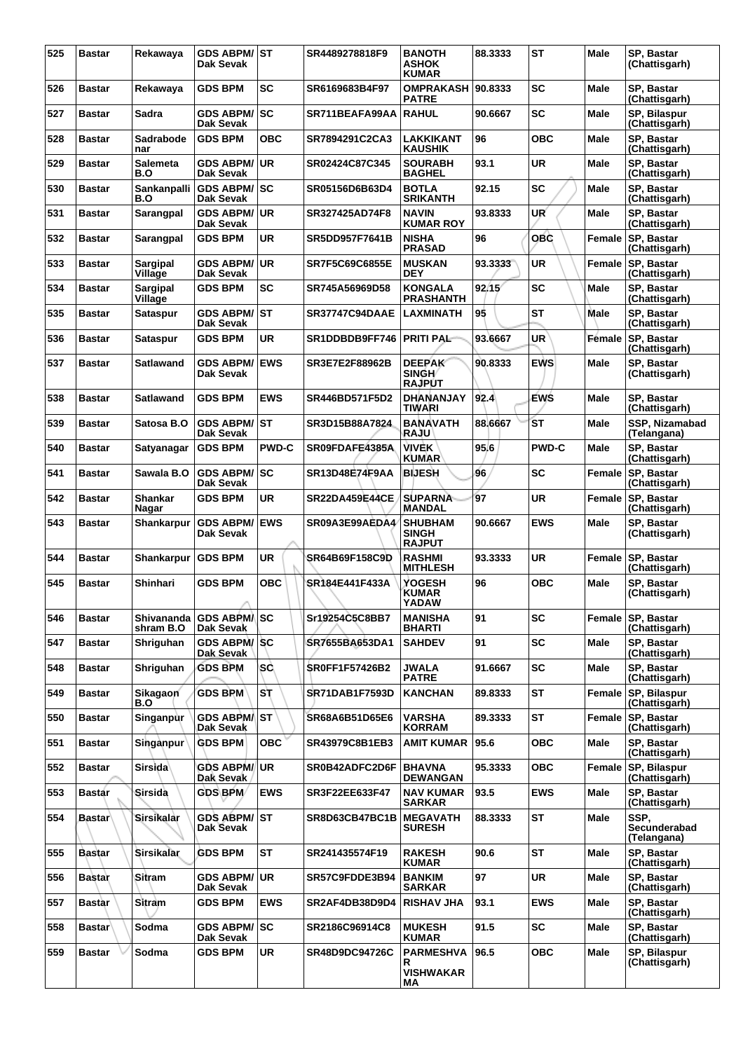| 525 | Bastar | Rekawaya | GDS ABPM/ Dak Sevak | ST | SR4489278818F9 | BANOTH ASHOK KUMAR | 88.3333 | ST | Male | SP, Bastar (Chattisgarh) |
|---|---|---|---|---|---|---|---|---|---|---|
| 526 | Bastar | Rekawaya | GDS BPM | SC | SR6169683B4F97 | OMPRAKASH PATRE | 90.8333 | SC | Male | SP, Bastar (Chattisgarh) |
| 527 | Bastar | Sadra | GDS ABPM/ Dak Sevak | SC | SR711BEAFA99AA | RAHUL | 90.6667 | SC | Male | SP, Bilaspur (Chattisgarh) |
| 528 | Bastar | Sadrabode nar | GDS BPM | OBC | SR7894291C2CA3 | LAKKIKANT KAUSHIK | 96 | OBC | Male | SP, Bastar (Chattisgarh) |
| 529 | Bastar | Salemeta B.O | GDS ABPM/ Dak Sevak | UR | SR02424C87C345 | SOURABH BAGHEL | 93.1 | UR | Male | SP, Bastar (Chattisgarh) |
| 530 | Bastar | Sankanpalli B.O | GDS ABPM/ Dak Sevak | SC | SR05156D6B63D4 | BOTLA SRIKANTH | 92.15 | SC | Male | SP, Bastar (Chattisgarh) |
| 531 | Bastar | Sarangpal | GDS ABPM/ Dak Sevak | UR | SR327425AD74F8 | NAVIN KUMAR ROY | 93.8333 | UR | Male | SP, Bastar (Chattisgarh) |
| 532 | Bastar | Sarangpal | GDS BPM | UR | SR5DD957F7641B | NISHA PRASAD | 96 | OBC | Female | SP, Bastar (Chattisgarh) |
| 533 | Bastar | Sargipal Village | GDS ABPM/ Dak Sevak | UR | SR7F5C69C6855E | MUSKAN DEY | 93.3333 | UR | Female | SP, Bastar (Chattisgarh) |
| 534 | Bastar | Sargipal Village | GDS BPM | SC | SR745A56969D58 | KONGALA PRASHANTH | 92.15 | SC | Male | SP, Bastar (Chattisgarh) |
| 535 | Bastar | Sataspur | GDS ABPM/ Dak Sevak | ST | SR37747C94DAAE | LAXMINATH | 95 | ST | Male | SP, Bastar (Chattisgarh) |
| 536 | Bastar | Sataspur | GDS BPM | UR | SR1DDBDB9FF746 | PRITI PAL | 93.6667 | UR | Female | SP, Bastar (Chattisgarh) |
| 537 | Bastar | Satlawand | GDS ABPM/ Dak Sevak | EWS | SR3E7E2F88962B | DEEPAK SINGH RAJPUT | 90.8333 | EWS | Male | SP, Bastar (Chattisgarh) |
| 538 | Bastar | Satlawand | GDS BPM | EWS | SR446BD571F5D2 | DHANANJAY TIWARI | 92.4 | EWS | Male | SP, Bastar (Chattisgarh) |
| 539 | Bastar | Satosa B.O | GDS ABPM/ Dak Sevak | ST | SR3D15B88A7824 | BANAVATH RAJU | 88.6667 | ST | Male | SSP, Nizamabad (Telangana) |
| 540 | Bastar | Satyanagar | GDS BPM | PWD-C | SR09FDAFE4385A | VIVEK KUMAR | 95.6 | PWD-C | Male | SP, Bastar (Chattisgarh) |
| 541 | Bastar | Sawala B.O | GDS ABPM/ Dak Sevak | SC | SR13D48E74F9AA | BIJESH | 96 | SC | Female | SP, Bastar (Chattisgarh) |
| 542 | Bastar | Shankar Nagar | GDS BPM | UR | SR22DA459E44CE | SUPARNA MANDAL | 97 | UR | Female | SP, Bastar (Chattisgarh) |
| 543 | Bastar | Shankarpur | GDS ABPM/ Dak Sevak | EWS | SR09A3E99AEDA4 | SHUBHAM SINGH RAJPUT | 90.6667 | EWS | Male | SP, Bastar (Chattisgarh) |
| 544 | Bastar | Shankarpur | GDS BPM | UR | SR64B69F158C9D | RASHMI MITHLESH | 93.3333 | UR | Female | SP, Bastar (Chattisgarh) |
| 545 | Bastar | Shinhari | GDS BPM | OBC | SR184E441F433A | YOGESH KUMAR YADAW | 96 | OBC | Male | SP, Bastar (Chattisgarh) |
| 546 | Bastar | Shivananda shram B.O | GDS ABPM/ Dak Sevak | SC | Sr19254C5C8BB7 | MANISHA BHARTI | 91 | SC | Female | SP, Bastar (Chattisgarh) |
| 547 | Bastar | Shriguhan | GDS ABPM/ Dak Sevak | SC | SR7655BA653DA1 | SAHDEV | 91 | SC | Male | SP, Bastar (Chattisgarh) |
| 548 | Bastar | Shriguhan | GDS BPM | SC | SR0FF1F57426B2 | JWALA PATRE | 91.6667 | SC | Male | SP, Bastar (Chattisgarh) |
| 549 | Bastar | Sikagaon B.O | GDS BPM | ST | SR71DAB1F7593D | KANCHAN | 89.8333 | ST | Female | SP, Bilaspur (Chattisgarh) |
| 550 | Bastar | Singanpur | GDS ABPM/ Dak Sevak | ST | SR68A6B51D65E6 | VARSHA KORRAM | 89.3333 | ST | Female | SP, Bastar (Chattisgarh) |
| 551 | Bastar | Singanpur | GDS BPM | OBC | SR43979C8B1EB3 | AMIT KUMAR | 95.6 | OBC | Male | SP, Bastar (Chattisgarh) |
| 552 | Bastar | Sirsida | GDS ABPM/ Dak Sevak | UR | SR0B42ADFC2D6F | BHAVNA DEWANGAN | 95.3333 | OBC | Female | SP, Bilaspur (Chattisgarh) |
| 553 | Bastar | Sirsida | GDS BPM | EWS | SR3F22EE633F47 | NAV KUMAR SARKAR | 93.5 | EWS | Male | SP, Bastar (Chattisgarh) |
| 554 | Bastar | Sirsikalar | GDS ABPM/ Dak Sevak | ST | SR8D63CB47BC1B | MEGAVATH SURESH | 88.3333 | ST | Male | SSP, Secunderabad (Telangana) |
| 555 | Bastar | Sirsikalar | GDS BPM | ST | SR241435574F19 | RAKESH KUMAR | 90.6 | ST | Male | SP, Bastar (Chattisgarh) |
| 556 | Bastar | Sitram | GDS ABPM/ Dak Sevak | UR | SR57C9FDDE3B94 | BANKIM SARKAR | 97 | UR | Male | SP, Bastar (Chattisgarh) |
| 557 | Bastar | Sitram | GDS BPM | EWS | SR2AF4DB38D9D4 | RISHAV JHA | 93.1 | EWS | Male | SP, Bastar (Chattisgarh) |
| 558 | Bastar | Sodma | GDS ABPM/ Dak Sevak | SC | SR2186C96914C8 | MUKESH KUMAR | 91.5 | SC | Male | SP, Bastar (Chattisgarh) |
| 559 | Bastar | Sodma | GDS BPM | UR | SR48D9DC94726C | PARMESHVAR VISHWAKARMA | 96.5 | OBC | Male | SP, Bilaspur (Chattisgarh) |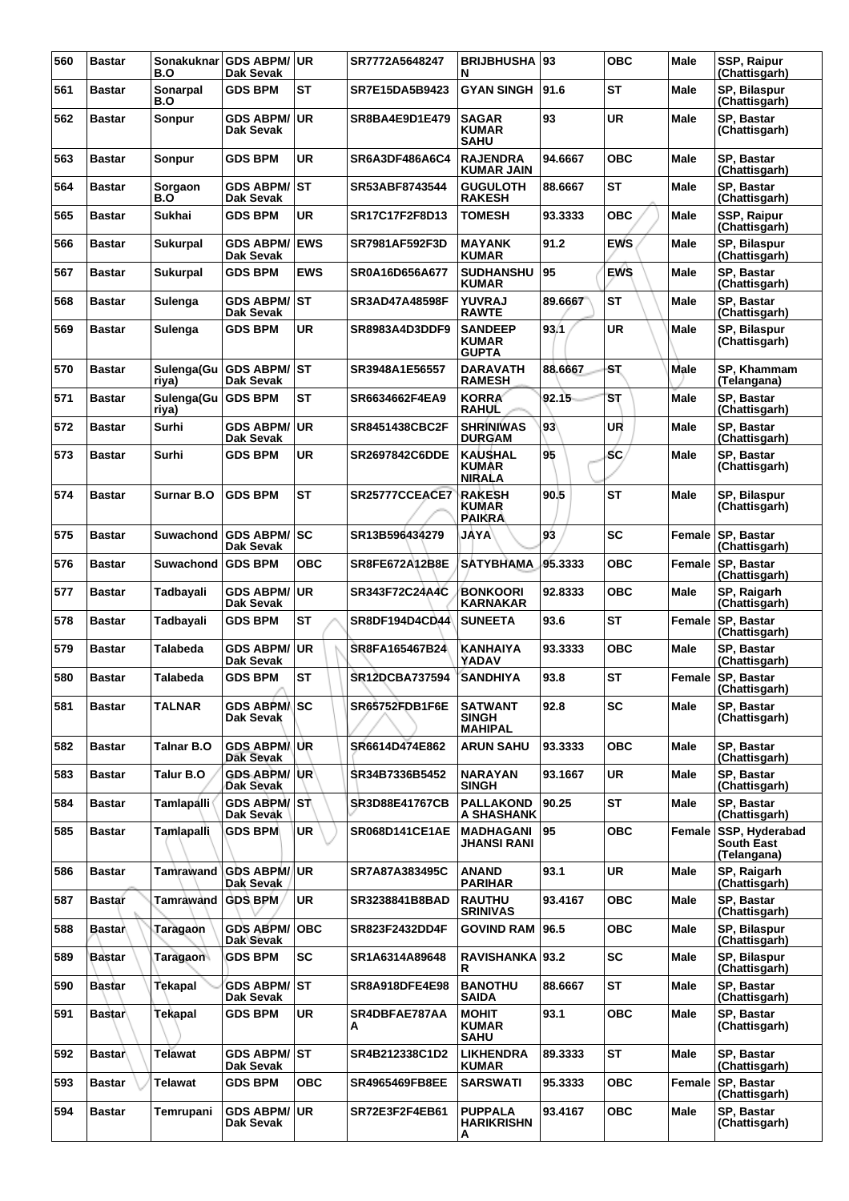| 560 | Bastar | Sonakuknar B.O | GDS ABPM/ Dak Sevak | UR | SR7772A5648247 | BRIJBHUSHAN | 93 | OBC | Male | SSP, Raipur (Chattisgarh) |
|---|---|---|---|---|---|---|---|---|---|---|
| 561 | Bastar | Sonarpal B.O | GDS BPM | ST | SR7E15DA5B9423 | GYAN SINGH | 91.6 | ST | Male | SP, Bilaspur (Chattisgarh) |
| 562 | Bastar | Sonpur | GDS ABPM/ Dak Sevak | UR | SR8BA4E9D1E479 | SAGAR KUMAR SAHU | 93 | UR | Male | SP, Bastar (Chattisgarh) |
| 563 | Bastar | Sonpur | GDS BPM | UR | SR6A3DF486A6C4 | RAJENDRA KUMAR JAIN | 94.6667 | OBC | Male | SP, Bastar (Chattisgarh) |
| 564 | Bastar | Sorgaon B.O | GDS ABPM/ Dak Sevak | ST | SR53ABF8743544 | GUGULOTH RAKESH | 88.6667 | ST | Male | SP, Bastar (Chattisgarh) |
| 565 | Bastar | Sukhai | GDS BPM | UR | SR17C17F2F8D13 | TOMESH | 93.3333 | OBC | Male | SSP, Raipur (Chattisgarh) |
| 566 | Bastar | Sukurpal | GDS ABPM/ Dak Sevak | EWS | SR7981AF592F3D | MAYANK KUMAR | 91.2 | EWS | Male | SP, Bilaspur (Chattisgarh) |
| 567 | Bastar | Sukurpal | GDS BPM | EWS | SR0A16D656A677 | SUDHANSHU KUMAR | 95 | EWS | Male | SP, Bastar (Chattisgarh) |
| 568 | Bastar | Sulenga | GDS ABPM/ Dak Sevak | ST | SR3AD47A48598F | YUVRAJ RAWTE | 89.6667 | ST | Male | SP, Bastar (Chattisgarh) |
| 569 | Bastar | Sulenga | GDS BPM | UR | SR8983A4D3DDF9 | SANDEEP KUMAR GUPTA | 93.1 | UR | Male | SP, Bilaspur (Chattisgarh) |
| 570 | Bastar | Sulenga(Guriya) | GDS ABPM/ Dak Sevak | ST | SR3948A1E56557 | DARAVATH RAMESH | 88.6667 | ST | Male | SP, Khammam (Telangana) |
| 571 | Bastar | Sulenga(Guriya) | GDS BPM | ST | SR6634662F4EA9 | KORRA RAHUL | 92.15 | ST | Male | SP, Bastar (Chattisgarh) |
| 572 | Bastar | Surhi | GDS ABPM/ Dak Sevak | UR | SR8451438CBC2F | SHRINIWAS DURGAM | 93 | UR | Male | SP, Bastar (Chattisgarh) |
| 573 | Bastar | Surhi | GDS BPM | UR | SR2697842C6DDE | KAUSHAL KUMAR NIRALA | 95 | SC | Male | SP, Bastar (Chattisgarh) |
| 574 | Bastar | Surnar B.O | GDS BPM | ST | SR25777CCEACE7 | RAKESH KUMAR PAIKRA | 90.5 | ST | Male | SP, Bilaspur (Chattisgarh) |
| 575 | Bastar | Suwachond | GDS ABPM/ Dak Sevak | SC | SR13B596434279 | JAYA | 93 | SC | Female | SP, Bastar (Chattisgarh) |
| 576 | Bastar | Suwachond | GDS BPM | OBC | SR8FE672A12B8E | SATYBHAMA | 95.3333 | OBC | Female | SP, Bastar (Chattisgarh) |
| 577 | Bastar | Tadbayali | GDS ABPM/ Dak Sevak | UR | SR343F72C24A4C | BONKOORI KARNAKAR | 92.8333 | OBC | Male | SP, Raigarh (Chattisgarh) |
| 578 | Bastar | Tadbayali | GDS BPM | ST | SR8DF194D4CD44 | SUNEETA | 93.6 | ST | Female | SP, Bastar (Chattisgarh) |
| 579 | Bastar | Talabeda | GDS ABPM/ Dak Sevak | UR | SR8FA165467B24 | KANHAIYA YADAV | 93.3333 | OBC | Male | SP, Bastar (Chattisgarh) |
| 580 | Bastar | Talabeda | GDS BPM | ST | SR12DCBA737594 | SANDHIYA | 93.8 | ST | Female | SP, Bastar (Chattisgarh) |
| 581 | Bastar | TALNAR | GDS ABPM/ Dak Sevak | SC | SR65752FDB1F6E | SATWANT SINGH MAHIPAL | 92.8 | SC | Male | SP, Bastar (Chattisgarh) |
| 582 | Bastar | Talnar B.O | GDS ABPM/ Dak Sevak | UR | SR6614D474E862 | ARUN SAHU | 93.3333 | OBC | Male | SP, Bastar (Chattisgarh) |
| 583 | Bastar | Talur B.O | GDS ABPM/ Dak Sevak | UR | SR34B7336B5452 | NARAYAN SINGH | 93.1667 | UR | Male | SP, Bastar (Chattisgarh) |
| 584 | Bastar | Tamlapalli | GDS ABPM/ Dak Sevak | ST | SR3D88E41767CB | PALLAKOND A SHASHANK | 90.25 | ST | Male | SP, Bastar (Chattisgarh) |
| 585 | Bastar | Tamlapalli | GDS BPM | UR | SR068D141CE1AE | MADHAGANI JHANSI RANI | 95 | OBC | Female | SSP, Hyderabad South East (Telangana) |
| 586 | Bastar | Tamrawand | GDS ABPM/ Dak Sevak | UR | SR7A87A383495C | ANAND PARIHAR | 93.1 | UR | Male | SP, Raigarh (Chattisgarh) |
| 587 | Bastar | Tamrawand | GDS BPM | UR | SR3238841B8BAD | RAUTHU SRINIVAS | 93.4167 | OBC | Male | SP, Bastar (Chattisgarh) |
| 588 | Bastar | Taragaon | GDS ABPM/ Dak Sevak | OBC | SR823F2432DD4F | GOVIND RAM | 96.5 | OBC | Male | SP, Bilaspur (Chattisgarh) |
| 589 | Bastar | Taragaon | GDS BPM | SC | SR1A6314A89648 | RAVISHANKAR | 93.2 | SC | Male | SP, Bilaspur (Chattisgarh) |
| 590 | Bastar | Tekapal | GDS ABPM/ Dak Sevak | ST | SR8A918DFE4E98 | BANOTHU SAIDA | 88.6667 | ST | Male | SP, Bastar (Chattisgarh) |
| 591 | Bastar | Tekapal | GDS BPM | UR | SR4DBFAE787AAA | MOHIT KUMAR SAHU | 93.1 | OBC | Male | SP, Bastar (Chattisgarh) |
| 592 | Bastar | Telawat | GDS ABPM/ Dak Sevak | ST | SR4B212338C1D2 | LIKHENDRA KUMAR | 89.3333 | ST | Male | SP, Bastar (Chattisgarh) |
| 593 | Bastar | Telawat | GDS BPM | OBC | SR4965469FB8EE | SARSWATI | 95.3333 | OBC | Female | SP, Bastar (Chattisgarh) |
| 594 | Bastar | Temrupani | GDS ABPM/ Dak Sevak | UR | SR72E3F2F4EB61 | PUPPALA HARIKRISHNA | 93.4167 | OBC | Male | SP, Bastar (Chattisgarh) |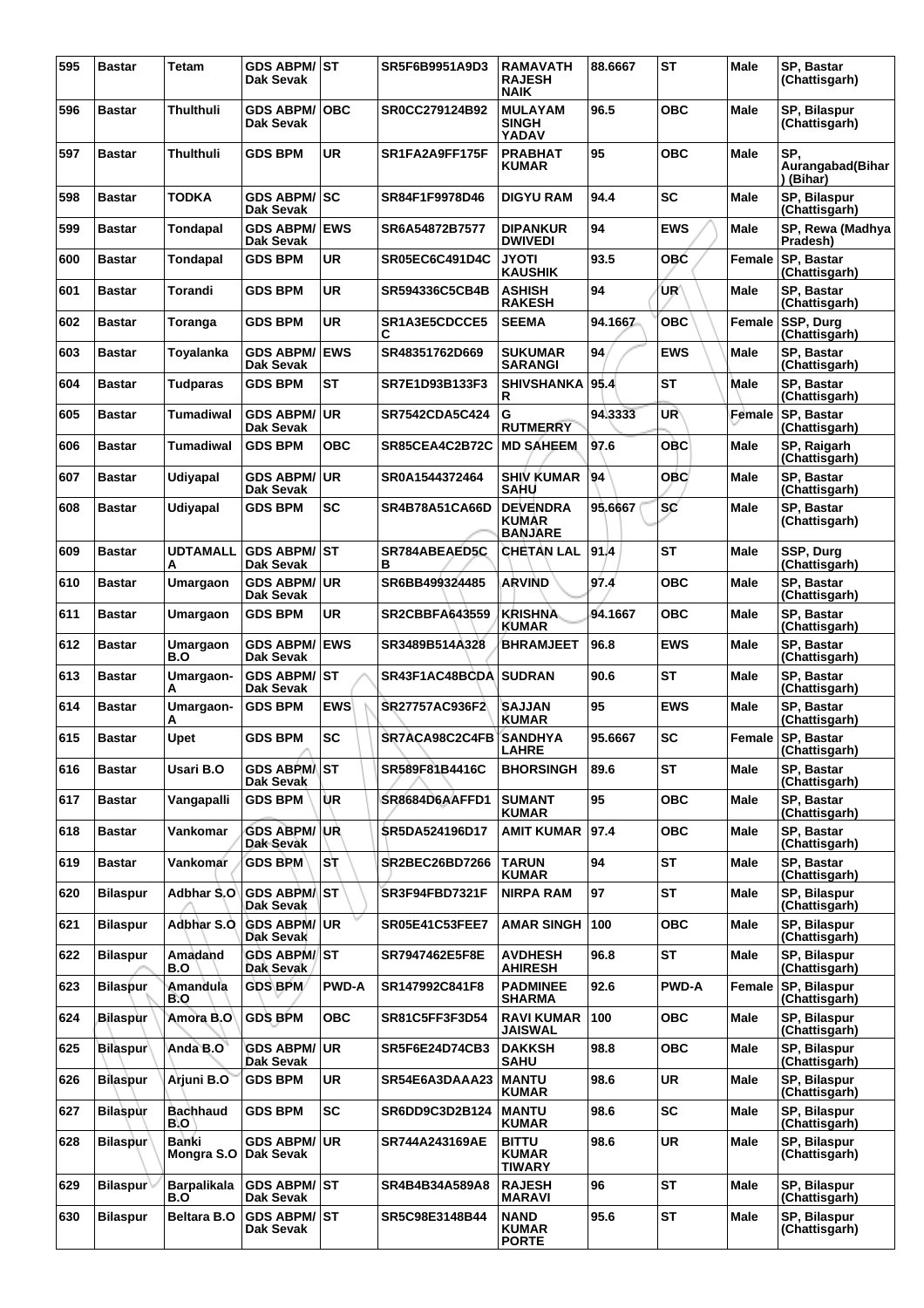| 595 | Bastar | Tetam | GDS ABPM/ Dak Sevak | ST | SR5F6B9951A9D3 | RAMAVATH RAJESH NAIK | 88.6667 | ST | Male | SP, Bastar (Chattisgarh) |
|---|---|---|---|---|---|---|---|---|---|---|
| 596 | Bastar | Thulthuli | GDS ABPM/ Dak Sevak | OBC | SR0CC279124B92 | MULAYAM SINGH YADAV | 96.5 | OBC | Male | SP, Bilaspur (Chattisgarh) |
| 597 | Bastar | Thulthuli | GDS BPM | UR | SR1FA2A9FF175F | PRABHAT KUMAR | 95 | OBC | Male | SP, Aurangabad(Bihar) (Bihar) |
| 598 | Bastar | TODKA | GDS ABPM/ Dak Sevak | SC | SR84F1F9978D46 | DIGYU RAM | 94.4 | SC | Male | SP, Bilaspur (Chattisgarh) |
| 599 | Bastar | Tondapal | GDS ABPM/ Dak Sevak | EWS | SR6A54872B7577 | DIPANKUR DWIVEDI | 94 | EWS | Male | SP, Rewa (Madhya Pradesh) |
| 600 | Bastar | Tondapal | GDS BPM | UR | SR05EC6C491D4C | JYOTI KAUSHIK | 93.5 | OBC | Female | SP, Bastar (Chattisgarh) |
| 601 | Bastar | Torandi | GDS BPM | UR | SR594336C5CB4B | ASHISH RAKESH | 94 | UR | Male | SP, Bastar (Chattisgarh) |
| 602 | Bastar | Toranga | GDS BPM | UR | SR1A3E5CDCCE5C | SEEMA | 94.1667 | OBC | Female | SSP, Durg (Chattisgarh) |
| 603 | Bastar | Toyalanka | GDS ABPM/ Dak Sevak | EWS | SR48351762D669 | SUKUMAR SARANGI | 94 | EWS | Male | SP, Bastar (Chattisgarh) |
| 604 | Bastar | Tudparas | GDS BPM | ST | SR7E1D93B133F3 | SHIVSHANKAR | 95.4 | ST | Male | SP, Bastar (Chattisgarh) |
| 605 | Bastar | Tumadiwal | GDS ABPM/ Dak Sevak | UR | SR7542CDA5C424 | G RUTMERRY | 94.3333 | UR | Female | SP, Bastar (Chattisgarh) |
| 606 | Bastar | Tumadiwal | GDS BPM | OBC | SR85CEA4C2B72C | MD SAHEEM | 97.6 | OBC | Male | SP, Raigarh (Chattisgarh) |
| 607 | Bastar | Udiyapal | GDS ABPM/ Dak Sevak | UR | SR0A1544372464 | SHIV KUMAR SAHU | 94 | OBC | Male | SP, Bastar (Chattisgarh) |
| 608 | Bastar | Udiyapal | GDS BPM | SC | SR4B78A51CA66D | DEVENDRA KUMAR BANJARE | 95.6667 | SC | Male | SP, Bastar (Chattisgarh) |
| 609 | Bastar | UDTAMALLA | GDS ABPM/ Dak Sevak | ST | SR784ABEAED5CB | CHETAN LAL | 91.4 | ST | Male | SSP, Durg (Chattisgarh) |
| 610 | Bastar | Umargaon | GDS ABPM/ Dak Sevak | UR | SR6BB499324485 | ARVIND | 97.4 | OBC | Male | SP, Bastar (Chattisgarh) |
| 611 | Bastar | Umargaon | GDS BPM | UR | SR2CBBFA643559 | KRISHNA KUMAR | 94.1667 | OBC | Male | SP, Bastar (Chattisgarh) |
| 612 | Bastar | Umargaon B.O | GDS ABPM/ Dak Sevak | EWS | SR3489B514A328 | BHRAMJEET | 96.8 | EWS | Male | SP, Bastar (Chattisgarh) |
| 613 | Bastar | Umargaon-A | GDS ABPM/ Dak Sevak | ST | SR43F1AC48BCDA | SUDRAN | 90.6 | ST | Male | SP, Bastar (Chattisgarh) |
| 614 | Bastar | Umargaon-A | GDS BPM | EWS | SR27757AC936F2 | SAJJAN KUMAR | 95 | EWS | Male | SP, Bastar (Chattisgarh) |
| 615 | Bastar | Upet | GDS BPM | SC | SR7ACA98C2C4FB | SANDHYA LAHRE | 95.6667 | SC | Female | SP, Bastar (Chattisgarh) |
| 616 | Bastar | Usari B.O | GDS ABPM/ Dak Sevak | ST | SR589F81B4416C | BHORSINGH | 89.6 | ST | Male | SP, Bastar (Chattisgarh) |
| 617 | Bastar | Vangapalli | GDS BPM | UR | SR8684D6AAFFD1 | SUMANT KUMAR | 95 | OBC | Male | SP, Bastar (Chattisgarh) |
| 618 | Bastar | Vankomar | GDS ABPM/ Dak Sevak | UR | SR5DA524196D17 | AMIT KUMAR | 97.4 | OBC | Male | SP, Bastar (Chattisgarh) |
| 619 | Bastar | Vankomar | GDS BPM | ST | SR2BEC26BD7266 | TARUN KUMAR | 94 | ST | Male | SP, Bastar (Chattisgarh) |
| 620 | Bilaspur | Adbhar S.O | GDS ABPM/ Dak Sevak | ST | SR3F94FBD7321F | NIRPA RAM | 97 | ST | Male | SP, Bilaspur (Chattisgarh) |
| 621 | Bilaspur | Adbhar S.O | GDS ABPM/ Dak Sevak | UR | SR05E41C53FEE7 | AMAR SINGH | 100 | OBC | Male | SP, Bilaspur (Chattisgarh) |
| 622 | Bilaspur | Amadand B.O | GDS ABPM/ Dak Sevak | ST | SR7947462E5F8E | AVDHESH AHIRESH | 96.8 | ST | Male | SP, Bilaspur (Chattisgarh) |
| 623 | Bilaspur | Amandula B.O | GDS BPM | PWD-A | SR147992C841F8 | PADMINEE SHARMA | 92.6 | PWD-A | Female | SP, Bilaspur (Chattisgarh) |
| 624 | Bilaspur | Amora B.O | GDS BPM | OBC | SR81C5FF3F3D54 | RAVI KUMAR JAISWAL | 100 | OBC | Male | SP, Bilaspur (Chattisgarh) |
| 625 | Bilaspur | Anda B.O | GDS ABPM/ Dak Sevak | UR | SR5F6E24D74CB3 | DAKKSH SAHU | 98.8 | OBC | Male | SP, Bilaspur (Chattisgarh) |
| 626 | Bilaspur | Arjuni B.O | GDS BPM | UR | SR54E6A3DAAA23 | MANTU KUMAR | 98.6 | UR | Male | SP, Bilaspur (Chattisgarh) |
| 627 | Bilaspur | Bachhaud B.O | GDS BPM | SC | SR6DD9C3D2B124 | MANTU KUMAR | 98.6 | SC | Male | SP, Bilaspur (Chattisgarh) |
| 628 | Bilaspur | Banki Mongra S.O | GDS ABPM/ Dak Sevak | UR | SR744A243169AE | BITTU KUMAR TIWARY | 98.6 | UR | Male | SP, Bilaspur (Chattisgarh) |
| 629 | Bilaspur | Barpalikala B.O | GDS ABPM/ Dak Sevak | ST | SR4B4B34A589A8 | RAJESH MARAVI | 96 | ST | Male | SP, Bilaspur (Chattisgarh) |
| 630 | Bilaspur | Beltara B.O | GDS ABPM/ Dak Sevak | ST | SR5C98E3148B44 | NAND KUMAR PORTE | 95.6 | ST | Male | SP, Bilaspur (Chattisgarh) |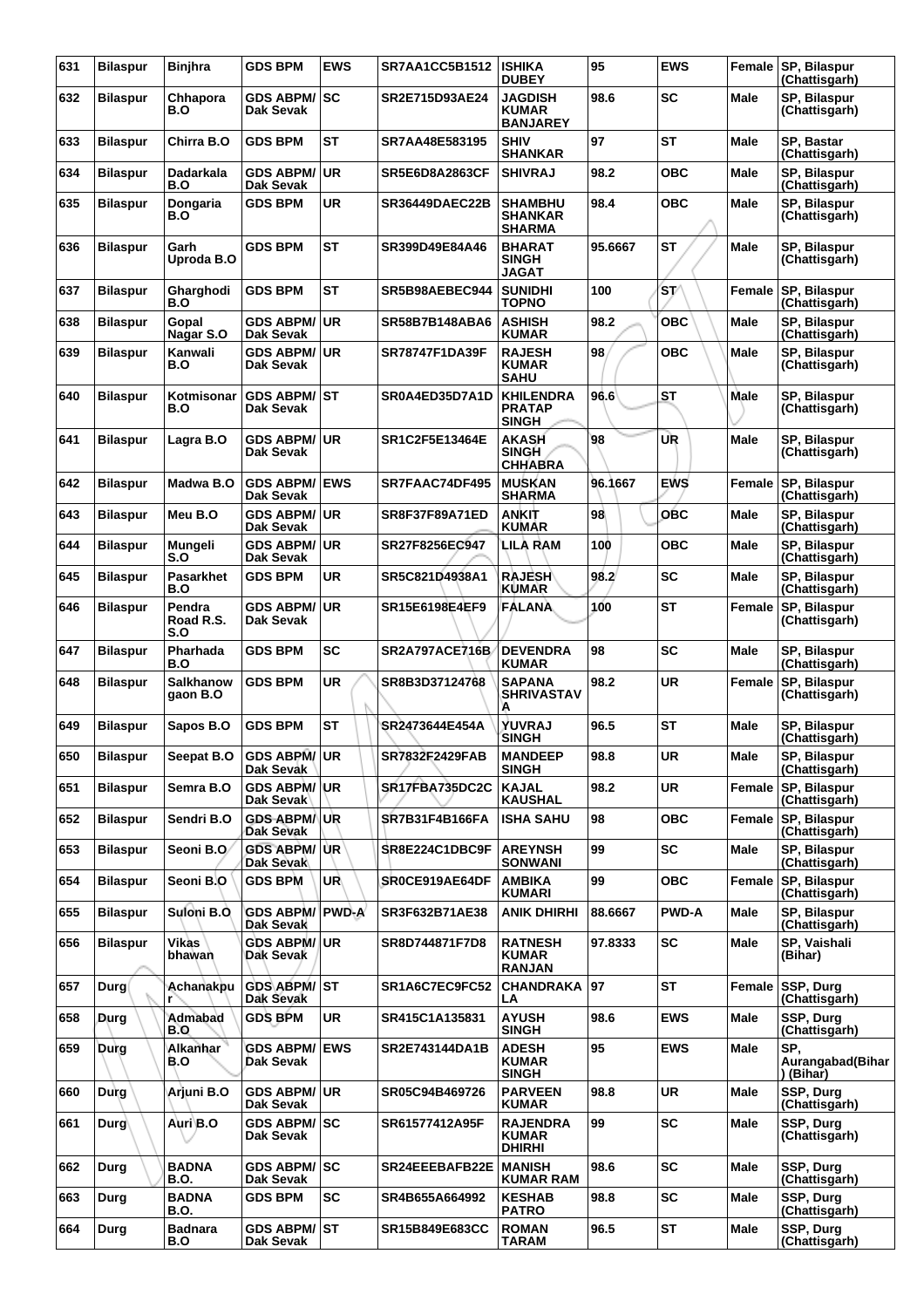| 631 | Bilaspur | Binjhra | GDS BPM | EWS | SR7AA1CC5B1512 | ISHIKA DUBEY | 95 | EWS | Female | SP, Bilaspur (Chattisgarh) |
|---|---|---|---|---|---|---|---|---|---|---|
| 632 | Bilaspur | Chhapora B.O | GDS ABPM/ Dak Sevak | SC | SR2E715D93AE24 | JAGDISH KUMAR BANJAREY | 98.6 | SC | Male | SP, Bilaspur (Chattisgarh) |
| 633 | Bilaspur | Chirra B.O | GDS BPM | ST | SR7AA48E583195 | SHIV SHANKAR | 97 | ST | Male | SP, Bastar (Chattisgarh) |
| 634 | Bilaspur | Dadarkala B.O | GDS ABPM/ Dak Sevak | UR | SR5E6D8A2863CF | SHIVRAJ | 98.2 | OBC | Male | SP, Bilaspur (Chattisgarh) |
| 635 | Bilaspur | Dongaria B.O | GDS BPM | UR | SR36449DAEC22B | SHAMBHU SHANKAR SHARMA | 98.4 | OBC | Male | SP, Bilaspur (Chattisgarh) |
| 636 | Bilaspur | Garh Uproda B.O | GDS BPM | ST | SR399D49E84A46 | BHARAT SINGH JAGAT | 95.6667 | ST | Male | SP, Bilaspur (Chattisgarh) |
| 637 | Bilaspur | Gharghodi B.O | GDS BPM | ST | SR5B98AEBEC944 | SUNIDHI TOPNO | 100 | ST | Female | SP, Bilaspur (Chattisgarh) |
| 638 | Bilaspur | Gopal Nagar S.O | GDS ABPM/ Dak Sevak | UR | SR58B7B148ABA6 | ASHISH KUMAR | 98.2 | OBC | Male | SP, Bilaspur (Chattisgarh) |
| 639 | Bilaspur | Kanwali B.O | GDS ABPM/ Dak Sevak | UR | SR78747F1DA39F | RAJESH KUMAR SAHU | 98 | OBC | Male | SP, Bilaspur (Chattisgarh) |
| 640 | Bilaspur | Kotmisonar B.O | GDS ABPM/ Dak Sevak | ST | SR0A4ED35D7A1D | KHILENDRA PRATAP SINGH | 96.6 | ST | Male | SP, Bilaspur (Chattisgarh) |
| 641 | Bilaspur | Lagra B.O | GDS ABPM/ Dak Sevak | UR | SR1C2F5E13464E | AKASH SINGH CHHABRA | 98 | UR | Male | SP, Bilaspur (Chattisgarh) |
| 642 | Bilaspur | Madwa B.O | GDS ABPM/ Dak Sevak | EWS | SR7FAAC74DF495 | MUSKAN SHARMA | 96.1667 | EWS | Female | SP, Bilaspur (Chattisgarh) |
| 643 | Bilaspur | Meu B.O | GDS ABPM/ Dak Sevak | UR | SR8F37F89A71ED | ANKIT KUMAR | 98 | OBC | Male | SP, Bilaspur (Chattisgarh) |
| 644 | Bilaspur | Mungeli S.O | GDS ABPM/ Dak Sevak | UR | SR27F8256EC947 | LILA RAM | 100 | OBC | Male | SP, Bilaspur (Chattisgarh) |
| 645 | Bilaspur | Pasarkhet B.O | GDS BPM | UR | SR5C821D4938A1 | RAJESH KUMAR | 98.2 | SC | Male | SP, Bilaspur (Chattisgarh) |
| 646 | Bilaspur | Pendra Road R.S. S.O | GDS ABPM/ Dak Sevak | UR | SR15E6198E4EF9 | FALANA | 100 | ST | Female | SP, Bilaspur (Chattisgarh) |
| 647 | Bilaspur | Pharhada B.O | GDS BPM | SC | SR2A797ACE716B | DEVENDRA KUMAR | 98 | SC | Male | SP, Bilaspur (Chattisgarh) |
| 648 | Bilaspur | Salkhanow gaon B.O | GDS BPM | UR | SR8B3D37124768 | SAPANA SHRIVASTAV A | 98.2 | UR | Female | SP, Bilaspur (Chattisgarh) |
| 649 | Bilaspur | Sapos B.O | GDS BPM | ST | SR2473644E454A | YUVRAJ SINGH | 96.5 | ST | Male | SP, Bilaspur (Chattisgarh) |
| 650 | Bilaspur | Seepat B.O | GDS ABPM/ Dak Sevak | UR | SR7832F2429FAB | MANDEEP SINGH | 98.8 | UR | Male | SP, Bilaspur (Chattisgarh) |
| 651 | Bilaspur | Semra B.O | GDS ABPM/ Dak Sevak | UR | SR17FBA735DC2C | KAJAL KAUSHAL | 98.2 | UR | Female | SP, Bilaspur (Chattisgarh) |
| 652 | Bilaspur | Sendri B.O | GDS ABPM/ Dak Sevak | UR | SR7B31F4B166FA | ISHA SAHU | 98 | OBC | Female | SP, Bilaspur (Chattisgarh) |
| 653 | Bilaspur | Seoni B.O | GDS ABPM/ Dak Sevak | UR | SR8E224C1DBC9F | AREYNSH SONWANI | 99 | SC | Male | SP, Bilaspur (Chattisgarh) |
| 654 | Bilaspur | Seoni B.O | GDS BPM | UR | SR0CE919AE64DF | AMBIKA KUMARI | 99 | OBC | Female | SP, Bilaspur (Chattisgarh) |
| 655 | Bilaspur | Suloni B.O | GDS ABPM/ Dak Sevak | PWD-A | SR3F632B71AE38 | ANIK DHIRHI | 88.6667 | PWD-A | Male | SP, Bilaspur (Chattisgarh) |
| 656 | Bilaspur | Vikas bhawan | GDS ABPM/ Dak Sevak | UR | SR8D744871F7D8 | RATNESH KUMAR RANJAN | 97.8333 | SC | Male | SP, Vaishali (Bihar) |
| 657 | Durg | Achanakpur | GDS ABPM/ Dak Sevak | ST | SR1A6C7EC9FC52 | CHANDRAKA LA | 97 | ST | Female | SSP, Durg (Chattisgarh) |
| 658 | Durg | Admabad B.O | GDS BPM | UR | SR415C1A135831 | AYUSH SINGH | 98.6 | EWS | Male | SSP, Durg (Chattisgarh) |
| 659 | Durg | Alkanhar B.O | GDS ABPM/ Dak Sevak | EWS | SR2E743144DA1B | ADESH KUMAR SINGH | 95 | EWS | Male | SP, Aurangabad(Bihar) (Bihar) |
| 660 | Durg | Arjuni B.O | GDS ABPM/ Dak Sevak | UR | SR05C94B469726 | PARVEEN KUMAR | 98.8 | UR | Male | SSP, Durg (Chattisgarh) |
| 661 | Durg | Auri B.O | GDS ABPM/ Dak Sevak | SC | SR61577412A95F | RAJENDRA KUMAR DHIRHI | 99 | SC | Male | SSP, Durg (Chattisgarh) |
| 662 | Durg | BADNA B.O. | GDS ABPM/ Dak Sevak | SC | SR24EEEBAFB22E | MANISH KUMAR RAM | 98.6 | SC | Male | SSP, Durg (Chattisgarh) |
| 663 | Durg | BADNA B.O. | GDS BPM | SC | SR4B655A664992 | KESHAB PATRO | 98.8 | SC | Male | SSP, Durg (Chattisgarh) |
| 664 | Durg | Badnara B.O | GDS ABPM/ Dak Sevak | ST | SR15B849E683CC | ROMAN TARAM | 96.5 | ST | Male | SSP, Durg (Chattisgarh) |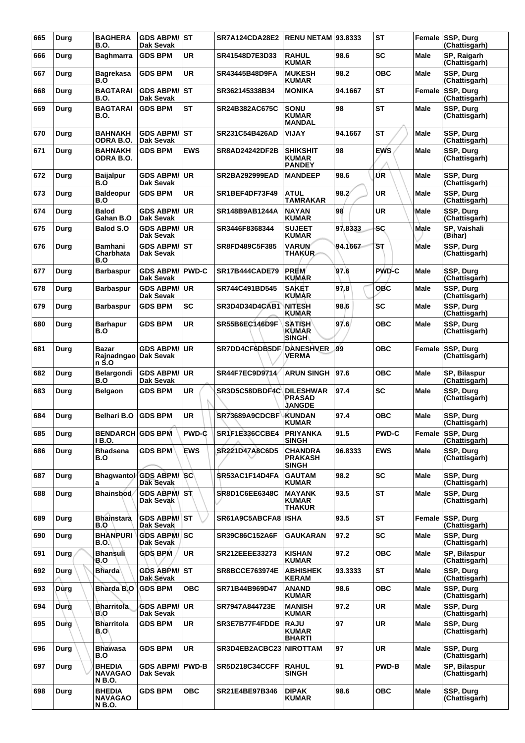| 665 | Durg | BAGHERA B.O. | GDS ABPM/ Dak Sevak | ST | SR7A124CDA28E2 | RENU NETAM | 93.8333 | ST | Female | SSP, Durg (Chattisgarh) |
|---|---|---|---|---|---|---|---|---|---|---|
| 666 | Durg | Baghmarra | GDS BPM | UR | SR41548D7E3D33 | RAHUL KUMAR | 98.6 | SC | Male | SP, Raigarh (Chattisgarh) |
| 667 | Durg | Bagrekasa B.O | GDS BPM | UR | SR43445B48D9FA | MUKESH KUMAR | 98.2 | OBC | Male | SSP, Durg (Chattisgarh) |
| 668 | Durg | BAGTARAI B.O. | GDS ABPM/ Dak Sevak | ST | SR362145338B34 | MONIKA | 94.1667 | ST | Female | SSP, Durg (Chattisgarh) |
| 669 | Durg | BAGTARAI B.O. | GDS BPM | ST | SR24B382AC675C | SONU KUMAR MANDAL | 98 | ST | Male | SSP, Durg (Chattisgarh) |
| 670 | Durg | BAHNAKH ODRA B.O. | GDS ABPM/ Dak Sevak | ST | SR231C54B426AD | VIJAY | 94.1667 | ST | Male | SSP, Durg (Chattisgarh) |
| 671 | Durg | BAHNAKH ODRA B.O. | GDS BPM | EWS | SR8AD24242DF2B | SHIKSHIT KUMAR PANDEY | 98 | EWS | Male | SSP, Durg (Chattisgarh) |
| 672 | Durg | Baijalpur B.O | GDS ABPM/ Dak Sevak | UR | SR2BA292999EAD | MANDEEP | 98.6 | UR | Male | SSP, Durg (Chattisgarh) |
| 673 | Durg | Baldeopur B.O | GDS BPM | UR | SR1BEF4DF73F49 | ATUL TAMRAKAR | 98.2 | UR | Male | SSP, Durg (Chattisgarh) |
| 674 | Durg | Balod Gahan B.O | GDS ABPM/ Dak Sevak | UR | SR148B9AB1244A | NAYAN KUMAR | 98 | UR | Male | SSP, Durg (Chattisgarh) |
| 675 | Durg | Balod S.O | GDS ABPM/ Dak Sevak | UR | SR3446F8368344 | SUJEET KUMAR | 97.8333 | SC | Male | SP, Vaishali (Bihar) |
| 676 | Durg | Bamhani Charbhata B.O | GDS ABPM/ Dak Sevak | ST | SR8FD489C5F385 | VARUN THAKUR | 94.1667 | ST | Male | SSP, Durg (Chattisgarh) |
| 677 | Durg | Barbaspur | GDS ABPM/ Dak Sevak | PWD-C | SR17B444CADE79 | PREM KUMAR | 97.6 | PWD-C | Male | SSP, Durg (Chattisgarh) |
| 678 | Durg | Barbaspur | GDS ABPM/ Dak Sevak | UR | SR744C491BD545 | SAKET KUMAR | 97.8 | OBC | Male | SSP, Durg (Chattisgarh) |
| 679 | Durg | Barbaspur | GDS BPM | SC | SR3D4D34D4CAB1 | NITESH KUMAR | 98.6 | SC | Male | SSP, Durg (Chattisgarh) |
| 680 | Durg | Barhapur B.O | GDS BPM | UR | SR55B6EC146D9F | SATISH KUMAR SINGH | 97.6 | OBC | Male | SSP, Durg (Chattisgarh) |
| 681 | Durg | Bazar Rajnadngao n S.O | GDS ABPM/ Dak Sevak | UR | SR7DD4CF6DB5DF | DANESHVER VERMA | 99 | OBC | Female | SSP, Durg (Chattisgarh) |
| 682 | Durg | Belargondi B.O | GDS ABPM/ Dak Sevak | UR | SR44F7EC9D9714 | ARUN SINGH | 97.6 | OBC | Male | SP, Bilaspur (Chattisgarh) |
| 683 | Durg | Belgaon | GDS BPM | UR | SR3D5C58DBDF4C | DILESHWAR PRASAD JANGDE | 97.4 | SC | Male | SSP, Durg (Chattisgarh) |
| 684 | Durg | Belhari B.O | GDS BPM | UR | SR73689A9CDCBF | KUNDAN KUMAR | 97.4 | OBC | Male | SSP, Durg (Chattisgarh) |
| 685 | Durg | BENDARCH I B.O. | GDS BPM | PWD-C | SR1F1E336CCBE4 | PRIYANKA SINGH | 91.5 | PWD-C | Female | SSP, Durg (Chattisgarh) |
| 686 | Durg | Bhadsena B.O | GDS BPM | EWS | SR221D47A8C6D5 | CHANDRA PRAKASH SINGH | 96.8333 | EWS | Male | SSP, Durg (Chattisgarh) |
| 687 | Durg | Bhagwantol a | GDS ABPM/ Dak Sevak | SC | SR53AC1F14D4FA | GAUTAM KUMAR | 98.2 | SC | Male | SSP, Durg (Chattisgarh) |
| 688 | Durg | Bhainsbod | GDS ABPM/ Dak Sevak | ST | SR8D1C6EE6348C | MAYANK KUMAR THAKUR | 93.5 | ST | Male | SSP, Durg (Chattisgarh) |
| 689 | Durg | Bhainstara B.O | GDS ABPM/ Dak Sevak | ST | SR61A9C5ABCFA8 | ISHA | 93.5 | ST | Female | SSP, Durg (Chattisgarh) |
| 690 | Durg | BHANPURI B.O. | GDS ABPM/ Dak Sevak | SC | SR39C86C152A6F | GAUKARAN | 97.2 | SC | Male | SSP, Durg (Chattisgarh) |
| 691 | Durg | Bhansuli B.O | GDS BPM | UR | SR212EEEE33273 | KISHAN KUMAR | 97.2 | OBC | Male | SP, Bilaspur (Chattisgarh) |
| 692 | Durg | Bharda | GDS ABPM/ Dak Sevak | ST | SR8BCCE763974E | ABHISHEK KERAM | 93.3333 | ST | Male | SSP, Durg (Chattisgarh) |
| 693 | Durg | Bharda B.O | GDS BPM | OBC | SR71B44B969D47 | ANAND KUMAR | 98.6 | OBC | Male | SSP, Durg (Chattisgarh) |
| 694 | Durg | Bharritola B.O | GDS ABPM/ Dak Sevak | UR | SR7947A844723E | MANISH KUMAR | 97.2 | UR | Male | SSP, Durg (Chattisgarh) |
| 695 | Durg | Bharritola B.O | GDS BPM | UR | SR3E7B77F4FDDE | RAJU KUMAR BHARTI | 97 | UR | Male | SSP, Durg (Chattisgarh) |
| 696 | Durg | Bhawasa B.O | GDS BPM | UR | SR3D4EB2ACBC23 | NIROTTAM | 97 | UR | Male | SSP, Durg (Chattisgarh) |
| 697 | Durg | BHEDIA NAVAGAO N B.O. | GDS ABPM/ Dak Sevak | PWD-B | SR5D218C34CCFF | RAHUL SINGH | 91 | PWD-B | Male | SP, Bilaspur (Chattisgarh) |
| 698 | Durg | BHEDIA NAVAGAO N B.O. | GDS BPM | OBC | SR21E4BE97B346 | DIPAK KUMAR | 98.6 | OBC | Male | SSP, Durg (Chattisgarh) |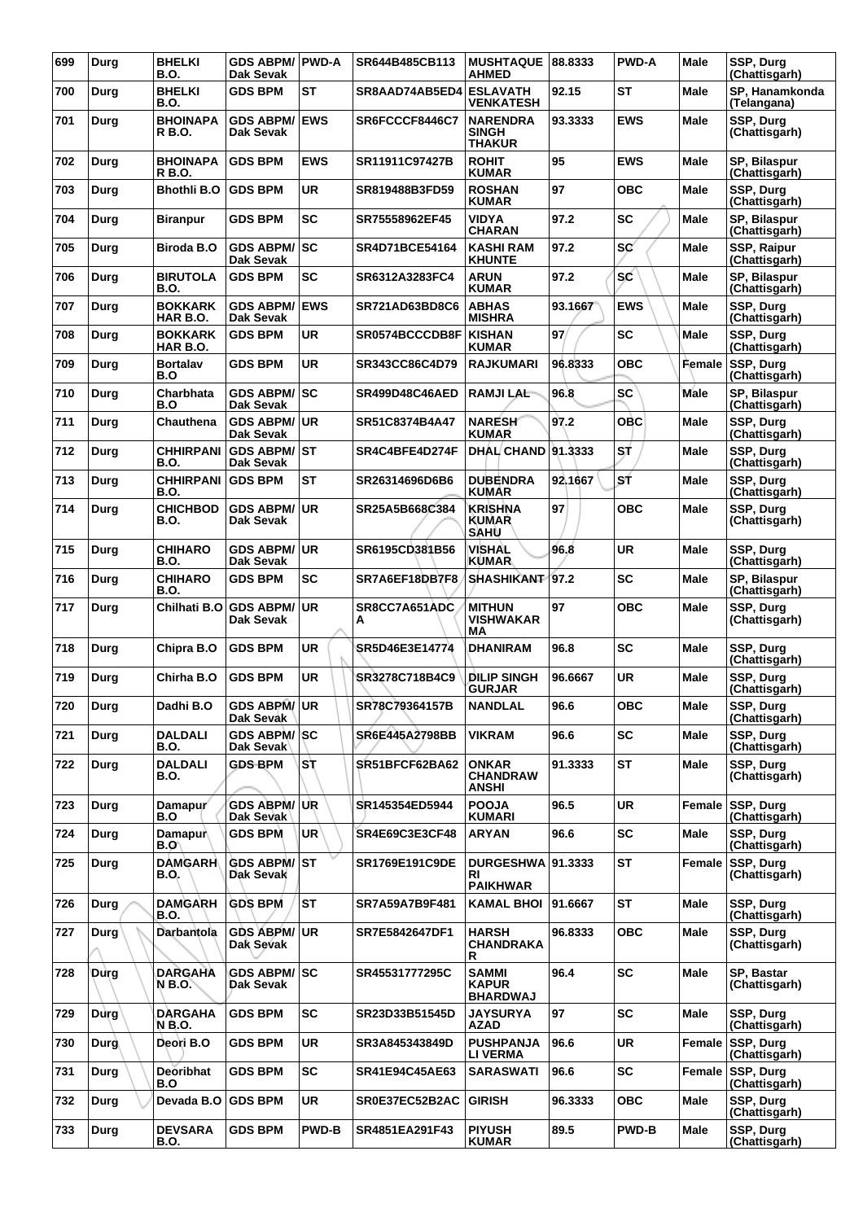| 699 | Durg | BHELKI B.O. | GDS ABPM/ Dak Sevak | PWD-A | SR644B485CB113 | MUSHTAQUE AHMED | 88.8333 | PWD-A | Male | SSP, Durg (Chattisgarh) |
|---|---|---|---|---|---|---|---|---|---|---|
| 700 | Durg | BHELKI B.O. | GDS BPM | ST | SR8AAD74AB5ED4 | ESLAVATH VENKATESH | 92.15 | ST | Male | SP, Hanamkonda (Telangana) |
| 701 | Durg | BHOINAPA R B.O. | GDS ABPM/ Dak Sevak | EWS | SR6FCCCF8446C7 | NARENDRA SINGH THAKUR | 93.3333 | EWS | Male | SSP, Durg (Chattisgarh) |
| 702 | Durg | BHOINAPA R B.O. | GDS BPM | EWS | SR11911C97427B | ROHIT KUMAR | 95 | EWS | Male | SP, Bilaspur (Chattisgarh) |
| 703 | Durg | Bhothli B.O | GDS BPM | UR | SR819488B3FD59 | ROSHAN KUMAR | 97 | OBC | Male | SSP, Durg (Chattisgarh) |
| 704 | Durg | Biranpur | GDS BPM | SC | SR75558962EF45 | VIDYA CHARAN | 97.2 | SC | Male | SP, Bilaspur (Chattisgarh) |
| 705 | Durg | Biroda B.O | GDS ABPM/ Dak Sevak | SC | SR4D71BCE54164 | KASHI RAM KHUNTE | 97.2 | SC | Male | SSP, Raipur (Chattisgarh) |
| 706 | Durg | BIRUTOLA B.O. | GDS BPM | SC | SR6312A3283FC4 | ARUN KUMAR | 97.2 | SC | Male | SP, Bilaspur (Chattisgarh) |
| 707 | Durg | BOKKARK HAR B.O. | GDS ABPM/ Dak Sevak | EWS | SR721AD63BD8C6 | ABHAS MISHRA | 93.1667 | EWS | Male | SSP, Durg (Chattisgarh) |
| 708 | Durg | BOKKARK HAR B.O. | GDS BPM | UR | SR0574BCCCDB8F | KISHAN KUMAR | 97 | SC | Male | SSP, Durg (Chattisgarh) |
| 709 | Durg | Bortalav B.O | GDS BPM | UR | SR343CC86C4D79 | RAJKUMARI | 96.8333 | OBC | Female | SSP, Durg (Chattisgarh) |
| 710 | Durg | Charbhata B.O | GDS ABPM/ Dak Sevak | SC | SR499D48C46AED | RAMJI LAL | 96.8 | SC | Male | SP, Bilaspur (Chattisgarh) |
| 711 | Durg | Chauthena | GDS ABPM/ Dak Sevak | UR | SR51C8374B4A47 | NARESH KUMAR | 97.2 | OBC | Male | SSP, Durg (Chattisgarh) |
| 712 | Durg | CHHIRPANI B.O. | GDS ABPM/ Dak Sevak | ST | SR4C4BFE4D274F | DHAL CHAND | 91.3333 | ST | Male | SSP, Durg (Chattisgarh) |
| 713 | Durg | CHHIRPANI B.O. | GDS BPM | ST | SR26314696D6B6 | DUBENDRA KUMAR | 92.1667 | ST | Male | SSP, Durg (Chattisgarh) |
| 714 | Durg | CHICHBOD B.O. | GDS ABPM/ Dak Sevak | UR | SR25A5B668C384 | KRISHNA KUMAR SAHU | 97 | OBC | Male | SSP, Durg (Chattisgarh) |
| 715 | Durg | CHIHARO B.O. | GDS ABPM/ Dak Sevak | UR | SR6195CD381B56 | VISHAL KUMAR | 96.8 | UR | Male | SSP, Durg (Chattisgarh) |
| 716 | Durg | CHIHARO B.O. | GDS BPM | SC | SR7A6EF18DB7F8 | SHASHIKANT | 97.2 | SC | Male | SP, Bilaspur (Chattisgarh) |
| 717 | Durg | Chilhati B.O | GDS ABPM/ Dak Sevak | UR | SR8CC7A651ADC A | MITHUN VISHWAKAR MA | 97 | OBC | Male | SSP, Durg (Chattisgarh) |
| 718 | Durg | Chipra B.O | GDS BPM | UR | SR5D46E3E14774 | DHANIRAM | 96.8 | SC | Male | SSP, Durg (Chattisgarh) |
| 719 | Durg | Chirha B.O | GDS BPM | UR | SR3278C718B4C9 | DILIP SINGH GURJAR | 96.6667 | UR | Male | SSP, Durg (Chattisgarh) |
| 720 | Durg | Dadhi B.O | GDS ABPM/ Dak Sevak | UR | SR78C79364157B | NANDLAL | 96.6 | OBC | Male | SSP, Durg (Chattisgarh) |
| 721 | Durg | DALDALI B.O. | GDS ABPM/ Dak Sevak | SC | SR6E445A2798BB | VIKRAM | 96.6 | SC | Male | SSP, Durg (Chattisgarh) |
| 722 | Durg | DALDALI B.O. | GDS BPM | ST | SR51BFCF62BA62 | ONKAR CHANDRAW ANSHI | 91.3333 | ST | Male | SSP, Durg (Chattisgarh) |
| 723 | Durg | Damapur B.O | GDS ABPM/ Dak Sevak | UR | SR145354ED5944 | POOJA KUMARI | 96.5 | UR | Female | SSP, Durg (Chattisgarh) |
| 724 | Durg | Damapur B.O | GDS BPM | UR | SR4E69C3E3CF48 | ARYAN | 96.6 | SC | Male | SSP, Durg (Chattisgarh) |
| 725 | Durg | DAMGARH B.O. | GDS ABPM/ Dak Sevak | ST | SR1769E191C9DE | DURGESHWA RI PAIKHWAR | 91.3333 | ST | Female | SSP, Durg (Chattisgarh) |
| 726 | Durg | DAMGARH B.O. | GDS BPM | ST | SR7A59A7B9F481 | KAMAL BHOI | 91.6667 | ST | Male | SSP, Durg (Chattisgarh) |
| 727 | Durg | Darbantola | GDS ABPM/ Dak Sevak | UR | SR7E5842647DF1 | HARSH CHANDRAKA R | 96.8333 | OBC | Male | SSP, Durg (Chattisgarh) |
| 728 | Durg | DARGAHA N B.O. | GDS ABPM/ Dak Sevak | SC | SR45531777295C | SAMMI KAPUR BHARDWAJ | 96.4 | SC | Male | SP, Bastar (Chattisgarh) |
| 729 | Durg | DARGAHA N B.O. | GDS BPM | SC | SR23D33B51545D | JAYSURYA AZAD | 97 | SC | Male | SSP, Durg (Chattisgarh) |
| 730 | Durg | Deori B.O | GDS BPM | UR | SR3A845343849D | PUSHPANJA LI VERMA | 96.6 | UR | Female | SSP, Durg (Chattisgarh) |
| 731 | Durg | Deoribhat B.O | GDS BPM | SC | SR41E94C45AE63 | SARASWATI | 96.6 | SC | Female | SSP, Durg (Chattisgarh) |
| 732 | Durg | Devada B.O | GDS BPM | UR | SR0E37EC52B2AC | GIRISH | 96.3333 | OBC | Male | SSP, Durg (Chattisgarh) |
| 733 | Durg | DEVSARA B.O. | GDS BPM | PWD-B | SR4851EA291F43 | PIYUSH KUMAR | 89.5 | PWD-B | Male | SSP, Durg (Chattisgarh) |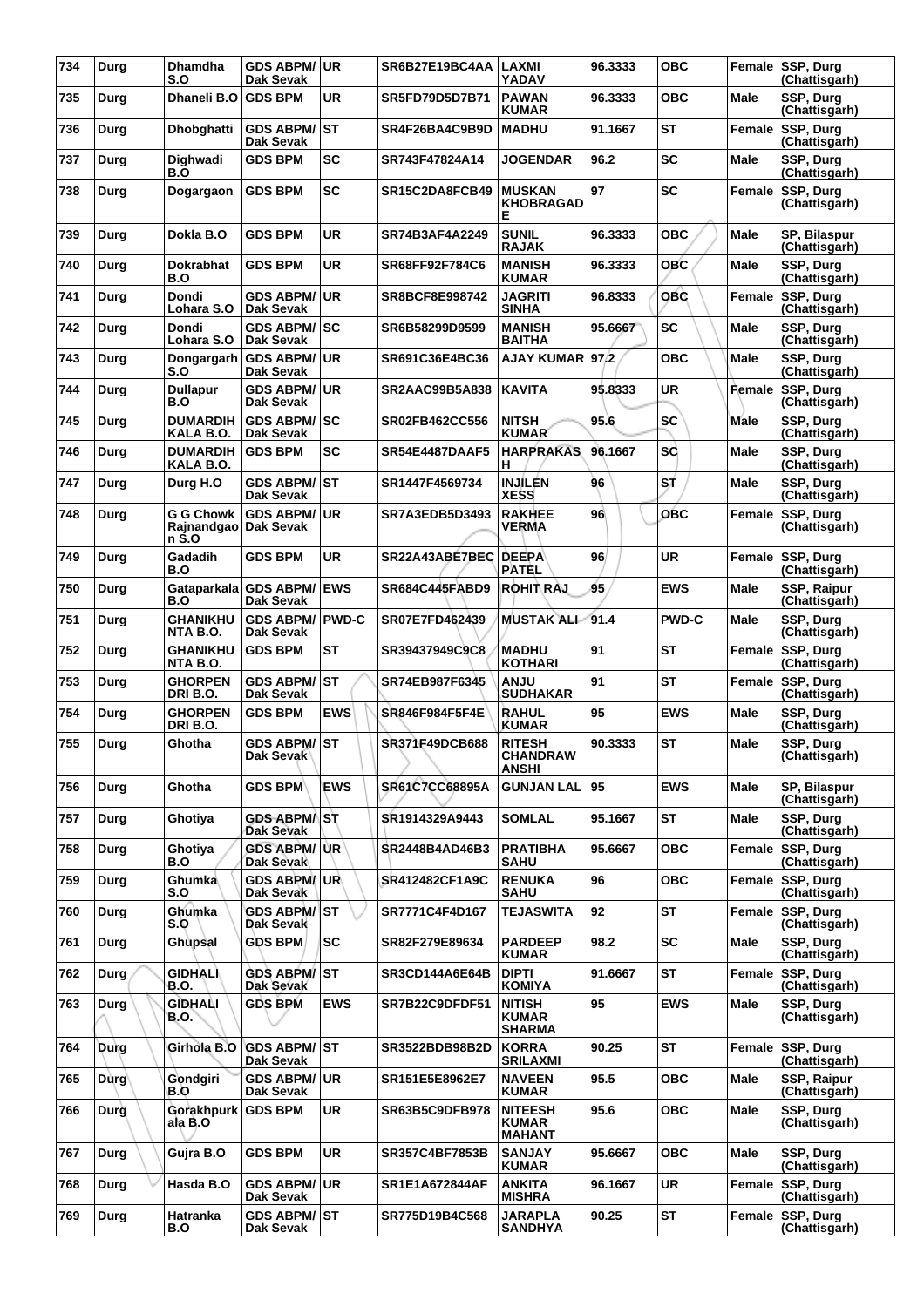| 734 | Durg | Dhamdha S.O | GDS ABPM/ Dak Sevak | UR | SR6B27E19BC4AA | LAXMI YADAV | 96.3333 | OBC | Female | SSP, Durg (Chattisgarh) |
|---|---|---|---|---|---|---|---|---|---|---|
| 735 | Durg | Dhaneli B.O | GDS BPM | UR | SR5FD79D5D7B71 | PAWAN KUMAR | 96.3333 | OBC | Male | SSP, Durg (Chattisgarh) |
| 736 | Durg | Dhobghatti | GDS ABPM/ Dak Sevak | ST | SR4F26BA4C9B9D | MADHU | 91.1667 | ST | Female | SSP, Durg (Chattisgarh) |
| 737 | Durg | Dighwadi B.O | GDS BPM | SC | SR743F47824A14 | JOGENDAR | 96.2 | SC | Male | SSP, Durg (Chattisgarh) |
| 738 | Durg | Dogargaon | GDS BPM | SC | SR15C2DA8FCB49 | MUSKAN KHOBRAGAD E | 97 | SC | Female | SSP, Durg (Chattisgarh) |
| 739 | Durg | Dokla B.O | GDS BPM | UR | SR74B3AF4A2249 | SUNIL RAJAK | 96.3333 | OBC | Male | SP, Bilaspur (Chattisgarh) |
| 740 | Durg | Dokrabhat B.O | GDS BPM | UR | SR68FF92F784C6 | MANISH KUMAR | 96.3333 | OBC | Male | SSP, Durg (Chattisgarh) |
| 741 | Durg | Dondi Lohara S.O | GDS ABPM/ Dak Sevak | UR | SR8BCF8E998742 | JAGRITI SINHA | 96.8333 | OBC | Female | SSP, Durg (Chattisgarh) |
| 742 | Durg | Dondi Lohara S.O | GDS ABPM/ Dak Sevak | SC | SR6B58299D9599 | MANISH BAITHA | 95.6667 | SC | Male | SSP, Durg (Chattisgarh) |
| 743 | Durg | Dongargarh S.O | GDS ABPM/ Dak Sevak | UR | SR691C36E4BC36 | AJAY KUMAR | 97.2 | OBC | Male | SSP, Durg (Chattisgarh) |
| 744 | Durg | Dullapur B.O | GDS ABPM/ Dak Sevak | UR | SR2AAC99B5A838 | KAVITA | 95.8333 | UR | Female | SSP, Durg (Chattisgarh) |
| 745 | Durg | DUMARDIH KALA B.O. | GDS ABPM/ Dak Sevak | SC | SR02FB462CC556 | NITSH KUMAR | 95.6 | SC | Male | SSP, Durg (Chattisgarh) |
| 746 | Durg | DUMARDIH KALA B.O. | GDS BPM | SC | SR54E4487DAAF5 | HARPRAKAS H | 96.1667 | SC | Male | SSP, Durg (Chattisgarh) |
| 747 | Durg | Durg H.O | GDS ABPM/ Dak Sevak | ST | SR1447F4569734 | INJILEN XESS | 96 | ST | Male | SSP, Durg (Chattisgarh) |
| 748 | Durg | G G Chowk Rajnandgao n S.O | GDS ABPM/ Dak Sevak | UR | SR7A3EDB5D3493 | RAKHEE VERMA | 96 | OBC | Female | SSP, Durg (Chattisgarh) |
| 749 | Durg | Gadadih B.O | GDS BPM | UR | SR22A43ABE7BEC | DEEPA PATEL | 96 | UR | Female | SSP, Durg (Chattisgarh) |
| 750 | Durg | Gataparkala B.O | GDS ABPM/ Dak Sevak | EWS | SR684C445FABD9 | ROHIT RAJ | 95 | EWS | Male | SSP, Raipur (Chattisgarh) |
| 751 | Durg | GHANIKHU NTA B.O. | GDS ABPM/ Dak Sevak | PWD-C | SR07E7FD462439 | MUSTAK ALI | 91.4 | PWD-C | Male | SSP, Durg (Chattisgarh) |
| 752 | Durg | GHANIKHU NTA B.O. | GDS BPM | ST | SR39437949C9C8 | MADHU KOTHARI | 91 | ST | Female | SSP, Durg (Chattisgarh) |
| 753 | Durg | GHORPEN DRI B.O. | GDS ABPM/ Dak Sevak | ST | SR74EB987F6345 | ANJU SUDHAKAR | 91 | ST | Female | SSP, Durg (Chattisgarh) |
| 754 | Durg | GHORPEN DRI B.O. | GDS BPM | EWS | SR846F984F5F4E | RAHUL KUMAR | 95 | EWS | Male | SSP, Durg (Chattisgarh) |
| 755 | Durg | Ghotha | GDS ABPM/ Dak Sevak | ST | SR371F49DCB688 | RITESH CHANDRAW ANSHI | 90.3333 | ST | Male | SSP, Durg (Chattisgarh) |
| 756 | Durg | Ghotha | GDS BPM | EWS | SR61C7CC68895A | GUNJAN LAL | 95 | EWS | Male | SP, Bilaspur (Chattisgarh) |
| 757 | Durg | Ghotiya | GDS ABPM/ Dak Sevak | ST | SR1914329A9443 | SOMLAL | 95.1667 | ST | Male | SSP, Durg (Chattisgarh) |
| 758 | Durg | Ghotiya B.O | GDS ABPM/ Dak Sevak | UR | SR2448B4AD46B3 | PRATIBHA SAHU | 95.6667 | OBC | Female | SSP, Durg (Chattisgarh) |
| 759 | Durg | Ghumka S.O | GDS ABPM/ Dak Sevak | UR | SR412482CF1A9C | RENUKA SAHU | 96 | OBC | Female | SSP, Durg (Chattisgarh) |
| 760 | Durg | Ghumka S.O | GDS ABPM/ Dak Sevak | ST | SR7771C4F4D167 | TEJASWITA | 92 | ST | Female | SSP, Durg (Chattisgarh) |
| 761 | Durg | Ghupsal | GDS BPM | SC | SR82F279E89634 | PARDEEP KUMAR | 98.2 | SC | Male | SSP, Durg (Chattisgarh) |
| 762 | Durg | GIDHALI B.O. | GDS ABPM/ Dak Sevak | ST | SR3CD144A6E64B | DIPTI KOMIYA | 91.6667 | ST | Female | SSP, Durg (Chattisgarh) |
| 763 | Durg | GIDHALI B.O. | GDS BPM | EWS | SR7B22C9DFDF51 | NITISH KUMAR SHARMA | 95 | EWS | Male | SSP, Durg (Chattisgarh) |
| 764 | Durg | Girhola B.O | GDS ABPM/ Dak Sevak | ST | SR3522BDB98B2D | KORRA SRILAXMI | 90.25 | ST | Female | SSP, Durg (Chattisgarh) |
| 765 | Durg | Gondgiri B.O | GDS ABPM/ Dak Sevak | UR | SR151E5E8962E7 | NAVEEN KUMAR | 95.5 | OBC | Male | SSP, Raipur (Chattisgarh) |
| 766 | Durg | Gorakhpurk ala B.O | GDS BPM | UR | SR63B5C9DFB978 | NITEESH KUMAR MAHANT | 95.6 | OBC | Male | SSP, Durg (Chattisgarh) |
| 767 | Durg | Gujra B.O | GDS BPM | UR | SR357C4BF7853B | SANJAY KUMAR | 95.6667 | OBC | Male | SSP, Durg (Chattisgarh) |
| 768 | Durg | Hasda B.O | GDS ABPM/ Dak Sevak | UR | SR1E1A672844AF | ANKITA MISHRA | 96.1667 | UR | Female | SSP, Durg (Chattisgarh) |
| 769 | Durg | Hatranka B.O | GDS ABPM/ Dak Sevak | ST | SR775D19B4C568 | JARAPLA SANDHYA | 90.25 | ST | Female | SSP, Durg (Chattisgarh) |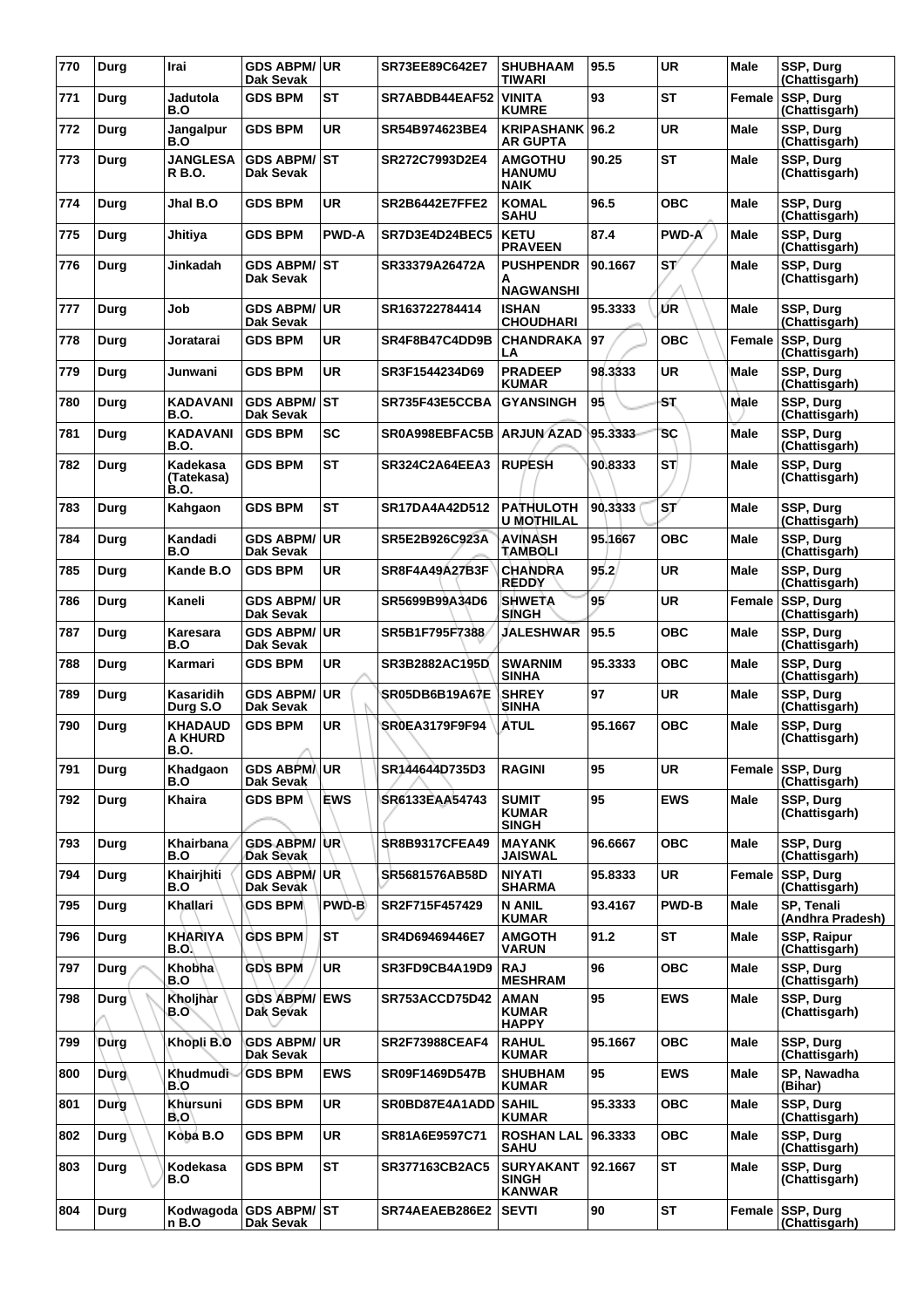| 770 | Durg | Irai | GDS ABPM/ Dak Sevak | UR | SR73EE89C642E7 | SHUBHAAM TIWARI | 95.5 | UR | Male | SSP, Durg (Chattisgarh) |
|---|---|---|---|---|---|---|---|---|---|---|
| 771 | Durg | Jadutola B.O | GDS BPM | ST | SR7ABDB44EAF52 | VINITA KUMRE | 93 | ST | Female | SSP, Durg (Chattisgarh) |
| 772 | Durg | Jangalpur B.O | GDS BPM | UR | SR54B974623BE4 | KRIPASHANKAR GUPTA | 96.2 | UR | Male | SSP, Durg (Chattisgarh) |
| 773 | Durg | JANGLESAR B.O. | GDS ABPM/ Dak Sevak | ST | SR272C7993D2E4 | AMGOTHU HANUMU NAIK | 90.25 | ST | Male | SSP, Durg (Chattisgarh) |
| 774 | Durg | Jhal B.O | GDS BPM | UR | SR2B6442E7FFE2 | KOMAL SAHU | 96.5 | OBC | Male | SSP, Durg (Chattisgarh) |
| 775 | Durg | Jhitiya | GDS BPM | PWD-A | SR7D3E4D24BEC5 | KETU PRAVEEN | 87.4 | PWD-A | Male | SSP, Durg (Chattisgarh) |
| 776 | Durg | Jinkadah | GDS ABPM/ Dak Sevak | ST | SR33379A26472A | PUSHPENDRA NAGWANSHI | 90.1667 | ST | Male | SSP, Durg (Chattisgarh) |
| 777 | Durg | Job | GDS ABPM/ Dak Sevak | UR | SR163722784414 | ISHAN CHOUDHARI | 95.3333 | UR | Male | SSP, Durg (Chattisgarh) |
| 778 | Durg | Joratarai | GDS BPM | UR | SR4F8B47C4DD9B | CHANDRAKALA | 97 | OBC | Female | SSP, Durg (Chattisgarh) |
| 779 | Durg | Junwani | GDS BPM | UR | SR3F1544234D69 | PRADEEP KUMAR | 98.3333 | UR | Male | SSP, Durg (Chattisgarh) |
| 780 | Durg | KADAVANI B.O. | GDS ABPM/ Dak Sevak | ST | SR735F43E5CCBA | GYANSINGH | 95 | ST | Male | SSP, Durg (Chattisgarh) |
| 781 | Durg | KADAVANI B.O. | GDS BPM | SC | SR0A998EBFAC5B | ARJUN AZAD | 95.3333 | SC | Male | SSP, Durg (Chattisgarh) |
| 782 | Durg | Kadekasa (Tatekasa) B.O. | GDS BPM | ST | SR324C2A64EEA3 | RUPESH | 90.8333 | ST | Male | SSP, Durg (Chattisgarh) |
| 783 | Durg | Kahgaon | GDS BPM | ST | SR17DA4A42D512 | PATHULOTH U MOTHILAL | 90.3333 | ST | Male | SSP, Durg (Chattisgarh) |
| 784 | Durg | Kandadi B.O | GDS ABPM/ Dak Sevak | UR | SR5E2B926C923A | AVINASH TAMBOLI | 95.1667 | OBC | Male | SSP, Durg (Chattisgarh) |
| 785 | Durg | Kande B.O | GDS BPM | UR | SR8F4A49A27B3F | CHANDRA REDDY | 95.2 | UR | Male | SSP, Durg (Chattisgarh) |
| 786 | Durg | Kaneli | GDS ABPM/ Dak Sevak | UR | SR5699B99A34D6 | SHWETA SINGH | 95 | UR | Female | SSP, Durg (Chattisgarh) |
| 787 | Durg | Karesara B.O | GDS ABPM/ Dak Sevak | UR | SR5B1F795F7388 | JALESHWAR | 95.5 | OBC | Male | SSP, Durg (Chattisgarh) |
| 788 | Durg | Karmari | GDS BPM | UR | SR3B2882AC195D | SWARNIM SINHA | 95.3333 | OBC | Male | SSP, Durg (Chattisgarh) |
| 789 | Durg | Kasaridih Durg S.O | GDS ABPM/ Dak Sevak | UR | SR05DB6B19A67E | SHREY SINHA | 97 | UR | Male | SSP, Durg (Chattisgarh) |
| 790 | Durg | KHADAUDA KHURD B.O. | GDS BPM | UR | SR0EA3179F9F94 | ATUL | 95.1667 | OBC | Male | SSP, Durg (Chattisgarh) |
| 791 | Durg | Khadgaon B.O | GDS ABPM/ Dak Sevak | UR | SR144644D735D3 | RAGINI | 95 | UR | Female | SSP, Durg (Chattisgarh) |
| 792 | Durg | Khaira | GDS BPM | EWS | SR6133EAA54743 | SUMIT KUMAR SINGH | 95 | EWS | Male | SSP, Durg (Chattisgarh) |
| 793 | Durg | Khairbana B.O | GDS ABPM/ Dak Sevak | UR | SR8B9317CFEA49 | MAYANK JAISWAL | 96.6667 | OBC | Male | SSP, Durg (Chattisgarh) |
| 794 | Durg | Khairjhiti B.O | GDS ABPM/ Dak Sevak | UR | SR5681576AB58D | NIYATI SHARMA | 95.8333 | UR | Female | SSP, Durg (Chattisgarh) |
| 795 | Durg | Khallari | GDS BPM | PWD-B | SR2F715F457429 | N ANIL KUMAR | 93.4167 | PWD-B | Male | SP, Tenali (Andhra Pradesh) |
| 796 | Durg | KHARIYA B.O. | GDS BPM | ST | SR4D69469446E7 | AMGOTH VARUN | 91.2 | ST | Male | SSP, Raipur (Chattisgarh) |
| 797 | Durg | Khobha B.O | GDS BPM | UR | SR3FD9CB4A19D9 | RAJ MESHRAM | 96 | OBC | Male | SSP, Durg (Chattisgarh) |
| 798 | Durg | Kholjhar B.O | GDS ABPM/ Dak Sevak | EWS | SR753ACCD75D42 | AMAN KUMAR HAPPY | 95 | EWS | Male | SSP, Durg (Chattisgarh) |
| 799 | Durg | Khopli B.O | GDS ABPM/ Dak Sevak | UR | SR2F73988CEAF4 | RAHUL KUMAR | 95.1667 | OBC | Male | SSP, Durg (Chattisgarh) |
| 800 | Durg | Khudmudi B.O | GDS BPM | EWS | SR09F1469D547B | SHUBHAM KUMAR | 95 | EWS | Male | SP, Nawadha (Bihar) |
| 801 | Durg | Khursuni B.O | GDS BPM | UR | SR0BD87E4A1ADD | SAHIL KUMAR | 95.3333 | OBC | Male | SSP, Durg (Chattisgarh) |
| 802 | Durg | Koba B.O | GDS BPM | UR | SR81A6E9597C71 | ROSHAN LAL SAHU | 96.3333 | OBC | Male | SSP, Durg (Chattisgarh) |
| 803 | Durg | Kodekasa B.O | GDS BPM | ST | SR377163CB2AC5 | SURYAKANT SINGH KANWAR | 92.1667 | ST | Male | SSP, Durg (Chattisgarh) |
| 804 | Durg | Kodwagodan B.O | GDS ABPM/ Dak Sevak | ST | SR74AEAEB286E2 | SEVTI | 90 | ST | Female | SSP, Durg (Chattisgarh) |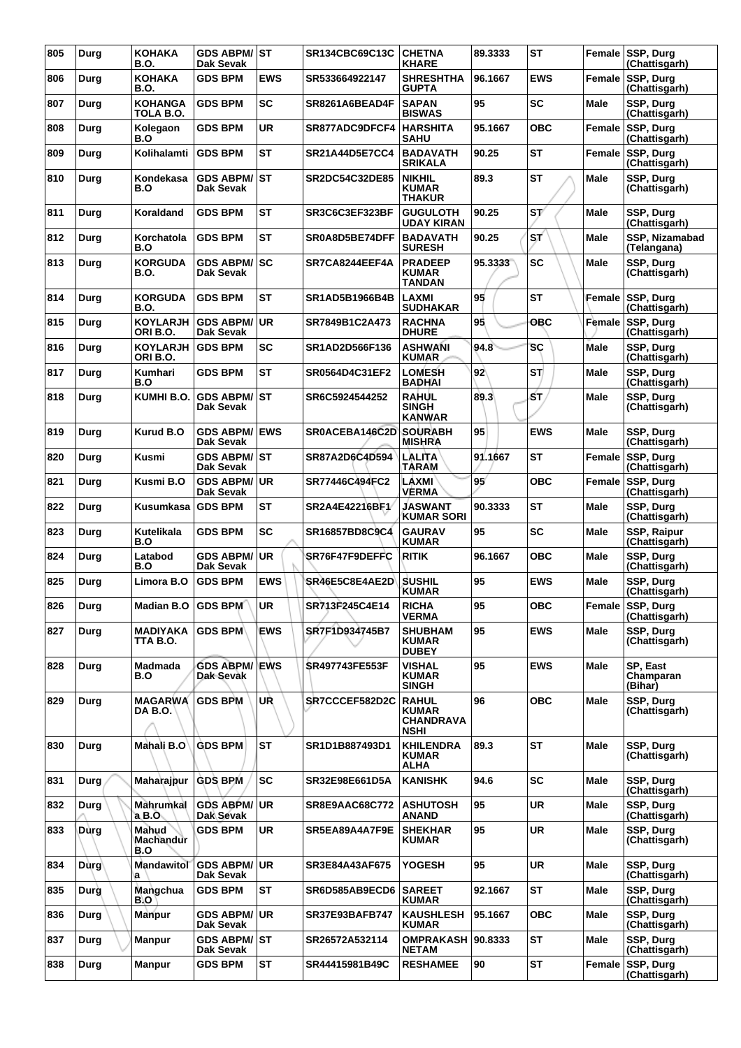| 805 | Durg | KOHAKA B.O. | GDS ABPM/ Dak Sevak | ST | SR134CBC69C13C | CHETNA KHARE | 89.3333 | ST | Female | SSP, Durg (Chattisgarh) |
|---|---|---|---|---|---|---|---|---|---|---|
| 806 | Durg | KOHAKA B.O. | GDS BPM | EWS | SR533664922147 | SHRESHTHA GUPTA | 96.1667 | EWS | Female | SSP, Durg (Chattisgarh) |
| 807 | Durg | KOHANGA TOLA B.O. | GDS BPM | SC | SR8261A6BEAD4F | SAPAN BISWAS | 95 | SC | Male | SSP, Durg (Chattisgarh) |
| 808 | Durg | Kolegaon B.O | GDS BPM | UR | SR877ADC9DFCF4 | HARSHITA SAHU | 95.1667 | OBC | Female | SSP, Durg (Chattisgarh) |
| 809 | Durg | Kolihalamti | GDS BPM | ST | SR21A44D5E7CC4 | BADAVATH SRIKALA | 90.25 | ST | Female | SSP, Durg (Chattisgarh) |
| 810 | Durg | Kondekasa B.O | GDS ABPM/ Dak Sevak | ST | SR2DC54C32DE85 | NIKHIL KUMAR THAKUR | 89.3 | ST | Male | SSP, Durg (Chattisgarh) |
| 811 | Durg | Koraldand | GDS BPM | ST | SR3C6C3EF323BF | GUGULOTH UDAY KIRAN | 90.25 | ST | Male | SSP, Durg (Chattisgarh) |
| 812 | Durg | Korchatola B.O | GDS BPM | ST | SR0A8D5BE74DFF | BADAVATH SURESH | 90.25 | ST | Male | SSP, Nizamabad (Telangana) |
| 813 | Durg | KORGUDA B.O. | GDS ABPM/ Dak Sevak | SC | SR7CA8244EEF4A | PRADEEP KUMAR TANDAN | 95.3333 | SC | Male | SSP, Durg (Chattisgarh) |
| 814 | Durg | KORGUDA B.O. | GDS BPM | ST | SR1AD5B1966B4B | LAXMI SUDHAKAR | 95 | ST | Female | SSP, Durg (Chattisgarh) |
| 815 | Durg | KOYLARJH ORI B.O. | GDS ABPM/ Dak Sevak | UR | SR7849B1C2A473 | RACHNA DHURE | 95 | OBC | Female | SSP, Durg (Chattisgarh) |
| 816 | Durg | KOYLARJH ORI B.O. | GDS BPM | SC | SR1AD2D566F136 | ASHWANI KUMAR | 94.8 | SC | Male | SSP, Durg (Chattisgarh) |
| 817 | Durg | Kumhari B.O | GDS BPM | ST | SR0564D4C31EF2 | LOMESH BADHAI | 92 | ST | Male | SSP, Durg (Chattisgarh) |
| 818 | Durg | KUMHI B.O. | GDS ABPM/ Dak Sevak | ST | SR6C5924544252 | RAHUL SINGH KANWAR | 89.3 | ST | Male | SSP, Durg (Chattisgarh) |
| 819 | Durg | Kurud B.O | GDS ABPM/ Dak Sevak | EWS | SR0ACEBA146C2D | SOURABH MISHRA | 95 | EWS | Male | SSP, Durg (Chattisgarh) |
| 820 | Durg | Kusmi | GDS ABPM/ Dak Sevak | ST | SR87A2D6C4D594 | LALITA TARAM | 91.1667 | ST | Female | SSP, Durg (Chattisgarh) |
| 821 | Durg | Kusmi B.O | GDS ABPM/ Dak Sevak | UR | SR77446C494FC2 | LAXMI VERMA | 95 | OBC | Female | SSP, Durg (Chattisgarh) |
| 822 | Durg | Kusumkasa | GDS BPM | ST | SR2A4E42216BF1 | JASWANT KUMAR SORI | 90.3333 | ST | Male | SSP, Durg (Chattisgarh) |
| 823 | Durg | Kutelikala B.O | GDS BPM | SC | SR16857BD8C9C4 | GAURAV KUMAR | 95 | SC | Male | SSP, Raipur (Chattisgarh) |
| 824 | Durg | Latabod B.O | GDS ABPM/ Dak Sevak | UR | SR76F47F9DEFFC | RITIK | 96.1667 | OBC | Male | SSP, Durg (Chattisgarh) |
| 825 | Durg | Limora B.O | GDS BPM | EWS | SR46E5C8E4AE2D | SUSHIL KUMAR | 95 | EWS | Male | SSP, Durg (Chattisgarh) |
| 826 | Durg | Madian B.O | GDS BPM | UR | SR713F245C4E14 | RICHA VERMA | 95 | OBC | Female | SSP, Durg (Chattisgarh) |
| 827 | Durg | MADIYAKA TTA B.O. | GDS BPM | EWS | SR7F1D934745B7 | SHUBHAM KUMAR DUBEY | 95 | EWS | Male | SSP, Durg (Chattisgarh) |
| 828 | Durg | Madmada B.O | GDS ABPM/ Dak Sevak | EWS | SR497743FE553F | VISHAL KUMAR SINGH | 95 | EWS | Male | SP, East Champaran (Bihar) |
| 829 | Durg | MAGARWA DA B.O. | GDS BPM | UR | SR7CCCEF582D2C | RAHUL KUMAR CHANDRAVA NSHI | 96 | OBC | Male | SSP, Durg (Chattisgarh) |
| 830 | Durg | Mahali B.O | GDS BPM | ST | SR1D1B887493D1 | KHILENDRA KUMAR ALHA | 89.3 | ST | Male | SSP, Durg (Chattisgarh) |
| 831 | Durg | Maharajpur | GDS BPM | SC | SR32E98E661D5A | KANISHK | 94.6 | SC | Male | SSP, Durg (Chattisgarh) |
| 832 | Durg | Mahrumkal a B.O | GDS ABPM/ Dak Sevak | UR | SR8E9AAC68C772 | ASHUTOSH ANAND | 95 | UR | Male | SSP, Durg (Chattisgarh) |
| 833 | Durg | Mahud Machandur B.O | GDS BPM | UR | SR5EA89A4A7F9E | SHEKHAR KUMAR | 95 | UR | Male | SSP, Durg (Chattisgarh) |
| 834 | Durg | Mandawitol a | GDS ABPM/ Dak Sevak | UR | SR3E84A43AF675 | YOGESH | 95 | UR | Male | SSP, Durg (Chattisgarh) |
| 835 | Durg | Mangchua B.O | GDS BPM | ST | SR6D585AB9ECD6 | SAREET KUMAR | 92.1667 | ST | Male | SSP, Durg (Chattisgarh) |
| 836 | Durg | Manpur | GDS ABPM/ Dak Sevak | UR | SR37E93BAFB747 | KAUSHLESH KUMAR | 95.1667 | OBC | Male | SSP, Durg (Chattisgarh) |
| 837 | Durg | Manpur | GDS ABPM/ Dak Sevak | ST | SR26572A532114 | OMPRAKASH NETAM | 90.8333 | ST | Male | SSP, Durg (Chattisgarh) |
| 838 | Durg | Manpur | GDS BPM | ST | SR44415981B49C | RESHAMEE | 90 | ST | Female | SSP, Durg (Chattisgarh) |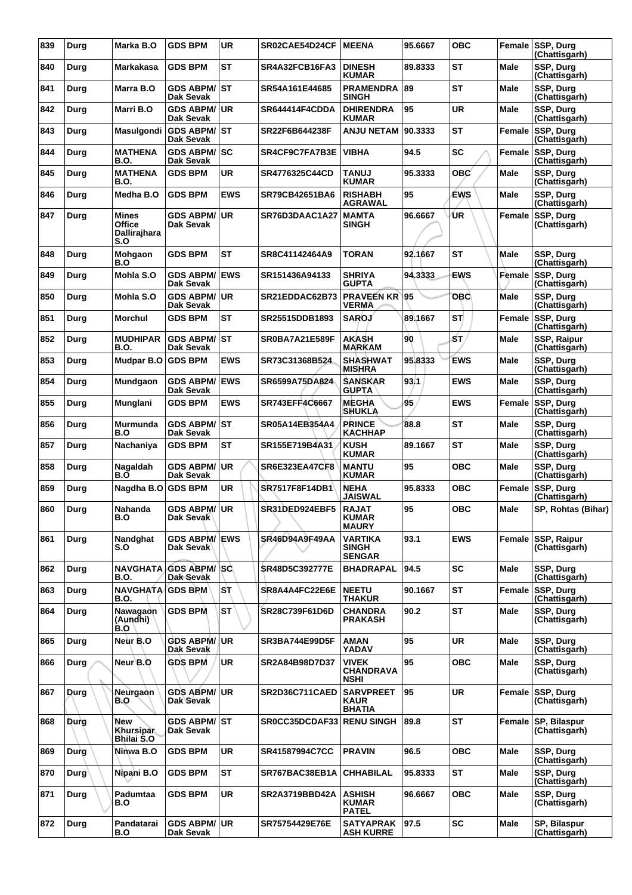| 839 | Durg | Marka B.O | GDS BPM | UR | SR02CAE54D24CF | MEENA | 95.6667 | OBC | Female | SSP, Durg (Chattisgarh) |
|---|---|---|---|---|---|---|---|---|---|---|
| 840 | Durg | Markakasa | GDS BPM | ST | SR4A32FCB16FA3 | DINESH KUMAR | 89.8333 | ST | Male | SSP, Durg (Chattisgarh) |
| 841 | Durg | Marra B.O | GDS ABPM/ Dak Sevak | ST | SR54A161E44685 | PRAMENDRA SINGH | 89 | ST | Male | SSP, Durg (Chattisgarh) |
| 842 | Durg | Marri B.O | GDS ABPM/ Dak Sevak | UR | SR644414F4CDDA | DHIRENDRA KUMAR | 95 | UR | Male | SSP, Durg (Chattisgarh) |
| 843 | Durg | Masulgondi | GDS ABPM/ Dak Sevak | ST | SR22F6B644238F | ANJU NETAM | 90.3333 | ST | Female | SSP, Durg (Chattisgarh) |
| 844 | Durg | MATHENA B.O. | GDS ABPM/ Dak Sevak | SC | SR4CF9C7FA7B3E | VIBHA | 94.5 | SC | Female | SSP, Durg (Chattisgarh) |
| 845 | Durg | MATHENA B.O. | GDS BPM | UR | SR4776325C44CD | TANUJ KUMAR | 95.3333 | OBC | Male | SSP, Durg (Chattisgarh) |
| 846 | Durg | Medha B.O | GDS BPM | EWS | SR79CB42651BA6 | RISHABH AGRAWAL | 95 | EWS | Male | SSP, Durg (Chattisgarh) |
| 847 | Durg | Mines Office Dallirajhara S.O | GDS ABPM/ Dak Sevak | UR | SR76D3DAAC1A27 | MAMTA SINGH | 96.6667 | UR | Female | SSP, Durg (Chattisgarh) |
| 848 | Durg | Mohgaon B.O | GDS BPM | ST | SR8C41142464A9 | TORAN | 92.1667 | ST | Male | SSP, Durg (Chattisgarh) |
| 849 | Durg | Mohla S.O | GDS ABPM/ Dak Sevak | EWS | SR151436A94133 | SHRIYA GUPTA | 94.3333 | EWS | Female | SSP, Durg (Chattisgarh) |
| 850 | Durg | Mohla S.O | GDS ABPM/ Dak Sevak | UR | SR21EDDAC62B73 | PRAVEEN KR VERMA | 95 | OBC | Male | SSP, Durg (Chattisgarh) |
| 851 | Durg | Morchul | GDS BPM | ST | SR25515DDB1893 | SAROJ | 89.1667 | ST | Female | SSP, Durg (Chattisgarh) |
| 852 | Durg | MUDHIPAR B.O. | GDS ABPM/ Dak Sevak | ST | SR0BA7A21E589F | AKASH MARKAM | 90 | ST | Male | SSP, Raipur (Chattisgarh) |
| 853 | Durg | Mudpar B.O | GDS BPM | EWS | SR73C31368B524 | SHASHWAT MISHRA | 95.8333 | EWS | Male | SSP, Durg (Chattisgarh) |
| 854 | Durg | Mundgaon | GDS ABPM/ Dak Sevak | EWS | SR6599A75DA824 | SANSKAR GUPTA | 93.1 | EWS | Male | SSP, Durg (Chattisgarh) |
| 855 | Durg | Munglani | GDS BPM | EWS | SR743EFF4C6667 | MEGHA SHUKLA | 95 | EWS | Female | SSP, Durg (Chattisgarh) |
| 856 | Durg | Murmunda B.O | GDS ABPM/ Dak Sevak | ST | SR05A14EB354A4 | PRINCE KACHHAP | 88.8 | ST | Male | SSP, Durg (Chattisgarh) |
| 857 | Durg | Nachaniya | GDS BPM | ST | SR155E719B4A31 | KUSH KUMAR | 89.1667 | ST | Male | SSP, Durg (Chattisgarh) |
| 858 | Durg | Nagaldah B.O | GDS ABPM/ Dak Sevak | UR | SR6E323EA47CF8 | MANTU KUMAR | 95 | OBC | Male | SSP, Durg (Chattisgarh) |
| 859 | Durg | Nagdha B.O | GDS BPM | UR | SR7517F8F14DB1 | NEHA JAISWAL | 95.8333 | OBC | Female | SSP, Durg (Chattisgarh) |
| 860 | Durg | Nahanda B.O | GDS ABPM/ Dak Sevak | UR | SR31DED924EBF5 | RAJAT KUMAR MAURY | 95 | OBC | Male | SP, Rohtas (Bihar) |
| 861 | Durg | Nandghat S.O | GDS ABPM/ Dak Sevak | EWS | SR46D94A9F49AA | VARTIKA SINGH SENGAR | 93.1 | EWS | Female | SSP, Raipur (Chattisgarh) |
| 862 | Durg | NAVGHATA B.O. | GDS ABPM/ Dak Sevak | SC | SR48D5C392777E | BHADRAPAL | 94.5 | SC | Male | SSP, Durg (Chattisgarh) |
| 863 | Durg | NAVGHATA B.O. | GDS BPM | ST | SR8A4A4FC22E6E | NEETU THAKUR | 90.1667 | ST | Female | SSP, Durg (Chattisgarh) |
| 864 | Durg | Nawagaon (Aundhi) B.O | GDS BPM | ST | SR28C739F61D6D | CHANDRA PRAKASH | 90.2 | ST | Male | SSP, Durg (Chattisgarh) |
| 865 | Durg | Neur B.O | GDS ABPM/ Dak Sevak | UR | SR3BA744E99D5F | AMAN YADAV | 95 | UR | Male | SSP, Durg (Chattisgarh) |
| 866 | Durg | Neur B.O | GDS BPM | UR | SR2A84B98D7D37 | VIVEK CHANDRAVA NSHI | 95 | OBC | Male | SSP, Durg (Chattisgarh) |
| 867 | Durg | Neurgaon B.O | GDS ABPM/ Dak Sevak | UR | SR2D36C711CAED | SARVPREET KAUR BHATIA | 95 | UR | Female | SSP, Durg (Chattisgarh) |
| 868 | Durg | New Khursipar Bhilai S.O | GDS ABPM/ Dak Sevak | ST | SR0CC35DCDAF33 | RENU SINGH | 89.8 | ST | Female | SP, Bilaspur (Chattisgarh) |
| 869 | Durg | Ninwa B.O | GDS BPM | UR | SR41587994C7CC | PRAVIN | 96.5 | OBC | Male | SSP, Durg (Chattisgarh) |
| 870 | Durg | Nipani B.O | GDS BPM | ST | SR767BAC38EB1A | CHHABILAL | 95.8333 | ST | Male | SSP, Durg (Chattisgarh) |
| 871 | Durg | Padumtaa B.O | GDS BPM | UR | SR2A3719BBD42A | ASHISH KUMAR PATEL | 96.6667 | OBC | Male | SSP, Durg (Chattisgarh) |
| 872 | Durg | Pandatarai B.O | GDS ABPM/ Dak Sevak | UR | SR75754429E76E | SATYAPRAK ASH KURRE | 97.5 | SC | Male | SP, Bilaspur (Chattisgarh) |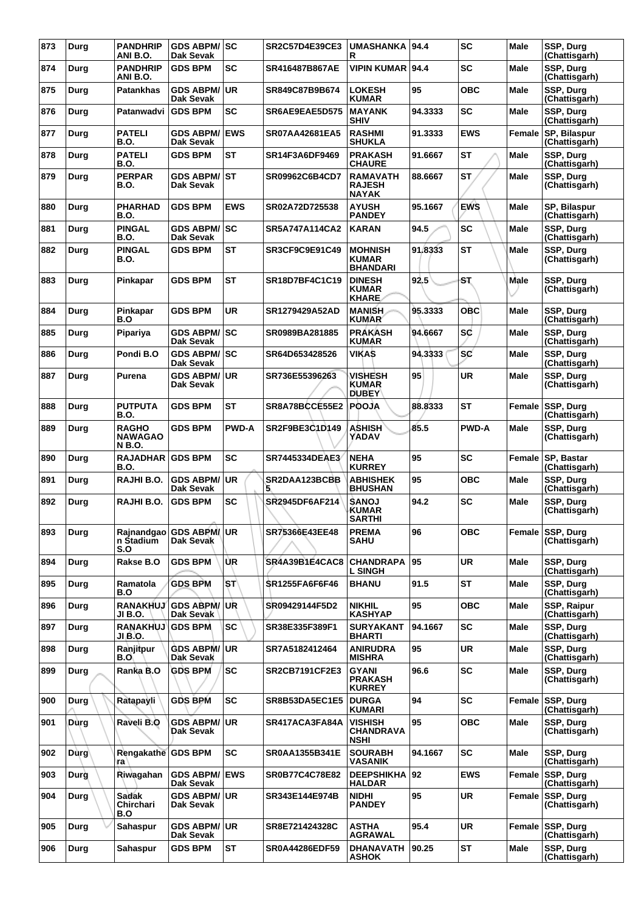| 873 | Durg | PANDHRIPANI B.O. | GDS ABPM/ Dak Sevak | SC | SR2C57D4E39CE3 | UMASHANKAR | 94.4 | SC | Male | SSP, Durg (Chattisgarh) |
|---|---|---|---|---|---|---|---|---|---|---|
| 874 | Durg | PANDHRIPANI B.O. | GDS BPM | SC | SR416487B867AE | VIPIN KUMAR | 94.4 | SC | Male | SSP, Durg (Chattisgarh) |
| 875 | Durg | Patankhas | GDS ABPM/ Dak Sevak | UR | SR849C87B9B674 | LOKESH KUMAR | 95 | OBC | Male | SSP, Durg (Chattisgarh) |
| 876 | Durg | Patanwadvi | GDS BPM | SC | SR6AE9EAE5D575 | MAYANK SHIV | 94.3333 | SC | Male | SSP, Durg (Chattisgarh) |
| 877 | Durg | PATELI B.O. | GDS ABPM/ Dak Sevak | EWS | SR07AA42681EA5 | RASHMI SHUKLA | 91.3333 | EWS | Female | SP, Bilaspur (Chattisgarh) |
| 878 | Durg | PATELI B.O. | GDS BPM | ST | SR14F3A6DF9469 | PRAKASH CHAURE | 91.6667 | ST | Male | SSP, Durg (Chattisgarh) |
| 879 | Durg | PERPAR B.O. | GDS ABPM/ Dak Sevak | ST | SR09962C6B4CD7 | RAMAVATH RAJESH NAYAK | 88.6667 | ST | Male | SSP, Durg (Chattisgarh) |
| 880 | Durg | PHARHAD B.O. | GDS BPM | EWS | SR02A72D725538 | AYUSH PANDEY | 95.1667 | EWS | Male | SP, Bilaspur (Chattisgarh) |
| 881 | Durg | PINGAL B.O. | GDS ABPM/ Dak Sevak | SC | SR5A747A114CA2 | KARAN | 94.5 | SC | Male | SSP, Durg (Chattisgarh) |
| 882 | Durg | PINGAL B.O. | GDS BPM | ST | SR3CF9C9E91C49 | MOHNISH KUMAR BHANDARI | 91.8333 | ST | Male | SSP, Durg (Chattisgarh) |
| 883 | Durg | Pinkapar | GDS BPM | ST | SR18D7BF4C1C19 | DINESH KUMAR KHARE | 92.5 | ST | Male | SSP, Durg (Chattisgarh) |
| 884 | Durg | Pinkapar B.O | GDS BPM | UR | SR1279429A52AD | MANISH KUMAR | 95.3333 | OBC | Male | SSP, Durg (Chattisgarh) |
| 885 | Durg | Pipariya | GDS ABPM/ Dak Sevak | SC | SR0989BA281885 | PRAKASH KUMAR | 94.6667 | SC | Male | SSP, Durg (Chattisgarh) |
| 886 | Durg | Pondi B.O | GDS ABPM/ Dak Sevak | SC | SR64D653428526 | VIKAS | 94.3333 | SC | Male | SSP, Durg (Chattisgarh) |
| 887 | Durg | Purena | GDS ABPM/ Dak Sevak | UR | SR736E55396263 | VISHESH KUMAR DUBEY | 95 | UR | Male | SSP, Durg (Chattisgarh) |
| 888 | Durg | PUTPUTA B.O. | GDS BPM | ST | SR8A78BCCE55E2 | POOJA | 88.8333 | ST | Female | SSP, Durg (Chattisgarh) |
| 889 | Durg | RAGHO NAWAGAON B.O. | GDS BPM | PWD-A | SR2F9BE3C1D149 | ASHISH YADAV | 85.5 | PWD-A | Male | SSP, Durg (Chattisgarh) |
| 890 | Durg | RAJADHAR B.O. | GDS BPM | SC | SR7445334DEAE3 | NEHA KURREY | 95 | SC | Female | SP, Bastar (Chattisgarh) |
| 891 | Durg | RAJHI B.O. | GDS ABPM/ Dak Sevak | UR | SR2DAA123BCBB5 | ABHISHEK BHUSHAN | 95 | OBC | Male | SSP, Durg (Chattisgarh) |
| 892 | Durg | RAJHI B.O. | GDS BPM | SC | SR2945DF6AF214 | SANOJ KUMAR SARTHI | 94.2 | SC | Male | SSP, Durg (Chattisgarh) |
| 893 | Durg | Rajnandgaon Stadium S.O | GDS ABPM/ Dak Sevak | UR | SR75366E43EE48 | PREMA SAHU | 96 | OBC | Female | SSP, Durg (Chattisgarh) |
| 894 | Durg | Rakse B.O | GDS BPM | UR | SR4A39B1E4CAC8 | CHANDRAPAL SINGH | 95 | UR | Male | SSP, Durg (Chattisgarh) |
| 895 | Durg | Ramatola B.O | GDS BPM | ST | SR1255FA6F6F46 | BHANU | 91.5 | ST | Male | SSP, Durg (Chattisgarh) |
| 896 | Durg | RANAKHUJJI B.O. | GDS ABPM/ Dak Sevak | UR | SR09429144F5D2 | NIKHIL KASHYAP | 95 | OBC | Male | SSP, Raipur (Chattisgarh) |
| 897 | Durg | RANAKHUJJI B.O. | GDS BPM | SC | SR38E335F389F1 | SURYAKANT BHARTI | 94.1667 | SC | Male | SSP, Durg (Chattisgarh) |
| 898 | Durg | Ranjitpur B.O | GDS ABPM/ Dak Sevak | UR | SR7A5182412464 | ANIRUDRA MISHRA | 95 | UR | Male | SSP, Durg (Chattisgarh) |
| 899 | Durg | Ranka B.O | GDS BPM | SC | SR2CB7191CF2E3 | GYANI PRAKASH KURREY | 96.6 | SC | Male | SSP, Durg (Chattisgarh) |
| 900 | Durg | Ratapayli | GDS BPM | SC | SR8B53DA5EC1E5 | DURGA KUMARI | 94 | SC | Female | SSP, Durg (Chattisgarh) |
| 901 | Durg | Raveli B.O | GDS ABPM/ Dak Sevak | UR | SR417ACA3FA84A | VISHISH CHANDRAVANSHI | 95 | OBC | Male | SSP, Durg (Chattisgarh) |
| 902 | Durg | Rengakathera | GDS BPM | SC | SR0AA1355B341E | SOURABH VASANIK | 94.1667 | SC | Male | SSP, Durg (Chattisgarh) |
| 903 | Durg | Riwagahan | GDS ABPM/ Dak Sevak | EWS | SR0B77C4C78E82 | DEEPSHIKHA HALDAR | 92 | EWS | Female | SSP, Durg (Chattisgarh) |
| 904 | Durg | Sadak Chirchari B.O | GDS ABPM/ Dak Sevak | UR | SR343E144E974B | NIDHI PANDEY | 95 | UR | Female | SSP, Durg (Chattisgarh) |
| 905 | Durg | Sahaspur | GDS ABPM/ Dak Sevak | UR | SR8E721424328C | ASTHA AGRAWAL | 95.4 | UR | Female | SSP, Durg (Chattisgarh) |
| 906 | Durg | Sahaspur | GDS BPM | ST | SR0A44286EDF59 | DHANAVATH ASHOK | 90.25 | ST | Male | SSP, Durg (Chattisgarh) |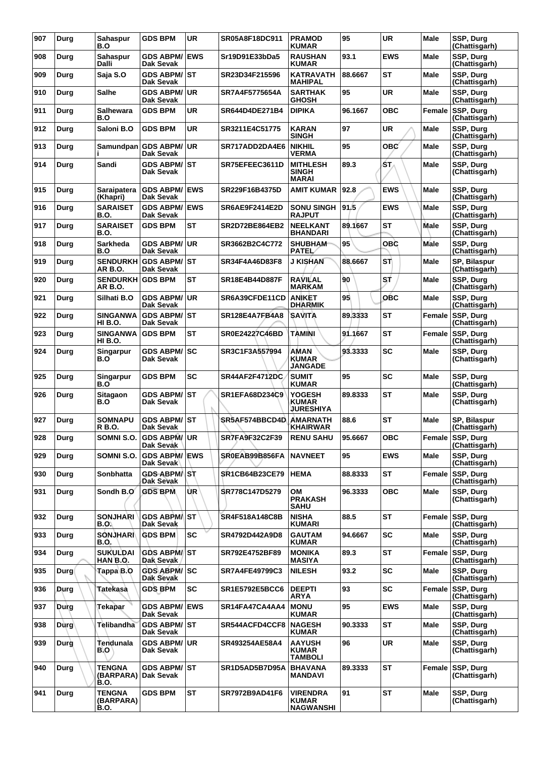| 907 | Durg | Sahaspur B.O | GDS BPM | UR | SR05A8F18DC911 | PRAMOD KUMAR | 95 | UR | Male | SSP, Durg (Chattisgarh) |
|---|---|---|---|---|---|---|---|---|---|---|
| 908 | Durg | Sahaspur Dalli | GDS ABPM/ Dak Sevak | EWS | Sr19D91E33bDa5 | RAUSHAN KUMAR | 93.1 | EWS | Male | SSP, Durg (Chattisgarh) |
| 909 | Durg | Saja S.O | GDS ABPM/ Dak Sevak | ST | SR23D34F215596 | KATRAVATH MAHIPAL | 88.6667 | ST | Male | SSP, Durg (Chattisgarh) |
| 910 | Durg | Salhe | GDS ABPM/ Dak Sevak | UR | SR7A4F5775654A | SARTHAK GHOSH | 95 | UR | Male | SSP, Durg (Chattisgarh) |
| 911 | Durg | Salhewara B.O | GDS BPM | UR | SR644D4DE271B4 | DIPIKA | 96.1667 | OBC | Female | SSP, Durg (Chattisgarh) |
| 912 | Durg | Saloni B.O | GDS BPM | UR | SR3211E4C51775 | KARAN SINGH | 97 | UR | Male | SSP, Durg (Chattisgarh) |
| 913 | Durg | Samundpani | GDS ABPM/ Dak Sevak | UR | SR717ADD2DA4E6 | NIKHIL VERMA | 95 | OBC | Male | SSP, Durg (Chattisgarh) |
| 914 | Durg | Sandi | GDS ABPM/ Dak Sevak | ST | SR75EFEEC3611D | MITHLESH SINGH MARAI | 89.3 | ST | Male | SSP, Durg (Chattisgarh) |
| 915 | Durg | Saraipatera (Khapri) | GDS ABPM/ Dak Sevak | EWS | SR229F16B4375D | AMIT KUMAR | 92.8 | EWS | Male | SSP, Durg (Chattisgarh) |
| 916 | Durg | SARAISET B.O. | GDS ABPM/ Dak Sevak | EWS | SR6AE9F2414E2D | SONU SINGH RAJPUT | 91.5 | EWS | Male | SSP, Durg (Chattisgarh) |
| 917 | Durg | SARAISET B.O. | GDS BPM | ST | SR2D72BE864EB2 | NEELKANT BHANDARI | 89.1667 | ST | Male | SSP, Durg (Chattisgarh) |
| 918 | Durg | Sarkheda B.O | GDS ABPM/ Dak Sevak | UR | SR3662B2C4C772 | SHUBHAM PATEL | 95 | OBC | Male | SSP, Durg (Chattisgarh) |
| 919 | Durg | SENDURKHAR B.O. | GDS ABPM/ Dak Sevak | ST | SR34F4A46D83F8 | J KISHAN | 88.6667 | ST | Male | SP, Bilaspur (Chattisgarh) |
| 920 | Durg | SENDURKHAR B.O. | GDS BPM | ST | SR18E4B44D887F | RAVILAL MARKAM | 90 | ST | Male | SSP, Durg (Chattisgarh) |
| 921 | Durg | Silhati B.O | GDS ABPM/ Dak Sevak | UR | SR6A39CFDE11CD | ANIKET DHARMIK | 95 | OBC | Male | SSP, Durg (Chattisgarh) |
| 922 | Durg | SINGANWAHI B.O. | GDS ABPM/ Dak Sevak | ST | SR128E4A7FB4A8 | SAVITA | 89.3333 | ST | Female | SSP, Durg (Chattisgarh) |
| 923 | Durg | SINGANWAHI B.O. | GDS BPM | ST | SR0E24227C46BD | TAMINI | 91.1667 | ST | Female | SSP, Durg (Chattisgarh) |
| 924 | Durg | Singarpur B.O | GDS ABPM/ Dak Sevak | SC | SR3C1F3A557994 | AMAN KUMAR JANGADE | 93.3333 | SC | Male | SSP, Durg (Chattisgarh) |
| 925 | Durg | Singarpur B.O | GDS BPM | SC | SR44AF2F4712DC | SUMIT KUMAR | 95 | SC | Male | SSP, Durg (Chattisgarh) |
| 926 | Durg | Sitagaon B.O | GDS ABPM/ Dak Sevak | ST | SR1EFA68D234C9 | YOGESH KUMAR JURESHIYA | 89.8333 | ST | Male | SSP, Durg (Chattisgarh) |
| 927 | Durg | SOMNAPUR B.O. | GDS ABPM/ Dak Sevak | ST | SR5AF574BBCD4D | AMARNATH KHAIRWAR | 88.6 | ST | Male | SP, Bilaspur (Chattisgarh) |
| 928 | Durg | SOMNI S.O. | GDS ABPM/ Dak Sevak | UR | SR7FA9F32C2F39 | RENU SAHU | 95.6667 | OBC | Female | SSP, Durg (Chattisgarh) |
| 929 | Durg | SOMNI S.O. | GDS ABPM/ Dak Sevak | EWS | SR0EAB99B856FA | NAVNEET | 95 | EWS | Male | SSP, Durg (Chattisgarh) |
| 930 | Durg | Sonbhatta | GDS ABPM/ Dak Sevak | ST | SR1CB64B23CE79 | HEMA | 88.8333 | ST | Female | SSP, Durg (Chattisgarh) |
| 931 | Durg | Sondh B.O | GDS BPM | UR | SR778C147D5279 | OM PRAKASH SAHU | 96.3333 | OBC | Male | SSP, Durg (Chattisgarh) |
| 932 | Durg | SONJHARI B.O. | GDS ABPM/ Dak Sevak | ST | SR4F518A148C8B | NISHA KUMARI | 88.5 | ST | Female | SSP, Durg (Chattisgarh) |
| 933 | Durg | SONJHARI B.O. | GDS BPM | SC | SR4792D442A9D8 | GAUTAM KUMAR | 94.6667 | SC | Male | SSP, Durg (Chattisgarh) |
| 934 | Durg | SUKULDAIHAN B.O. | GDS ABPM/ Dak Sevak | ST | SR792E4752BF89 | MONIKA MASIYA | 89.3 | ST | Female | SSP, Durg (Chattisgarh) |
| 935 | Durg | Tappa B.O | GDS ABPM/ Dak Sevak | SC | SR7A4FE49799C3 | NILESH | 93.2 | SC | Male | SSP, Durg (Chattisgarh) |
| 936 | Durg | Tatekasa | GDS BPM | SC | SR1E5792E5BCC6 | DEEPTI ARYA | 93 | SC | Female | SSP, Durg (Chattisgarh) |
| 937 | Durg | Tekapar | GDS ABPM/ Dak Sevak | EWS | SR14FA47CA4AA4 | MONU KUMAR | 95 | EWS | Male | SSP, Durg (Chattisgarh) |
| 938 | Durg | Telibandha | GDS ABPM/ Dak Sevak | ST | SR544ACFD4CCF8 | NAGESH KUMAR | 90.3333 | ST | Male | SSP, Durg (Chattisgarh) |
| 939 | Durg | Tendunala B.O | GDS ABPM/ Dak Sevak | UR | SR493254AE58A4 | AAYUSH KUMAR TAMBOLI | 96 | UR | Male | SSP, Durg (Chattisgarh) |
| 940 | Durg | TENGNA (BARPARA) B.O. | GDS ABPM/ Dak Sevak | ST | SR1D5AD5B7D95A | BHAVANA MANDAVI | 89.3333 | ST | Female | SSP, Durg (Chattisgarh) |
| 941 | Durg | TENGNA (BARPARA) B.O. | GDS BPM | ST | SR7972B9AD41F6 | VIRENDRA KUMAR NAGWANSHI | 91 | ST | Male | SSP, Durg (Chattisgarh) |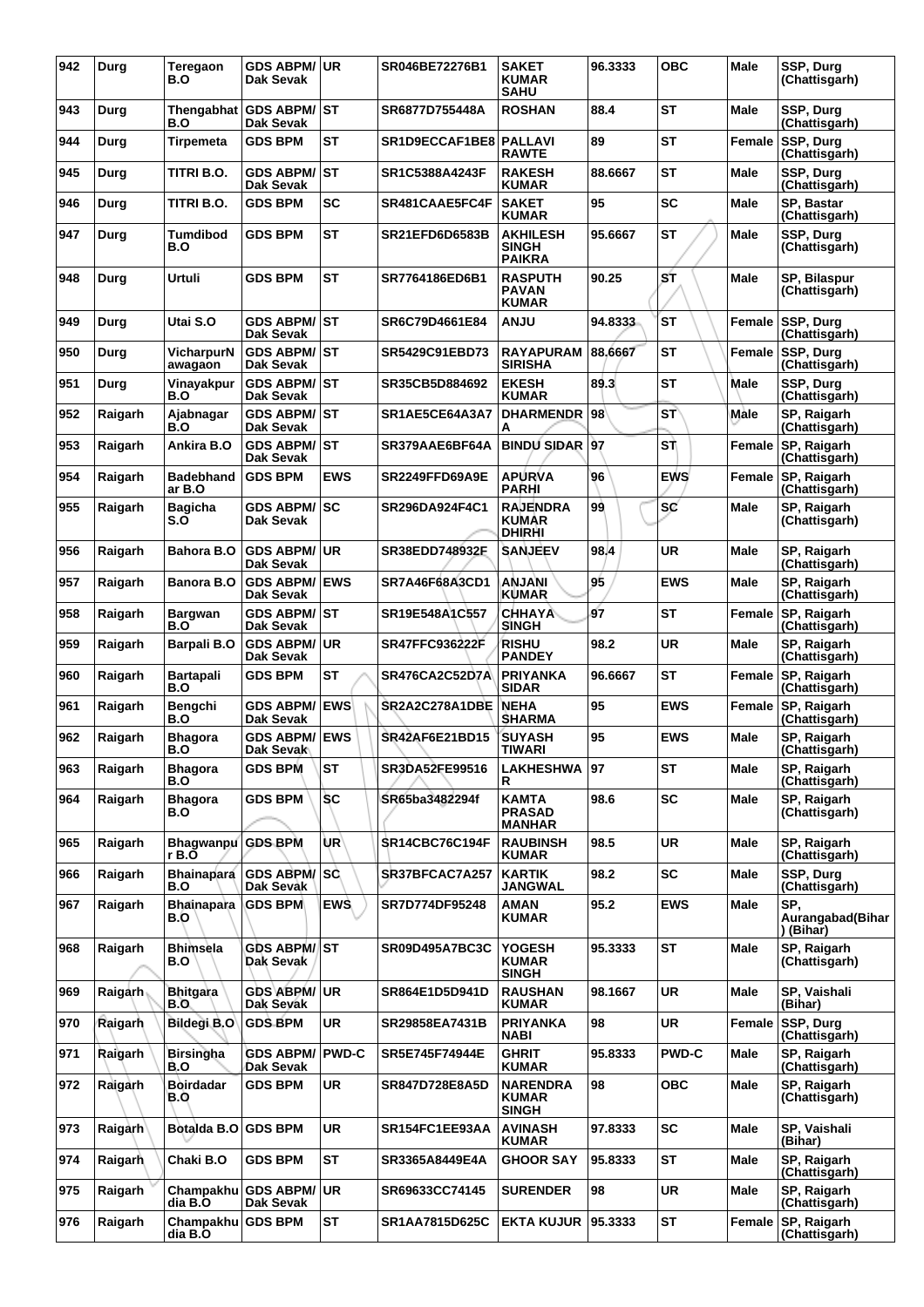| 942 | Durg | Teregaon B.O | GDS ABPM/ Dak Sevak | UR | SR046BE72276B1 | SAKET KUMAR SAHU | 96.3333 | OBC | Male | SSP, Durg (Chattisgarh) |
|---|---|---|---|---|---|---|---|---|---|---|
| 943 | Durg | Thengabhat B.O | GDS ABPM/ Dak Sevak | ST | SR6877D755448A | ROSHAN | 88.4 | ST | Male | SSP, Durg (Chattisgarh) |
| 944 | Durg | Tirpemeta | GDS BPM | ST | SR1D9ECCAF1BE8 | PALLAVI RAWTE | 89 | ST | Female | SSP, Durg (Chattisgarh) |
| 945 | Durg | TITRI B.O. | GDS ABPM/ Dak Sevak | ST | SR1C5388A4243F | RAKESH KUMAR | 88.6667 | ST | Male | SSP, Durg (Chattisgarh) |
| 946 | Durg | TITRI B.O. | GDS BPM | SC | SR481CAAE5FC4F | SAKET KUMAR | 95 | SC | Male | SP, Bastar (Chattisgarh) |
| 947 | Durg | Tumdibod B.O | GDS BPM | ST | SR21EFD6D6583B | AKHILESH SINGH PAIKRA | 95.6667 | ST | Male | SSP, Durg (Chattisgarh) |
| 948 | Durg | Urtuli | GDS BPM | ST | SR7764186ED6B1 | RASPUTH PAVAN KUMAR | 90.25 | ST | Male | SP, Bilaspur (Chattisgarh) |
| 949 | Durg | Utai S.O | GDS ABPM/ Dak Sevak | ST | SR6C79D4661E84 | ANJU | 94.8333 | ST | Female | SSP, Durg (Chattisgarh) |
| 950 | Durg | VicharpurN awagaon | GDS ABPM/ Dak Sevak | ST | SR5429C91EBD73 | RAYAPURAM SIRISHA | 88.6667 | ST | Female | SSP, Durg (Chattisgarh) |
| 951 | Durg | Vinayakpur B.O | GDS ABPM/ Dak Sevak | ST | SR35CB5D884692 | EKESH KUMAR | 89.3 | ST | Male | SSP, Durg (Chattisgarh) |
| 952 | Raigarh | Ajabnagar B.O | GDS ABPM/ Dak Sevak | ST | SR1AE5CE64A3A7 | DHARMENDR A | 98 | ST | Male | SP, Raigarh (Chattisgarh) |
| 953 | Raigarh | Ankira B.O | GDS ABPM/ Dak Sevak | ST | SR379AAE6BF64A | BINDU SIDAR | 97 | ST | Female | SP, Raigarh (Chattisgarh) |
| 954 | Raigarh | Badebhand ar B.O | GDS BPM | EWS | SR2249FFD69A9E | APURVA PARHI | 96 | EWS | Female | SP, Raigarh (Chattisgarh) |
| 955 | Raigarh | Bagicha S.O | GDS ABPM/ Dak Sevak | SC | SR296DA924F4C1 | RAJENDRA KUMAR DHIRHI | 99 | SC | Male | SP, Raigarh (Chattisgarh) |
| 956 | Raigarh | Bahora B.O | GDS ABPM/ Dak Sevak | UR | SR38EDD748932F | SANJEEV | 98.4 | UR | Male | SP, Raigarh (Chattisgarh) |
| 957 | Raigarh | Banora B.O | GDS ABPM/ Dak Sevak | EWS | SR7A46F68A3CD1 | ANJANI KUMAR | 95 | EWS | Male | SP, Raigarh (Chattisgarh) |
| 958 | Raigarh | Bargwan B.O | GDS ABPM/ Dak Sevak | ST | SR19E548A1C557 | CHHAYA SINGH | 97 | ST | Female | SP, Raigarh (Chattisgarh) |
| 959 | Raigarh | Barpali B.O | GDS ABPM/ Dak Sevak | UR | SR47FFC936222F | RISHU PANDEY | 98.2 | UR | Male | SP, Raigarh (Chattisgarh) |
| 960 | Raigarh | Bartapali B.O | GDS BPM | ST | SR476CA2C52D7A | PRIYANKA SIDAR | 96.6667 | ST | Female | SP, Raigarh (Chattisgarh) |
| 961 | Raigarh | Bengchi B.O | GDS ABPM/ Dak Sevak | EWS | SR2A2C278A1DBE | NEHA SHARMA | 95 | EWS | Female | SP, Raigarh (Chattisgarh) |
| 962 | Raigarh | Bhagora B.O | GDS ABPM/ Dak Sevak | EWS | SR42AF6E21BD15 | SUYASH TIWARI | 95 | EWS | Male | SP, Raigarh (Chattisgarh) |
| 963 | Raigarh | Bhagora B.O | GDS BPM | ST | SR3DA52FE99516 | LAKHESHWA R | 97 | ST | Male | SP, Raigarh (Chattisgarh) |
| 964 | Raigarh | Bhagora B.O | GDS BPM | SC | SR65ba3482294f | KAMTA PRASAD MANHAR | 98.6 | SC | Male | SP, Raigarh (Chattisgarh) |
| 965 | Raigarh | Bhagwanpu r B.O | GDS BPM | UR | SR14CBC76C194F | RAUBINSH KUMAR | 98.5 | UR | Male | SP, Raigarh (Chattisgarh) |
| 966 | Raigarh | Bhainapara B.O | GDS ABPM/ Dak Sevak | SC | SR37BFCAC7A257 | KARTIK JANGWAL | 98.2 | SC | Male | SSP, Durg (Chattisgarh) |
| 967 | Raigarh | Bhainapara B.O | GDS BPM | EWS | SR7D774DF95248 | AMAN KUMAR | 95.2 | EWS | Male | SP, Aurangabad(Bihar ) (Bihar) |
| 968 | Raigarh | Bhimsela B.O | GDS ABPM/ Dak Sevak | ST | SR09D495A7BC3C | YOGESH KUMAR SINGH | 95.3333 | ST | Male | SP, Raigarh (Chattisgarh) |
| 969 | Raigarh | Bhitgara B.O | GDS ABPM/ Dak Sevak | UR | SR864E1D5D941D | RAUSHAN KUMAR | 98.1667 | UR | Male | SP, Vaishali (Bihar) |
| 970 | Raigarh | Bildegi B.O | GDS BPM | UR | SR29858EA7431B | PRIYANKA NABI | 98 | UR | Female | SSP, Durg (Chattisgarh) |
| 971 | Raigarh | Birsingha B.O | GDS ABPM/ Dak Sevak | PWD-C | SR5E745F74944E | GHRIT KUMAR | 95.8333 | PWD-C | Male | SP, Raigarh (Chattisgarh) |
| 972 | Raigarh | Boirdadar B.O | GDS BPM | UR | SR847D728E8A5D | NARENDRA KUMAR SINGH | 98 | OBC | Male | SP, Raigarh (Chattisgarh) |
| 973 | Raigarh | Botalda B.O | GDS BPM | UR | SR154FC1EE93AA | AVINASH KUMAR | 97.8333 | SC | Male | SP, Vaishali (Bihar) |
| 974 | Raigarh | Chaki B.O | GDS BPM | ST | SR3365A8449E4A | GHOOR SAY | 95.8333 | ST | Male | SP, Raigarh (Chattisgarh) |
| 975 | Raigarh | Champakhu dia B.O | GDS ABPM/ Dak Sevak | UR | SR69633CC74145 | SURENDER | 98 | UR | Male | SP, Raigarh (Chattisgarh) |
| 976 | Raigarh | Champakhu dia B.O | GDS BPM | ST | SR1AA7815D625C | EKTA KUJUR | 95.3333 | ST | Female | SP, Raigarh (Chattisgarh) |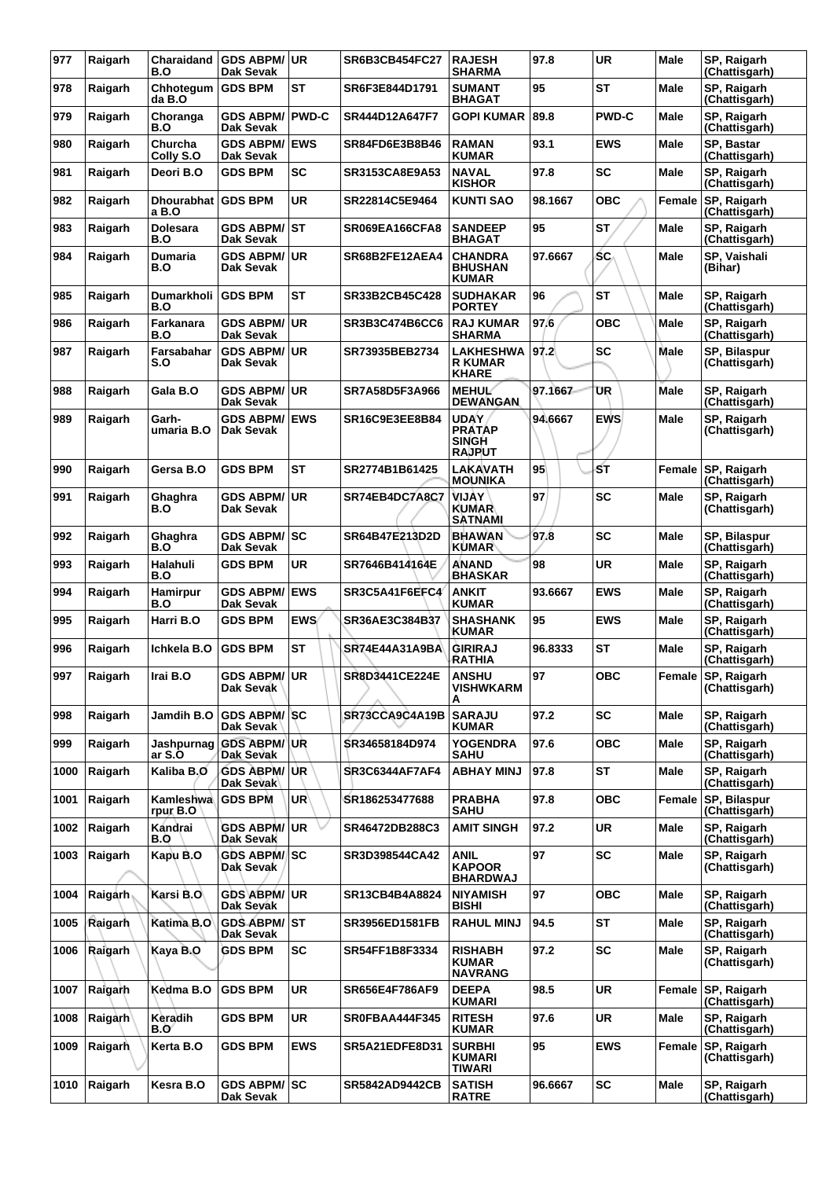| 977 | Raigarh | Charaidand B.O | GDS ABPM/ Dak Sevak | UR | SR6B3CB454FC27 | RAJESH SHARMA | 97.8 | UR | Male | SP, Raigarh (Chattisgarh) |
|---|---|---|---|---|---|---|---|---|---|---|
| 978 | Raigarh | Chhotegum da B.O | GDS BPM | ST | SR6F3E844D1791 | SUMANT BHAGAT | 95 | ST | Male | SP, Raigarh (Chattisgarh) |
| 979 | Raigarh | Choranga B.O | GDS ABPM/ Dak Sevak | PWD-C | SR444D12A647F7 | GOPI KUMAR | 89.8 | PWD-C | Male | SP, Raigarh (Chattisgarh) |
| 980 | Raigarh | Churcha Colly S.O | GDS ABPM/ Dak Sevak | EWS | SR84FD6E3B8B46 | RAMAN KUMAR | 93.1 | EWS | Male | SP, Bastar (Chattisgarh) |
| 981 | Raigarh | Deori B.O | GDS BPM | SC | SR3153CA8E9A53 | NAVAL KISHOR | 97.8 | SC | Male | SP, Raigarh (Chattisgarh) |
| 982 | Raigarh | Dhourabhat a B.O | GDS BPM | UR | SR22814C5E9464 | KUNTI SAO | 98.1667 | OBC | Female | SP, Raigarh (Chattisgarh) |
| 983 | Raigarh | Dolesara B.O | GDS ABPM/ Dak Sevak | ST | SR069EA166CFA8 | SANDEEP BHAGAT | 95 | ST | Male | SP, Raigarh (Chattisgarh) |
| 984 | Raigarh | Dumaria B.O | GDS ABPM/ Dak Sevak | UR | SR68B2FE12AEA4 | CHANDRA BHUSHAN KUMAR | 97.6667 | SC | Male | SP, Vaishali (Bihar) |
| 985 | Raigarh | Dumarkholi B.O | GDS BPM | ST | SR33B2CB45C428 | SUDHAKAR PORTEY | 96 | ST | Male | SP, Raigarh (Chattisgarh) |
| 986 | Raigarh | Farkanara B.O | GDS ABPM/ Dak Sevak | UR | SR3B3C474B6CC6 | RAJ KUMAR SHARMA | 97.6 | OBC | Male | SP, Raigarh (Chattisgarh) |
| 987 | Raigarh | Farsabahar S.O | GDS ABPM/ Dak Sevak | UR | SR73935BEB2734 | LAKHESHWA R KUMAR KHARE | 97.2 | SC | Male | SP, Bilaspur (Chattisgarh) |
| 988 | Raigarh | Gala B.O | GDS ABPM/ Dak Sevak | UR | SR7A58D5F3A966 | MEHUL DEWANGAN | 97.1667 | UR | Male | SP, Raigarh (Chattisgarh) |
| 989 | Raigarh | Garh-umaria B.O | GDS ABPM/ Dak Sevak | EWS | SR16C9E3EE8B84 | UDAY PRATAP SINGH RAJPUT | 94.6667 | EWS | Male | SP, Raigarh (Chattisgarh) |
| 990 | Raigarh | Gersa B.O | GDS BPM | ST | SR2774B1B61425 | LAKAVATH MOUNIKA | 95 | ST | Female | SP, Raigarh (Chattisgarh) |
| 991 | Raigarh | Ghaghra B.O | GDS ABPM/ Dak Sevak | UR | SR74EB4DC7A8C7 | VIJAY KUMAR SATNAMI | 97 | SC | Male | SP, Raigarh (Chattisgarh) |
| 992 | Raigarh | Ghaghra B.O | GDS ABPM/ Dak Sevak | SC | SR64B47E213D2D | BHAWAN KUMAR | 97.8 | SC | Male | SP, Bilaspur (Chattisgarh) |
| 993 | Raigarh | Halahuli B.O | GDS BPM | UR | SR7646B414164E | ANAND BHASKAR | 98 | UR | Male | SP, Raigarh (Chattisgarh) |
| 994 | Raigarh | Hamirpur B.O | GDS ABPM/ Dak Sevak | EWS | SR3C5A41F6EFC4 | ANKIT KUMAR | 93.6667 | EWS | Male | SP, Raigarh (Chattisgarh) |
| 995 | Raigarh | Harri B.O | GDS BPM | EWS | SR36AE3C384B37 | SHASHANK KUMAR | 95 | EWS | Male | SP, Raigarh (Chattisgarh) |
| 996 | Raigarh | Ichkela B.O | GDS BPM | ST | SR74E44A31A9BA | GIRIRAJ RATHIA | 96.8333 | ST | Male | SP, Raigarh (Chattisgarh) |
| 997 | Raigarh | Irai B.O | GDS ABPM/ Dak Sevak | UR | SR8D3441CE224E | ANSHU VISHWKARM A | 97 | OBC | Female | SP, Raigarh (Chattisgarh) |
| 998 | Raigarh | Jamdih B.O | GDS ABPM/ Dak Sevak | SC | SR73CCA9C4A19B | SARAJU KUMAR | 97.2 | SC | Male | SP, Raigarh (Chattisgarh) |
| 999 | Raigarh | Jashpurnag ar S.O | GDS ABPM/ Dak Sevak | UR | SR34658184D974 | YOGENDRA SAHU | 97.6 | OBC | Male | SP, Raigarh (Chattisgarh) |
| 1000 | Raigarh | Kaliba B.O | GDS ABPM/ Dak Sevak | UR | SR3C6344AF7AF4 | ABHAY MINJ | 97.8 | ST | Male | SP, Raigarh (Chattisgarh) |
| 1001 | Raigarh | Kamleshwa rpur B.O | GDS BPM | UR | SR186253477688 | PRABHA SAHU | 97.8 | OBC | Female | SP, Bilaspur (Chattisgarh) |
| 1002 | Raigarh | Kandrai B.O | GDS ABPM/ Dak Sevak | UR | SR46472DB288C3 | AMIT SINGH | 97.2 | UR | Male | SP, Raigarh (Chattisgarh) |
| 1003 | Raigarh | Kapu B.O | GDS ABPM/ Dak Sevak | SC | SR3D398544CA42 | ANIL KAPOOR BHARDWAJ | 97 | SC | Male | SP, Raigarh (Chattisgarh) |
| 1004 | Raigarh | Karsi B.O | GDS ABPM/ Dak Sevak | UR | SR13CB4B4A8824 | NIYAMISH BISHI | 97 | OBC | Male | SP, Raigarh (Chattisgarh) |
| 1005 | Raigarh | Katima B.O | GDS ABPM/ Dak Sevak | ST | SR3956ED1581FB | RAHUL MINJ | 94.5 | ST | Male | SP, Raigarh (Chattisgarh) |
| 1006 | Raigarh | Kaya B.O | GDS BPM | SC | SR54FF1B8F3334 | RISHABH KUMAR NAVRANG | 97.2 | SC | Male | SP, Raigarh (Chattisgarh) |
| 1007 | Raigarh | Kedma B.O | GDS BPM | UR | SR656E4F786AF9 | DEEPA KUMARI | 98.5 | UR | Female | SP, Raigarh (Chattisgarh) |
| 1008 | Raigarh | Keradih B.O | GDS BPM | UR | SR0FBAA444F345 | RITESH KUMAR | 97.6 | UR | Male | SP, Raigarh (Chattisgarh) |
| 1009 | Raigarh | Kerta B.O | GDS BPM | EWS | SR5A21EDFE8D31 | SURBHI KUMARI TIWARI | 95 | EWS | Female | SP, Raigarh (Chattisgarh) |
| 1010 | Raigarh | Kesra B.O | GDS ABPM/ Dak Sevak | SC | SR5842AD9442CB | SATISH RATRE | 96.6667 | SC | Male | SP, Raigarh (Chattisgarh) |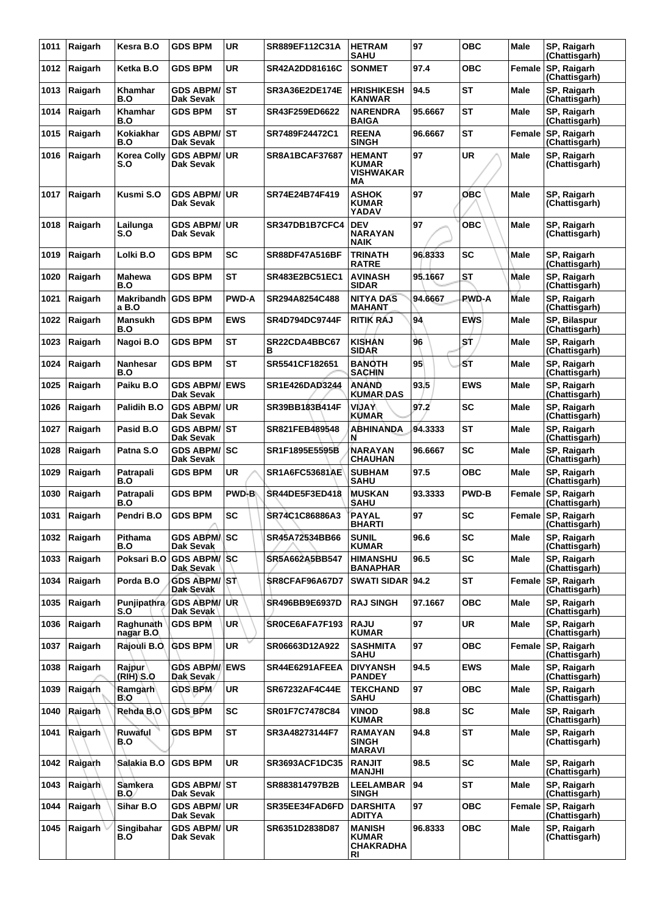| 1011 | Raigarh | Kesra B.O | GDS BPM | UR | SR889EF112C31A | HETRAM SAHU | 97 | OBC | Male | SP, Raigarh (Chattisgarh) |
|---|---|---|---|---|---|---|---|---|---|---|
| 1012 | Raigarh | Ketka B.O | GDS BPM | UR | SR42A2DD81616C | SONMET | 97.4 | OBC | Female | SP, Raigarh (Chattisgarh) |
| 1013 | Raigarh | Khamhar B.O | GDS ABPM/ Dak Sevak | ST | SR3A36E2DE174E | HRISHIKESH KANWAR | 94.5 | ST | Male | SP, Raigarh (Chattisgarh) |
| 1014 | Raigarh | Khamhar B.O | GDS BPM | ST | SR43F259ED6622 | NARENDRA BAIGA | 95.6667 | ST | Male | SP, Raigarh (Chattisgarh) |
| 1015 | Raigarh | Kokiakhar B.O | GDS ABPM/ Dak Sevak | ST | SR7489F24472C1 | REENA SINGH | 96.6667 | ST | Female | SP, Raigarh (Chattisgarh) |
| 1016 | Raigarh | Korea Colly S.O | GDS ABPM/ Dak Sevak | UR | SR8A1BCAF37687 | HEMANT KUMAR VISHWAKAR MA | 97 | UR | Male | SP, Raigarh (Chattisgarh) |
| 1017 | Raigarh | Kusmi S.O | GDS ABPM/ Dak Sevak | UR | SR74E24B74F419 | ASHOK KUMAR YADAV | 97 | OBC | Male | SP, Raigarh (Chattisgarh) |
| 1018 | Raigarh | Lailunga S.O | GDS ABPM/ Dak Sevak | UR | SR347DB1B7CFC4 | DEV NARAYAN NAIK | 97 | OBC | Male | SP, Raigarh (Chattisgarh) |
| 1019 | Raigarh | Lolki B.O | GDS BPM | SC | SR88DF47A516BF | TRINATH RATRE | 96.8333 | SC | Male | SP, Raigarh (Chattisgarh) |
| 1020 | Raigarh | Mahewa B.O | GDS BPM | ST | SR483E2BC51EC1 | AVINASH SIDAR | 95.1667 | ST | Male | SP, Raigarh (Chattisgarh) |
| 1021 | Raigarh | Makribandh a B.O | GDS BPM | PWD-A | SR294A8254C488 | NITYA DAS MAHANT | 94.6667 | PWD-A | Male | SP, Raigarh (Chattisgarh) |
| 1022 | Raigarh | Mansukh B.O | GDS BPM | EWS | SR4D794DC9744F | RITIK RAJ | 94 | EWS | Male | SP, Bilaspur (Chattisgarh) |
| 1023 | Raigarh | Nagoi B.O | GDS BPM | ST | SR22CDA4BBC67 B | KISHAN SIDAR | 96 | ST | Male | SP, Raigarh (Chattisgarh) |
| 1024 | Raigarh | Nanhesar B.O | GDS BPM | ST | SR5541CF182651 | BANOTH SACHIN | 95 | ST | Male | SP, Raigarh (Chattisgarh) |
| 1025 | Raigarh | Paiku B.O | GDS ABPM/ Dak Sevak | EWS | SR1E426DAD3244 | ANAND KUMAR DAS | 93.5 | EWS | Male | SP, Raigarh (Chattisgarh) |
| 1026 | Raigarh | Palidih B.O | GDS ABPM/ Dak Sevak | UR | SR39BB183B414F | VIJAY KUMAR | 97.2 | SC | Male | SP, Raigarh (Chattisgarh) |
| 1027 | Raigarh | Pasid B.O | GDS ABPM/ Dak Sevak | ST | SR821FEB489548 | ABHINANDA N | 94.3333 | ST | Male | SP, Raigarh (Chattisgarh) |
| 1028 | Raigarh | Patna S.O | GDS ABPM/ Dak Sevak | SC | SR1F1895E5595B | NARAYAN CHAUHAN | 96.6667 | SC | Male | SP, Raigarh (Chattisgarh) |
| 1029 | Raigarh | Patrapali B.O | GDS BPM | UR | SR1A6FC53681AE | SUBHAM SAHU | 97.5 | OBC | Male | SP, Raigarh (Chattisgarh) |
| 1030 | Raigarh | Patrapali B.O | GDS BPM | PWD-B | SR44DE5F3ED418 | MUSKAN SAHU | 93.3333 | PWD-B | Female | SP, Raigarh (Chattisgarh) |
| 1031 | Raigarh | Pendri B.O | GDS BPM | SC | SR74C1C86886A3 | PAYAL BHARTI | 97 | SC | Female | SP, Raigarh (Chattisgarh) |
| 1032 | Raigarh | Pithama B.O | GDS ABPM/ Dak Sevak | SC | SR45A72534BB66 | SUNIL KUMAR | 96.6 | SC | Male | SP, Raigarh (Chattisgarh) |
| 1033 | Raigarh | Poksari B.O | GDS ABPM/ Dak Sevak | SC | SR5A662A5BB547 | HIMANSHU BANAPHAR | 96.5 | SC | Male | SP, Raigarh (Chattisgarh) |
| 1034 | Raigarh | Porda B.O | GDS ABPM/ Dak Sevak | ST | SR8CFAF96A67D7 | SWATI SIDAR | 94.2 | ST | Female | SP, Raigarh (Chattisgarh) |
| 1035 | Raigarh | Punjipathra S.O | GDS ABPM/ Dak Sevak | UR | SR496BB9E6937D | RAJ SINGH | 97.1667 | OBC | Male | SP, Raigarh (Chattisgarh) |
| 1036 | Raigarh | Raghunath nagar B.O | GDS BPM | UR | SR0CE6AFA7F193 | RAJU KUMAR | 97 | UR | Male | SP, Raigarh (Chattisgarh) |
| 1037 | Raigarh | Rajouli B.O | GDS BPM | UR | SR06663D12A922 | SASHMITA SAHU | 97 | OBC | Female | SP, Raigarh (Chattisgarh) |
| 1038 | Raigarh | Rajpur (RIH) S.O | GDS ABPM/ Dak Sevak | EWS | SR44E6291AFEEA | DIVYANSH PANDEY | 94.5 | EWS | Male | SP, Raigarh (Chattisgarh) |
| 1039 | Raigarh | Ramgarh B.O | GDS BPM | UR | SR67232AF4C44E | TEKCHAND SAHU | 97 | OBC | Male | SP, Raigarh (Chattisgarh) |
| 1040 | Raigarh | Rehda B.O | GDS BPM | SC | SR01F7C7478C84 | VINOD KUMAR | 98.8 | SC | Male | SP, Raigarh (Chattisgarh) |
| 1041 | Raigarh | Ruwaful B.O | GDS BPM | ST | SR3A48273144F7 | RAMAYAN SINGH MARAVI | 94.8 | ST | Male | SP, Raigarh (Chattisgarh) |
| 1042 | Raigarh | Salakia B.O | GDS BPM | UR | SR3693ACF1DC35 | RANJIT MANJHI | 98.5 | SC | Male | SP, Raigarh (Chattisgarh) |
| 1043 | Raigarh | Samkera B.O | GDS ABPM/ Dak Sevak | ST | SR883814797B2B | LEELAMBAR SINGH | 94 | ST | Male | SP, Raigarh (Chattisgarh) |
| 1044 | Raigarh | Sihar B.O | GDS ABPM/ Dak Sevak | UR | SR35EE34FAD6FD | DARSHITA ADITYA | 97 | OBC | Female | SP, Raigarh (Chattisgarh) |
| 1045 | Raigarh | Singibahar B.O | GDS ABPM/ Dak Sevak | UR | SR6351D2838D87 | MANISH KUMAR CHAKRADHA RI | 96.8333 | OBC | Male | SP, Raigarh (Chattisgarh) |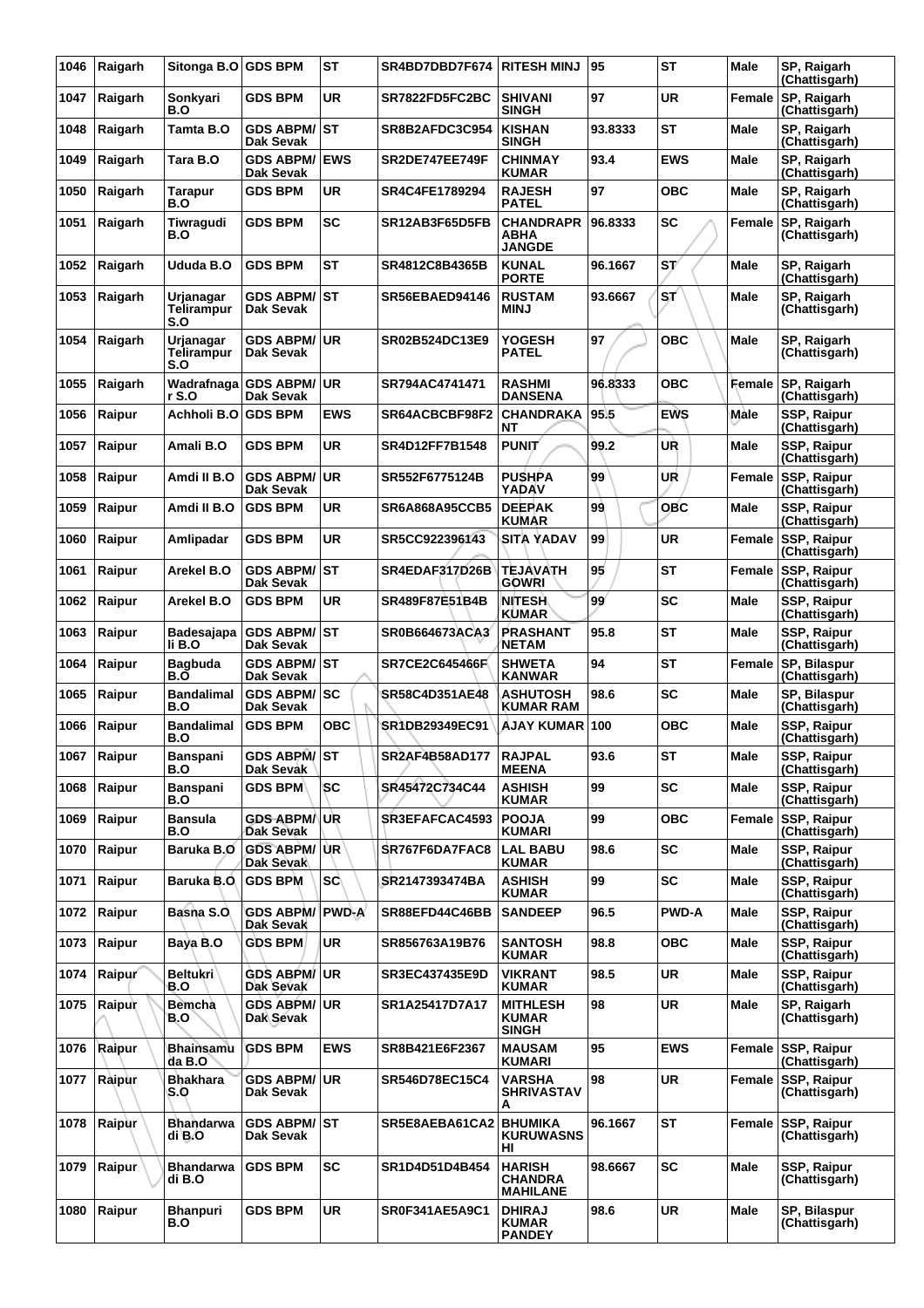| 1046 | Raigarh | Sitonga B.O | GDS BPM | ST | SR4BD7DBD7F674 | RITESH MINJ | 95 | ST | Male | SP, Raigarh (Chattisgarh) |
|---|---|---|---|---|---|---|---|---|---|---|
| 1047 | Raigarh | Sonkyari B.O | GDS BPM | UR | SR7822FD5FC2BC | SHIVANI SINGH | 97 | UR | Female | SP, Raigarh (Chattisgarh) |
| 1048 | Raigarh | Tamta B.O | GDS ABPM/ Dak Sevak | ST | SR8B2AFDC3C954 | KISHAN SINGH | 93.8333 | ST | Male | SP, Raigarh (Chattisgarh) |
| 1049 | Raigarh | Tara B.O | GDS ABPM/ Dak Sevak | EWS | SR2DE747EE749F | CHINMAY KUMAR | 93.4 | EWS | Male | SP, Raigarh (Chattisgarh) |
| 1050 | Raigarh | Tarapur B.O | GDS BPM | UR | SR4C4FE1789294 | RAJESH PATEL | 97 | OBC | Male | SP, Raigarh (Chattisgarh) |
| 1051 | Raigarh | Tiwragudi B.O | GDS BPM | SC | SR12AB3F65D5FB | CHANDRAPRABHA JANGDE | 96.8333 | SC | Female | SP, Raigarh (Chattisgarh) |
| 1052 | Raigarh | Ududa B.O | GDS BPM | ST | SR4812C8B4365B | KUNAL PORTE | 96.1667 | ST | Male | SP, Raigarh (Chattisgarh) |
| 1053 | Raigarh | Urjanagar Telirampur S.O | GDS ABPM/ Dak Sevak | ST | SR56EBAED94146 | RUSTAM MINJ | 93.6667 | ST | Male | SP, Raigarh (Chattisgarh) |
| 1054 | Raigarh | Urjanagar Telirampur S.O | GDS ABPM/ Dak Sevak | UR | SR02B524DC13E9 | YOGESH PATEL | 97 | OBC | Male | SP, Raigarh (Chattisgarh) |
| 1055 | Raigarh | Wadrafnagar S.O | GDS ABPM/ Dak Sevak | UR | SR794AC4741471 | RASHMI DANSENA | 96.8333 | OBC | Female | SP, Raigarh (Chattisgarh) |
| 1056 | Raipur | Achholi B.O | GDS BPM | EWS | SR64ACBCBF98F2 | CHANDRAKANT | 95.5 | EWS | Male | SSP, Raipur (Chattisgarh) |
| 1057 | Raipur | Amali B.O | GDS BPM | UR | SR4D12FF7B1548 | PUNIT | 99.2 | UR | Male | SSP, Raipur (Chattisgarh) |
| 1058 | Raipur | Amdi II B.O | GDS ABPM/ Dak Sevak | UR | SR552F6775124B | PUSHPA YADAV | 99 | UR | Female | SSP, Raipur (Chattisgarh) |
| 1059 | Raipur | Amdi II B.O | GDS BPM | UR | SR6A868A95CCB5 | DEEPAK KUMAR | 99 | OBC | Male | SSP, Raipur (Chattisgarh) |
| 1060 | Raipur | Amlipadar | GDS BPM | UR | SR5CC922396143 | SITA YADAV | 99 | UR | Female | SSP, Raipur (Chattisgarh) |
| 1061 | Raipur | Arekel B.O | GDS ABPM/ Dak Sevak | ST | SR4EDAF317D26B | TEJAVATH GOWRI | 95 | ST | Female | SSP, Raipur (Chattisgarh) |
| 1062 | Raipur | Arekel B.O | GDS BPM | UR | SR489F87E51B4B | NITESH KUMAR | 99 | SC | Male | SSP, Raipur (Chattisgarh) |
| 1063 | Raipur | Badesajapali B.O | GDS ABPM/ Dak Sevak | ST | SR0B664673ACA3 | PRASHANT NETAM | 95.8 | ST | Male | SSP, Raipur (Chattisgarh) |
| 1064 | Raipur | Bagbuda B.O | GDS ABPM/ Dak Sevak | ST | SR7CE2C645466F | SHWETA KANWAR | 94 | ST | Female | SP, Bilaspur (Chattisgarh) |
| 1065 | Raipur | Bandalimal B.O | GDS ABPM/ Dak Sevak | SC | SR58C4D351AE48 | ASHUTOSH KUMAR RAM | 98.6 | SC | Male | SP, Bilaspur (Chattisgarh) |
| 1066 | Raipur | Bandalimal B.O | GDS BPM | OBC | SR1DB29349EC91 | AJAY KUMAR | 100 | OBC | Male | SSP, Raipur (Chattisgarh) |
| 1067 | Raipur | Banspani B.O | GDS ABPM/ Dak Sevak | ST | SR2AF4B58AD177 | RAJPAL MEENA | 93.6 | ST | Male | SSP, Raipur (Chattisgarh) |
| 1068 | Raipur | Banspani B.O | GDS BPM | SC | SR45472C734C44 | ASHISH KUMAR | 99 | SC | Male | SSP, Raipur (Chattisgarh) |
| 1069 | Raipur | Bansula B.O | GDS ABPM/ Dak Sevak | UR | SR3EFAFCAC4593 | POOJA KUMARI | 99 | OBC | Female | SSP, Raipur (Chattisgarh) |
| 1070 | Raipur | Baruka B.O | GDS ABPM/ Dak Sevak | UR | SR767F6DA7FAC8 | LAL BABU KUMAR | 98.6 | SC | Male | SSP, Raipur (Chattisgarh) |
| 1071 | Raipur | Baruka B.O | GDS BPM | SC | SR2147393474BA | ASHISH KUMAR | 99 | SC | Male | SSP, Raipur (Chattisgarh) |
| 1072 | Raipur | Basna S.O | GDS ABPM/ Dak Sevak | PWD-A | SR88EFD44C46BB | SANDEEP | 96.5 | PWD-A | Male | SSP, Raipur (Chattisgarh) |
| 1073 | Raipur | Baya B.O | GDS BPM | UR | SR856763A19B76 | SANTOSH KUMAR | 98.8 | OBC | Male | SSP, Raipur (Chattisgarh) |
| 1074 | Raipur | Beltukri B.O | GDS ABPM/ Dak Sevak | UR | SR3EC437435E9D | VIKRANT KUMAR | 98.5 | UR | Male | SSP, Raipur (Chattisgarh) |
| 1075 | Raipur | Bemcha B.O | GDS ABPM/ Dak Sevak | UR | SR1A25417D7A17 | MITHLESH KUMAR SINGH | 98 | UR | Male | SP, Raigarh (Chattisgarh) |
| 1076 | Raipur | Bhainsamuda B.O | GDS BPM | EWS | SR8B421E6F2367 | MAUSAM KUMARI | 95 | EWS | Female | SSP, Raipur (Chattisgarh) |
| 1077 | Raipur | Bhakhara S.O | GDS ABPM/ Dak Sevak | UR | SR546D78EC15C4 | VARSHA SHRIVASTAVA | 98 | UR | Female | SSP, Raipur (Chattisgarh) |
| 1078 | Raipur | Bhandarwadi B.O | GDS ABPM/ Dak Sevak | ST | SR5E8AEBA61CA2 | BHUMIKA KURUWASNSHI | 96.1667 | ST | Female | SSP, Raipur (Chattisgarh) |
| 1079 | Raipur | Bhandarwadi B.O | GDS BPM | SC | SR1D4D51D4B454 | HARISH CHANDRA MAHILANE | 98.6667 | SC | Male | SSP, Raipur (Chattisgarh) |
| 1080 | Raipur | Bhanpuri B.O | GDS BPM | UR | SR0F341AE5A9C1 | DHIRAJ KUMAR PANDEY | 98.6 | UR | Male | SP, Bilaspur (Chattisgarh) |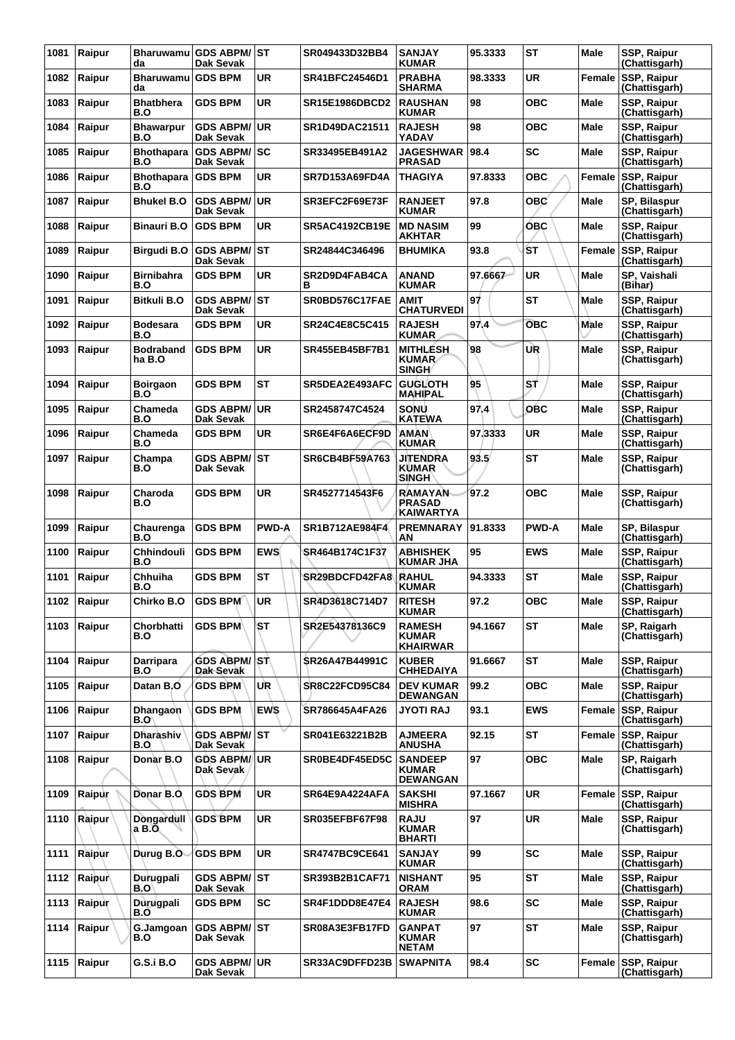| 1081 | Raipur | Bharuwamu da | GDS ABPM/ Dak Sevak | ST | SR049433D32BB4 | SANJAY KUMAR | 95.3333 | ST | Male | SSP, Raipur (Chattisgarh) |
|---|---|---|---|---|---|---|---|---|---|---|
| 1082 | Raipur | Bharuwamu da | GDS BPM | UR | SR41BFC24546D1 | PRABHA SHARMA | 98.3333 | UR | Female | SSP, Raipur (Chattisgarh) |
| 1083 | Raipur | Bhatbhera B.O | GDS BPM | UR | SR15E1986DBCD2 | RAUSHAN KUMAR | 98 | OBC | Male | SSP, Raipur (Chattisgarh) |
| 1084 | Raipur | Bhawarpur B.O | GDS ABPM/ Dak Sevak | UR | SR1D49DAC21511 | RAJESH YADAV | 98 | OBC | Male | SSP, Raipur (Chattisgarh) |
| 1085 | Raipur | Bhothapara B.O | GDS ABPM/ Dak Sevak | SC | SR33495EB491A2 | JAGESHWAR PRASAD | 98.4 | SC | Male | SSP, Raipur (Chattisgarh) |
| 1086 | Raipur | Bhothapara B.O | GDS BPM | UR | SR7D153A69FD4A | THAGIYA | 97.8333 | OBC | Female | SSP, Raipur (Chattisgarh) |
| 1087 | Raipur | Bhukel B.O | GDS ABPM/ Dak Sevak | UR | SR3EFC2F69E73F | RANJEET KUMAR | 97.8 | OBC | Male | SP, Bilaspur (Chattisgarh) |
| 1088 | Raipur | Binauri B.O | GDS BPM | UR | SR5AC4192CB19E | MD NASIM AKHTAR | 99 | OBC | Male | SSP, Raipur (Chattisgarh) |
| 1089 | Raipur | Birgudi B.O | GDS ABPM/ Dak Sevak | ST | SR24844C346496 | BHUMIKA | 93.8 | ST | Female | SSP, Raipur (Chattisgarh) |
| 1090 | Raipur | Birnibahra B.O | GDS BPM | UR | SR2D9D4FAB4CA B | ANAND KUMAR | 97.6667 | UR | Male | SP, Vaishali (Bihar) |
| 1091 | Raipur | Bitkuli B.O | GDS ABPM/ Dak Sevak | ST | SR0BD576C17FAE | AMIT CHATURVEDI | 97 | ST | Male | SSP, Raipur (Chattisgarh) |
| 1092 | Raipur | Bodesara B.O | GDS BPM | UR | SR24C4E8C5C415 | RAJESH KUMAR | 97.4 | OBC | Male | SSP, Raipur (Chattisgarh) |
| 1093 | Raipur | Bodraband ha B.O | GDS BPM | UR | SR455EB45BF7B1 | MITHLESH KUMAR SINGH | 98 | UR | Male | SSP, Raipur (Chattisgarh) |
| 1094 | Raipur | Boirgaon B.O | GDS BPM | ST | SR5DEA2E493AFC | GUGLOTH MAHIPAL | 95 | ST | Male | SSP, Raipur (Chattisgarh) |
| 1095 | Raipur | Chameda B.O | GDS ABPM/ Dak Sevak | UR | SR2458747C4524 | SONU KATEWA | 97.4 | OBC | Male | SSP, Raipur (Chattisgarh) |
| 1096 | Raipur | Chameda B.O | GDS BPM | UR | SR6E4F6A6ECF9D | AMAN KUMAR | 97.3333 | UR | Male | SSP, Raipur (Chattisgarh) |
| 1097 | Raipur | Champa B.O | GDS ABPM/ Dak Sevak | ST | SR6CB4BF59A763 | JITENDRA KUMAR SINGH | 93.5 | ST | Male | SSP, Raipur (Chattisgarh) |
| 1098 | Raipur | Charoda B.O | GDS BPM | UR | SR4527714543F6 | RAMAYAN PRASAD KAIWARTYA | 97.2 | OBC | Male | SSP, Raipur (Chattisgarh) |
| 1099 | Raipur | Chaurenga B.O | GDS BPM | PWD-A | SR1B712AE984F4 | PREMNARAY AN | 91.8333 | PWD-A | Male | SP, Bilaspur (Chattisgarh) |
| 1100 | Raipur | Chhindouli B.O | GDS BPM | EWS | SR464B174C1F37 | ABHISHEK KUMAR JHA | 95 | EWS | Male | SSP, Raipur (Chattisgarh) |
| 1101 | Raipur | Chhuiha B.O | GDS BPM | ST | SR29BDCFD42FA8 | RAHUL KUMAR | 94.3333 | ST | Male | SSP, Raipur (Chattisgarh) |
| 1102 | Raipur | Chirko B.O | GDS BPM | UR | SR4D3618C714D7 | RITESH KUMAR | 97.2 | OBC | Male | SSP, Raipur (Chattisgarh) |
| 1103 | Raipur | Chorbhatti B.O | GDS BPM | ST | SR2E54378136C9 | RAMESH KUMAR KHAIRWAR | 94.1667 | ST | Male | SP, Raigarh (Chattisgarh) |
| 1104 | Raipur | Darripara B.O | GDS ABPM/ Dak Sevak | ST | SR26A47B44991C | KUBER CHHEDAIYA | 91.6667 | ST | Male | SSP, Raipur (Chattisgarh) |
| 1105 | Raipur | Datan B.O | GDS BPM | UR | SR8C22FCD95C84 | DEV KUMAR DEWANGAN | 99.2 | OBC | Male | SSP, Raipur (Chattisgarh) |
| 1106 | Raipur | Dhangaon B.O | GDS BPM | EWS | SR786645A4FA26 | JYOTI RAJ | 93.1 | EWS | Female | SSP, Raipur (Chattisgarh) |
| 1107 | Raipur | Dharashiv B.O | GDS ABPM/ Dak Sevak | ST | SR041E63221B2B | AJMEERA ANUSHA | 92.15 | ST | Female | SSP, Raipur (Chattisgarh) |
| 1108 | Raipur | Donar B.O | GDS ABPM/ Dak Sevak | UR | SR0BE4DF45ED5C | SANDEEP KUMAR DEWANGAN | 97 | OBC | Male | SP, Raigarh (Chattisgarh) |
| 1109 | Raipur | Donar B.O | GDS BPM | UR | SR64E9A4224AFA | SAKSHI MISHRA | 97.1667 | UR | Female | SSP, Raipur (Chattisgarh) |
| 1110 | Raipur | Dongardull a B.O | GDS BPM | UR | SR035EFBF67F98 | RAJU KUMAR BHARTI | 97 | UR | Male | SSP, Raipur (Chattisgarh) |
| 1111 | Raipur | Durug B.O | GDS BPM | UR | SR4747BC9CE641 | SANJAY KUMAR | 99 | SC | Male | SSP, Raipur (Chattisgarh) |
| 1112 | Raipur | Durugpali B.O | GDS ABPM/ Dak Sevak | ST | SR393B2B1CAF71 | NISHANT ORAM | 95 | ST | Male | SSP, Raipur (Chattisgarh) |
| 1113 | Raipur | Durugpali B.O | GDS BPM | SC | SR4F1DDD8E47E4 | RAJESH KUMAR | 98.6 | SC | Male | SSP, Raipur (Chattisgarh) |
| 1114 | Raipur | G.Jamgoan B.O | GDS ABPM/ Dak Sevak | ST | SR08A3E3FB17FD | GANPAT KUMAR NETAM | 97 | ST | Male | SSP, Raipur (Chattisgarh) |
| 1115 | Raipur | G.S.i B.O | GDS ABPM/ Dak Sevak | UR | SR33AC9DFFD23B | SWAPNITA | 98.4 | SC | Female | SSP, Raipur (Chattisgarh) |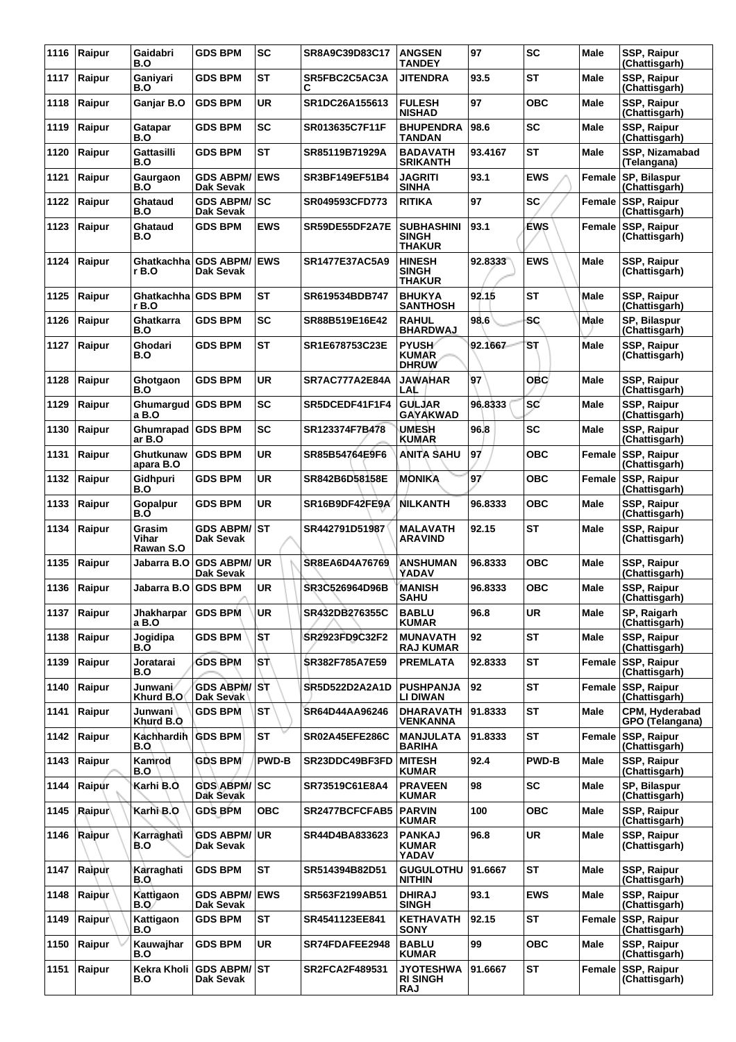| 1116 | Raipur | Gaidabri B.O | GDS BPM | SC | SR8A9C39D83C17 | ANGSEN TANDEY | 97 | SC | Male | SSP, Raipur (Chattisgarh) |
|---|---|---|---|---|---|---|---|---|---|---|
| 1117 | Raipur | Ganiyari B.O | GDS BPM | ST | SR5FBC2C5AC3AC | JITENDRA | 93.5 | ST | Male | SSP, Raipur (Chattisgarh) |
| 1118 | Raipur | Ganjar B.O | GDS BPM | UR | SR1DC26A155613 | FULESH NISHAD | 97 | OBC | Male | SSP, Raipur (Chattisgarh) |
| 1119 | Raipur | Gatapar B.O | GDS BPM | SC | SR013635C7F11F | BHUPENDRA TANDAN | 98.6 | SC | Male | SSP, Raipur (Chattisgarh) |
| 1120 | Raipur | Gattasilli B.O | GDS BPM | ST | SR85119B71929A | BADAVATH SRIKANTH | 93.4167 | ST | Male | SSP, Nizamabad (Telangana) |
| 1121 | Raipur | Gaurgaon B.O | GDS ABPM/ Dak Sevak | EWS | SR3BF149EF51B4 | JAGRITI SINHA | 93.1 | EWS | Female | SP, Bilaspur (Chattisgarh) |
| 1122 | Raipur | Ghataud B.O | GDS ABPM/ Dak Sevak | SC | SR049593CFD773 | RITIKA | 97 | SC | Female | SSP, Raipur (Chattisgarh) |
| 1123 | Raipur | Ghataud B.O | GDS BPM | EWS | SR59DE55DF2A7E | SUBHASHINI SINGH THAKUR | 93.1 | EWS | Female | SSP, Raipur (Chattisgarh) |
| 1124 | Raipur | Ghatkachhar B.O | GDS ABPM/ Dak Sevak | EWS | SR1477E37AC5A9 | HINESH SINGH THAKUR | 92.8333 | EWS | Male | SSP, Raipur (Chattisgarh) |
| 1125 | Raipur | Ghatkachhar B.O | GDS BPM | ST | SR619534BDB747 | BHUKYA SANTHOSH | 92.15 | ST | Male | SSP, Raipur (Chattisgarh) |
| 1126 | Raipur | Ghatkarra B.O | GDS BPM | SC | SR88B519E16E42 | RAHUL BHARDWAJ | 98.6 | SC | Male | SP, Bilaspur (Chattisgarh) |
| 1127 | Raipur | Ghodari B.O | GDS BPM | ST | SR1E678753C23E | PYUSH KUMAR DHRUW | 92.1667 | ST | Male | SSP, Raipur (Chattisgarh) |
| 1128 | Raipur | Ghotgaon B.O | GDS BPM | UR | SR7AC777A2E84A | JAWAHAR LAL | 97 | OBC | Male | SSP, Raipur (Chattisgarh) |
| 1129 | Raipur | Ghumargud a B.O | GDS BPM | SC | SR5DCEDF41F1F4 | GULJAR GAYAKWAD | 96.8333 | SC | Male | SSP, Raipur (Chattisgarh) |
| 1130 | Raipur | Ghumrapad ar B.O | GDS BPM | SC | SR123374F7B478 | UMESH KUMAR | 96.8 | SC | Male | SSP, Raipur (Chattisgarh) |
| 1131 | Raipur | Ghutkunaw apara B.O | GDS BPM | UR | SR85B54764E9F6 | ANITA SAHU | 97 | OBC | Female | SSP, Raipur (Chattisgarh) |
| 1132 | Raipur | Gidhpuri B.O | GDS BPM | UR | SR842B6D58158E | MONIKA | 97 | OBC | Female | SSP, Raipur (Chattisgarh) |
| 1133 | Raipur | Gopalpur B.O | GDS BPM | UR | SR16B9DF42FE9A | NILKANTH | 96.8333 | OBC | Male | SSP, Raipur (Chattisgarh) |
| 1134 | Raipur | Grasim Vihar Rawan S.O | GDS ABPM/ Dak Sevak | ST | SR442791D51987 | MALAVATH ARAVIND | 92.15 | ST | Male | SSP, Raipur (Chattisgarh) |
| 1135 | Raipur | Jabarra B.O | GDS ABPM/ Dak Sevak | UR | SR8EA6D4A76769 | ANSHUMAN YADAV | 96.8333 | OBC | Male | SSP, Raipur (Chattisgarh) |
| 1136 | Raipur | Jabarra B.O | GDS BPM | UR | SR3C526964D96B | MANISH SAHU | 96.8333 | OBC | Male | SSP, Raipur (Chattisgarh) |
| 1137 | Raipur | Jhakharpar a B.O | GDS BPM | UR | SR432DB276355C | BABLU KUMAR | 96.8 | UR | Male | SP, Raigarh (Chattisgarh) |
| 1138 | Raipur | Jogidipa B.O | GDS BPM | ST | SR2923FD9C32F2 | MUNAVATH RAJ KUMAR | 92 | ST | Male | SSP, Raipur (Chattisgarh) |
| 1139 | Raipur | Joratarai B.O | GDS BPM | ST | SR382F785A7E59 | PREMLATA | 92.8333 | ST | Female | SSP, Raipur (Chattisgarh) |
| 1140 | Raipur | Junwani Khurd B.O | GDS ABPM/ Dak Sevak | ST | SR5D522D2A2A1D | PUSHPANJALI DIWAN | 92 | ST | Female | SSP, Raipur (Chattisgarh) |
| 1141 | Raipur | Junwani Khurd B.O | GDS BPM | ST | SR64D44AA96246 | DHARAVATH VENKANNA | 91.8333 | ST | Male | CPM, Hyderabad GPO (Telangana) |
| 1142 | Raipur | Kachhardih B.O | GDS BPM | ST | SR02A45EFE286C | MANJULATA BARIHA | 91.8333 | ST | Female | SSP, Raipur (Chattisgarh) |
| 1143 | Raipur | Kamrod B.O | GDS BPM | PWD-B | SR23DDC49BF3FD | MITESH KUMAR | 92.4 | PWD-B | Male | SSP, Raipur (Chattisgarh) |
| 1144 | Raipur | Karhi B.O | GDS ABPM/ Dak Sevak | SC | SR73519C61E8A4 | PRAVEEN KUMAR | 98 | SC | Male | SP, Bilaspur (Chattisgarh) |
| 1145 | Raipur | Karhi B.O | GDS BPM | OBC | SR2477BCFCFAB5 | PARVIN KUMAR | 100 | OBC | Male | SSP, Raipur (Chattisgarh) |
| 1146 | Raipur | Karraghati B.O | GDS ABPM/ Dak Sevak | UR | SR44D4BA833623 | PANKAJ KUMAR YADAV | 96.8 | UR | Male | SSP, Raipur (Chattisgarh) |
| 1147 | Raipur | Karraghati B.O | GDS BPM | ST | SR514394B82D51 | GUGULOTHU NITHIN | 91.6667 | ST | Male | SSP, Raipur (Chattisgarh) |
| 1148 | Raipur | Kattigaon B.O | GDS ABPM/ Dak Sevak | EWS | SR563F2199AB51 | DHIRAJ SINGH | 93.1 | EWS | Male | SSP, Raipur (Chattisgarh) |
| 1149 | Raipur | Kattigaon B.O | GDS BPM | ST | SR4541123EE841 | KETHAVATH SONY | 92.15 | ST | Female | SSP, Raipur (Chattisgarh) |
| 1150 | Raipur | Kauwajhar B.O | GDS BPM | UR | SR74FDAFEE2948 | BABLU KUMAR | 99 | OBC | Male | SSP, Raipur (Chattisgarh) |
| 1151 | Raipur | Kekra Kholi B.O | GDS ABPM/ Dak Sevak | ST | SR2FCA2F489531 | JYOTESHWARI SINGH RAJ | 91.6667 | ST | Female | SSP, Raipur (Chattisgarh) |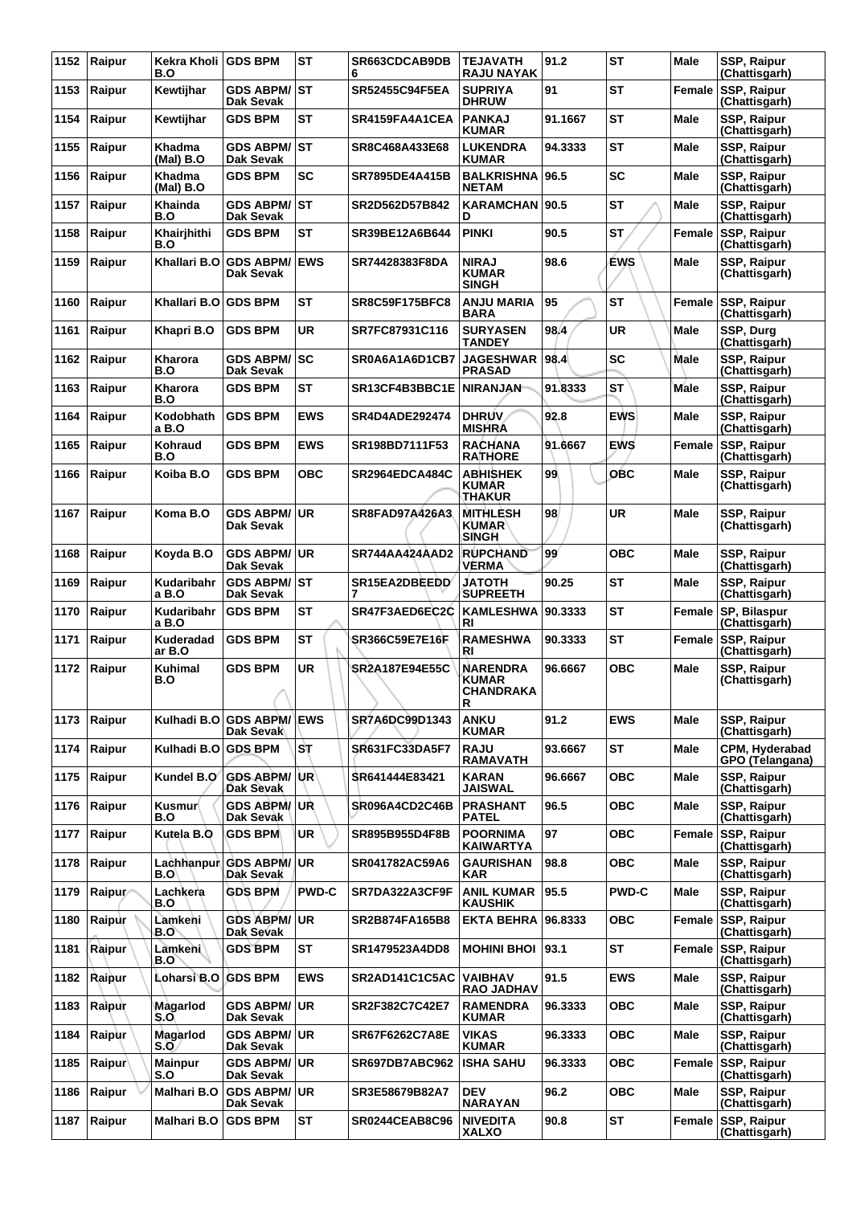| 1152 | Raipur | Kekra Kholi B.O | GDS BPM | ST | SR663CDCAB9DB6 | TEJAVATH RAJU NAYAK | 91.2 | ST | Male | SSP, Raipur (Chattisgarh) |
|---|---|---|---|---|---|---|---|---|---|---|
| 1153 | Raipur | Kewtijhar | GDS ABPM/ Dak Sevak | ST | SR52455C94F5EA | SUPRIYA DHRUW | 91 | ST | Female | SSP, Raipur (Chattisgarh) |
| 1154 | Raipur | Kewtijhar | GDS BPM | ST | SR4159FA4A1CEA | PANKAJ KUMAR | 91.1667 | ST | Male | SSP, Raipur (Chattisgarh) |
| 1155 | Raipur | Khadma (Mal) B.O | GDS ABPM/ Dak Sevak | ST | SR8C468A433E68 | LUKENDRA KUMAR | 94.3333 | ST | Male | SSP, Raipur (Chattisgarh) |
| 1156 | Raipur | Khadma (Mal) B.O | GDS BPM | SC | SR7895DE4A415B | BALKRISHNA NETAM | 96.5 | SC | Male | SSP, Raipur (Chattisgarh) |
| 1157 | Raipur | Khainda B.O | GDS ABPM/ Dak Sevak | ST | SR2D562D57B842 | KARAMCHAND | 90.5 | ST | Male | SSP, Raipur (Chattisgarh) |
| 1158 | Raipur | Khairjhithi B.O | GDS BPM | ST | SR39BE12A6B644 | PINKI | 90.5 | ST | Female | SSP, Raipur (Chattisgarh) |
| 1159 | Raipur | Khallari B.O | GDS ABPM/ Dak Sevak | EWS | SR74428383F8DA | NIRAJ KUMAR SINGH | 98.6 | EWS | Male | SSP, Raipur (Chattisgarh) |
| 1160 | Raipur | Khallari B.O | GDS BPM | ST | SR8C59F175BFC8 | ANJU MARIA BARA | 95 | ST | Female | SSP, Raipur (Chattisgarh) |
| 1161 | Raipur | Khapri B.O | GDS BPM | UR | SR7FC87931C116 | SURYASEN TANDEY | 98.4 | UR | Male | SSP, Durg (Chattisgarh) |
| 1162 | Raipur | Kharora B.O | GDS ABPM/ Dak Sevak | SC | SR0A6A1A6D1CB7 | JAGESHWAR PRASAD | 98.4 | SC | Male | SSP, Raipur (Chattisgarh) |
| 1163 | Raipur | Kharora B.O | GDS BPM | ST | SR13CF4B3BBC1E | NIRANJAN | 91.8333 | ST | Male | SSP, Raipur (Chattisgarh) |
| 1164 | Raipur | Kodobhatha B.O | GDS BPM | EWS | SR4D4ADE292474 | DHRUV MISHRA | 92.8 | EWS | Male | SSP, Raipur (Chattisgarh) |
| 1165 | Raipur | Kohraud B.O | GDS BPM | EWS | SR198BD7111F53 | RACHANA RATHORE | 91.6667 | EWS | Female | SSP, Raipur (Chattisgarh) |
| 1166 | Raipur | Koiba B.O | GDS BPM | OBC | SR2964EDCA484C | ABHISHEK KUMAR THAKUR | 99 | OBC | Male | SSP, Raipur (Chattisgarh) |
| 1167 | Raipur | Koma B.O | GDS ABPM/ Dak Sevak | UR | SR8FAD97A426A3 | MITHLESH KUMAR SINGH | 98 | UR | Male | SSP, Raipur (Chattisgarh) |
| 1168 | Raipur | Koyda B.O | GDS ABPM/ Dak Sevak | UR | SR744AA424AAD2 | RUPCHAND VERMA | 99 | OBC | Male | SSP, Raipur (Chattisgarh) |
| 1169 | Raipur | Kudaribahra B.O | GDS ABPM/ Dak Sevak | ST | SR15EA2DBEEDD7 | JATOTH SUPREETH | 90.25 | ST | Male | SSP, Raipur (Chattisgarh) |
| 1170 | Raipur | Kudaribahra B.O | GDS BPM | ST | SR47F3AED6EC2C | KAMLESHWARI | 90.3333 | ST | Female | SP, Bilaspur (Chattisgarh) |
| 1171 | Raipur | Kuderadadar B.O | GDS BPM | ST | SR366C59E7E16F | RAMESHWARI | 90.3333 | ST | Female | SSP, Raipur (Chattisgarh) |
| 1172 | Raipur | Kuhimal B.O | GDS BPM | UR | SR2A187E94E55C | NARENDRA KUMAR CHANDRAKAR | 96.6667 | OBC | Male | SSP, Raipur (Chattisgarh) |
| 1173 | Raipur | Kulhadi B.O | GDS ABPM/ Dak Sevak | EWS | SR7A6DC99D1343 | ANKU KUMAR | 91.2 | EWS | Male | SSP, Raipur (Chattisgarh) |
| 1174 | Raipur | Kulhadi B.O | GDS BPM | ST | SR631FC33DA5F7 | RAJU RAMAVATH | 93.6667 | ST | Male | CPM, Hyderabad GPO (Telangana) |
| 1175 | Raipur | Kundel B.O | GDS ABPM/ Dak Sevak | UR | SR641444E83421 | KARAN JAISWAL | 96.6667 | OBC | Male | SSP, Raipur (Chattisgarh) |
| 1176 | Raipur | Kusmur B.O | GDS ABPM/ Dak Sevak | UR | SR096A4CD2C46B | PRASHANT PATEL | 96.5 | OBC | Male | SSP, Raipur (Chattisgarh) |
| 1177 | Raipur | Kutela B.O | GDS BPM | UR | SR895B955D4F8B | POORNIMA KAIWARTYA | 97 | OBC | Female | SSP, Raipur (Chattisgarh) |
| 1178 | Raipur | Lachhanpur B.O | GDS ABPM/ Dak Sevak | UR | SR041782AC59A6 | GAURISHANKAR | 98.8 | OBC | Male | SSP, Raipur (Chattisgarh) |
| 1179 | Raipur | Lachkera B.O | GDS BPM | PWD-C | SR7DA322A3CF9F | ANIL KUMAR KAUSHIK | 95.5 | PWD-C | Male | SSP, Raipur (Chattisgarh) |
| 1180 | Raipur | Lamkeni B.O | GDS ABPM/ Dak Sevak | UR | SR2B874FA165B8 | EKTA BEHRA | 96.8333 | OBC | Female | SSP, Raipur (Chattisgarh) |
| 1181 | Raipur | Lamkeni B.O | GDS BPM | ST | SR1479523A4DD8 | MOHINI BHOI | 93.1 | ST | Female | SSP, Raipur (Chattisgarh) |
| 1182 | Raipur | Loharsi B.O | GDS BPM | EWS | SR2AD141C1C5AC | VAIBHAV RAO JADHAV | 91.5 | EWS | Male | SSP, Raipur (Chattisgarh) |
| 1183 | Raipur | Magarlod S.O | GDS ABPM/ Dak Sevak | UR | SR2F382C7C42E7 | RAMENDRA KUMAR | 96.3333 | OBC | Male | SSP, Raipur (Chattisgarh) |
| 1184 | Raipur | Magarlod S.O | GDS ABPM/ Dak Sevak | UR | SR67F6262C7A8E | VIKAS KUMAR | 96.3333 | OBC | Male | SSP, Raipur (Chattisgarh) |
| 1185 | Raipur | Mainpur S.O | GDS ABPM/ Dak Sevak | UR | SR697DB7ABC962 | ISHA SAHU | 96.3333 | OBC | Female | SSP, Raipur (Chattisgarh) |
| 1186 | Raipur | Malhari B.O | GDS ABPM/ Dak Sevak | UR | SR3E58679B82A7 | DEV NARAYAN | 96.2 | OBC | Male | SSP, Raipur (Chattisgarh) |
| 1187 | Raipur | Malhari B.O | GDS BPM | ST | SR0244CEAB8C96 | NIVEDITA XALXO | 90.8 | ST | Female | SSP, Raipur (Chattisgarh) |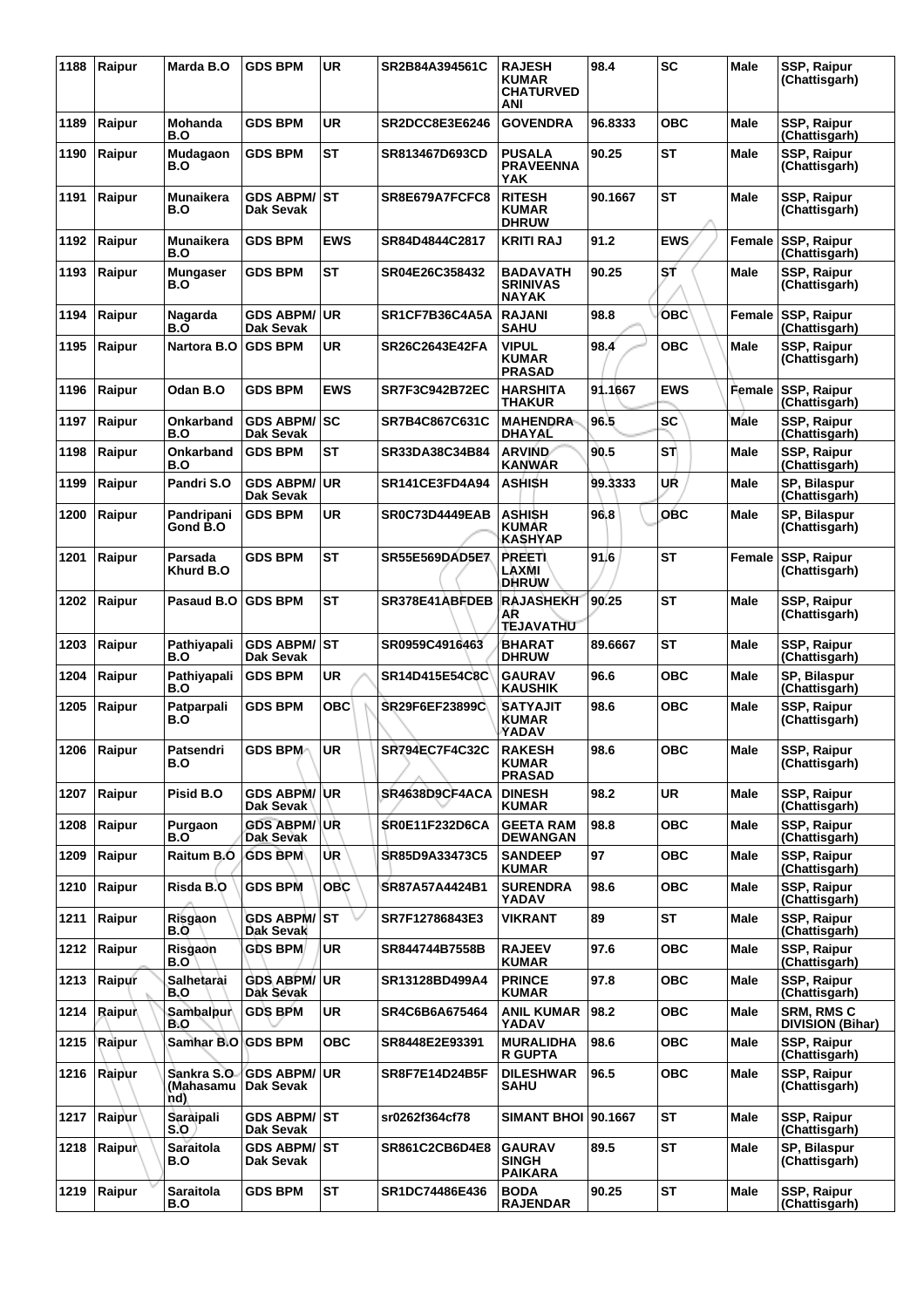| 1188 | Raipur | Marda B.O | GDS BPM | UR | SR2B84A394561C | RAJESH KUMAR CHATURVEDI ANI | 98.4 | SC | Male | SSP, Raipur (Chattisgarh) |
|---|---|---|---|---|---|---|---|---|---|---|
| 1189 | Raipur | Mohanda B.O | GDS BPM | UR | SR2DCC8E3E6246 | GOVENDRA | 96.8333 | OBC | Male | SSP, Raipur (Chattisgarh) |
| 1190 | Raipur | Mudagaon B.O | GDS BPM | ST | SR813467D693CD | PUSALA PRAVEENNA YAK | 90.25 | ST | Male | SSP, Raipur (Chattisgarh) |
| 1191 | Raipur | Munaikera B.O | GDS ABPM/ Dak Sevak | ST | SR8E679A7FCFC8 | RITESH KUMAR DHRUW | 90.1667 | ST | Male | SSP, Raipur (Chattisgarh) |
| 1192 | Raipur | Munaikera B.O | GDS BPM | EWS | SR84D4844C2817 | KRITI RAJ | 91.2 | EWS | Female | SSP, Raipur (Chattisgarh) |
| 1193 | Raipur | Mungaser B.O | GDS BPM | ST | SR04E26C358432 | BADAVATH SRINIVAS NAYAK | 90.25 | ST | Male | SSP, Raipur (Chattisgarh) |
| 1194 | Raipur | Nagarda B.O | GDS ABPM/ Dak Sevak | UR | SR1CF7B36C4A5A | RAJANI SAHU | 98.8 | OBC | Female | SSP, Raipur (Chattisgarh) |
| 1195 | Raipur | Nartora B.O | GDS BPM | UR | SR26C2643E42FA | VIPUL KUMAR PRASAD | 98.4 | OBC | Male | SSP, Raipur (Chattisgarh) |
| 1196 | Raipur | Odan B.O | GDS BPM | EWS | SR7F3C942B72EC | HARSHITA THAKUR | 91.1667 | EWS | Female | SSP, Raipur (Chattisgarh) |
| 1197 | Raipur | Onkarband B.O | GDS ABPM/ Dak Sevak | SC | SR7B4C867C631C | MAHENDRA DHAYAL | 96.5 | SC | Male | SSP, Raipur (Chattisgarh) |
| 1198 | Raipur | Onkarband B.O | GDS BPM | ST | SR33DA38C34B84 | ARVIND KANWAR | 90.5 | ST | Male | SSP, Raipur (Chattisgarh) |
| 1199 | Raipur | Pandri S.O | GDS ABPM/ Dak Sevak | UR | SR141CE3FD4A94 | ASHISH | 99.3333 | UR | Male | SP, Bilaspur (Chattisgarh) |
| 1200 | Raipur | Pandripani Gond B.O | GDS BPM | UR | SR0C73D4449EAB | ASHISH KUMAR KASHYAP | 96.8 | OBC | Male | SP, Bilaspur (Chattisgarh) |
| 1201 | Raipur | Parsada Khurd B.O | GDS BPM | ST | SR55E569DAD5E7 | PREETI LAXMI DHRUW | 91.6 | ST | Female | SSP, Raipur (Chattisgarh) |
| 1202 | Raipur | Pasaud B.O | GDS BPM | ST | SR378E41ABFDEB | RAJASHEKHAR TEJAVATHU | 90.25 | ST | Male | SSP, Raipur (Chattisgarh) |
| 1203 | Raipur | Pathiyapali B.O | GDS ABPM/ Dak Sevak | ST | SR0959C4916463 | BHARAT DHRUW | 89.6667 | ST | Male | SSP, Raipur (Chattisgarh) |
| 1204 | Raipur | Pathiyapali B.O | GDS BPM | UR | SR14D415E54C8C | GAURAV KAUSHIK | 96.6 | OBC | Male | SP, Bilaspur (Chattisgarh) |
| 1205 | Raipur | Patparpali B.O | GDS BPM | OBC | SR29F6EF23899C | SATYAJIT KUMAR YADAV | 98.6 | OBC | Male | SSP, Raipur (Chattisgarh) |
| 1206 | Raipur | Patsendri B.O | GDS BPM | UR | SR794EC7F4C32C | RAKESH KUMAR PRASAD | 98.6 | OBC | Male | SSP, Raipur (Chattisgarh) |
| 1207 | Raipur | Pisid B.O | GDS ABPM/ Dak Sevak | UR | SR4638D9CF4ACA | DINESH KUMAR | 98.2 | UR | Male | SSP, Raipur (Chattisgarh) |
| 1208 | Raipur | Purgaon B.O | GDS ABPM/ Dak Sevak | UR | SR0E11F232D6CA | GEETA RAM DEWANGAN | 98.8 | OBC | Male | SSP, Raipur (Chattisgarh) |
| 1209 | Raipur | Raitum B.O | GDS BPM | UR | SR85D9A33473C5 | SANDEEP KUMAR | 97 | OBC | Male | SSP, Raipur (Chattisgarh) |
| 1210 | Raipur | Risda B.O | GDS BPM | OBC | SR87A57A4424B1 | SURENDRA YADAV | 98.6 | OBC | Male | SSP, Raipur (Chattisgarh) |
| 1211 | Raipur | Risgaon B.O | GDS ABPM/ Dak Sevak | ST | SR7F12786843E3 | VIKRANT | 89 | ST | Male | SSP, Raipur (Chattisgarh) |
| 1212 | Raipur | Risgaon B.O | GDS BPM | UR | SR844744B7558B | RAJEEV KUMAR | 97.6 | OBC | Male | SSP, Raipur (Chattisgarh) |
| 1213 | Raipur | Salhetarai B.O | GDS ABPM/ Dak Sevak | UR | SR13128BD499A4 | PRINCE KUMAR | 97.8 | OBC | Male | SSP, Raipur (Chattisgarh) |
| 1214 | Raipur | Sambalpur B.O | GDS BPM | UR | SR4C6B6A675464 | ANIL KUMAR YADAV | 98.2 | OBC | Male | SRM, RMS C DIVISION (Bihar) |
| 1215 | Raipur | Samhar B.O | GDS BPM | OBC | SR8448E2E93391 | MURALIDHAR GUPTA | 98.6 | OBC | Male | SSP, Raipur (Chattisgarh) |
| 1216 | Raipur | Sankra S.O (Mahasamund) | GDS ABPM/ Dak Sevak | UR | SR8F7E14D24B5F | DILESHWAR SAHU | 96.5 | OBC | Male | SSP, Raipur (Chattisgarh) |
| 1217 | Raipur | Saraipali S.O | GDS ABPM/ Dak Sevak | ST | sr0262f364cf78 | SIMANT BHOI | 90.1667 | ST | Male | SSP, Raipur (Chattisgarh) |
| 1218 | Raipur | Saraitola B.O | GDS ABPM/ Dak Sevak | ST | SR861C2CB6D4E8 | GAURAV SINGH PAIKARA | 89.5 | ST | Male | SP, Bilaspur (Chattisgarh) |
| 1219 | Raipur | Saraitola B.O | GDS BPM | ST | SR1DC74486E436 | BODA RAJENDAR | 90.25 | ST | Male | SSP, Raipur (Chattisgarh) |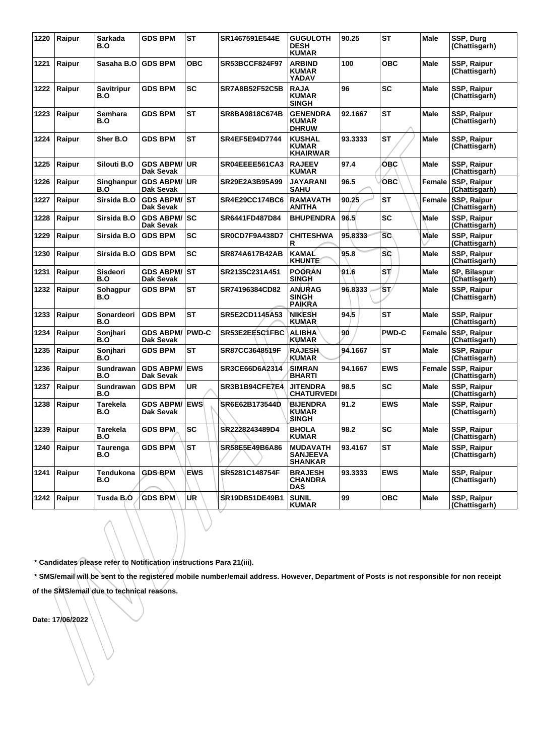| | | | | | | | | | | |
|---|---|---|---|---|---|---|---|---|---|---|
| 1220 | Raipur | Sarkada B.O | GDS BPM | ST | SR1467591E544E | GUGULOTH DESH KUMAR | 90.25 | ST | Male | SSP, Durg (Chattisgarh) |
| 1221 | Raipur | Sasaha B.O | GDS BPM | OBC | SR53BCCF824F97 | ARBIND KUMAR YADAV | 100 | OBC | Male | SSP, Raipur (Chattisgarh) |
| 1222 | Raipur | Savitripur B.O | GDS BPM | SC | SR7A8B52F52C5B | RAJA KUMAR SINGH | 96 | SC | Male | SSP, Raipur (Chattisgarh) |
| 1223 | Raipur | Semhara B.O | GDS BPM | ST | SR8BA9818C674B | GENENDRA KUMAR DHRUW | 92.1667 | ST | Male | SSP, Raipur (Chattisgarh) |
| 1224 | Raipur | Sher B.O | GDS BPM | ST | SR4EF5E94D7744 | KUSHAL KUMAR KHAIRWAR | 93.3333 | ST | Male | SSP, Raipur (Chattisgarh) |
| 1225 | Raipur | Silouti B.O | GDS ABPM/ Dak Sevak | UR | SR04EEEE561CA3 | RAJEEV KUMAR | 97.4 | OBC | Male | SSP, Raipur (Chattisgarh) |
| 1226 | Raipur | Singhanpur B.O | GDS ABPM/ Dak Sevak | UR | SR29E2A3B95A99 | JAYARANI SAHU | 96.5 | OBC | Female | SSP, Raipur (Chattisgarh) |
| 1227 | Raipur | Sirsida B.O | GDS ABPM/ Dak Sevak | ST | SR4E29CC174BC6 | RAMAVATH ANITHA | 90.25 | ST | Female | SSP, Raipur (Chattisgarh) |
| 1228 | Raipur | Sirsida B.O | GDS ABPM/ Dak Sevak | SC | SR6441FD487D84 | BHUPENDRA | 96.5 | SC | Male | SSP, Raipur (Chattisgarh) |
| 1229 | Raipur | Sirsida B.O | GDS BPM | SC | SR0CD7F9A438D7 | CHITESHWA R | 95.8333 | SC | Male | SSP, Raipur (Chattisgarh) |
| 1230 | Raipur | Sirsida B.O | GDS BPM | SC | SR874A617B42AB | KAMAL KHUNTE | 95.8 | SC | Male | SSP, Raipur (Chattisgarh) |
| 1231 | Raipur | Sisdeori B.O | GDS ABPM/ Dak Sevak | ST | SR2135C231A451 | POORAN SINGH | 91.6 | ST | Male | SP, Bilaspur (Chattisgarh) |
| 1232 | Raipur | Sohagpur B.O | GDS BPM | ST | SR74196384CD82 | ANURAG SINGH PAIKRA | 96.8333 | ST | Male | SSP, Raipur (Chattisgarh) |
| 1233 | Raipur | Sonardeori B.O | GDS BPM | ST | SR5E2CD1145A53 | NIKESH KUMAR | 94.5 | ST | Male | SSP, Raipur (Chattisgarh) |
| 1234 | Raipur | Sonjhari B.O | GDS ABPM/ Dak Sevak | PWD-C | SR53E2EE5C1FBC | ALIBHA KUMAR | 90 | PWD-C | Female | SSP, Raipur (Chattisgarh) |
| 1235 | Raipur | Sonjhari B.O | GDS BPM | ST | SR87CC3648519F | RAJESH KUMAR | 94.1667 | ST | Male | SSP, Raipur (Chattisgarh) |
| 1236 | Raipur | Sundrawan B.O | GDS ABPM/ Dak Sevak | EWS | SR3CE66D6A2314 | SIMRAN BHARTI | 94.1667 | EWS | Female | SSP, Raipur (Chattisgarh) |
| 1237 | Raipur | Sundrawan B.O | GDS BPM | UR | SR3B1B94CFE7E4 | JITENDRA CHATURVEDI | 98.5 | SC | Male | SSP, Raipur (Chattisgarh) |
| 1238 | Raipur | Tarekela B.O | GDS ABPM/ Dak Sevak | EWS | SR6E62B173544D | BIJENDRA KUMAR SINGH | 91.2 | EWS | Male | SSP, Raipur (Chattisgarh) |
| 1239 | Raipur | Tarekela B.O | GDS BPM | SC | SR2228243489D4 | BHOLA KUMAR | 98.2 | SC | Male | SSP, Raipur (Chattisgarh) |
| 1240 | Raipur | Taurenga B.O | GDS BPM | ST | SR58E5E49B6A86 | MUDAVATH SANJEEVA SHANKAR | 93.4167 | ST | Male | SSP, Raipur (Chattisgarh) |
| 1241 | Raipur | Tendukona B.O | GDS BPM | EWS | SR5281C148754F | BRAJESH CHANDRA DAS | 93.3333 | EWS | Male | SSP, Raipur (Chattisgarh) |
| 1242 | Raipur | Tusda B.O | GDS BPM | UR | SR19DB51DE49B1 | SUNIL KUMAR | 99 | OBC | Male | SSP, Raipur (Chattisgarh) |

**\* Candidates please refer to Notification instructions Para 21(iii).**

**\* SMS/email will be sent to the registered mobile number/email address. However, Department of Posts is not responsible for non receipt of the SMS/email due to technical reasons.**

**Date: 17/06/2022**